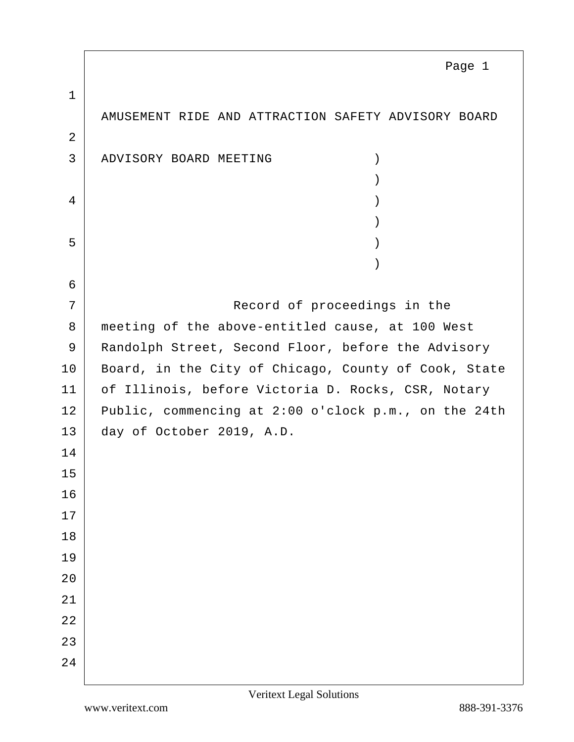AMUSEMENT RIDE AND ATTRACTION SAFETY ADVISORY BOARD

ADVISORY BOARD MEETING )
)
)
)
)
)

Record of proceedings in the meeting of the above-entitled cause, at 100 West Randolph Street, Second Floor, before the Advisory Board, in the City of Chicago, County of Cook, State of Illinois, before Victoria D. Rocks, CSR, Notary Public, commencing at 2:00 o'clock p.m., on the 24th day of October 2019, A.D.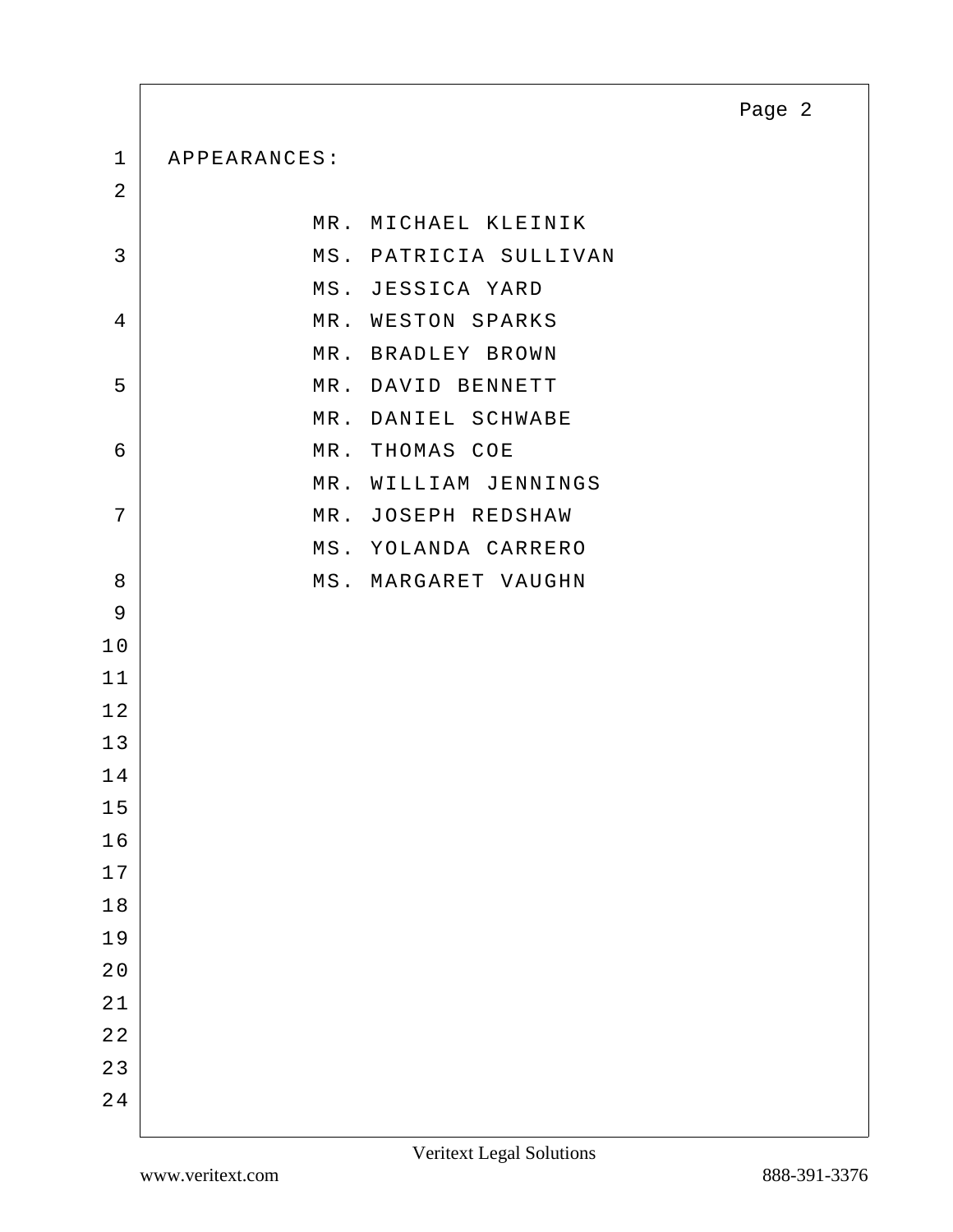APPEARANCES:

MR. MICHAEL KLEINIK
MS. PATRICIA SULLIVAN
MS. JESSICA YARD
MR. WESTON SPARKS
MR. BRADLEY BROWN
MR. DAVID BENNETT
MR. DANIEL SCHWABE
MR. THOMAS COE
MR. WILLIAM JENNINGS
MR. JOSEPH REDSHAW
MS. YOLANDA CARRERO
MS. MARGARET VAUGHN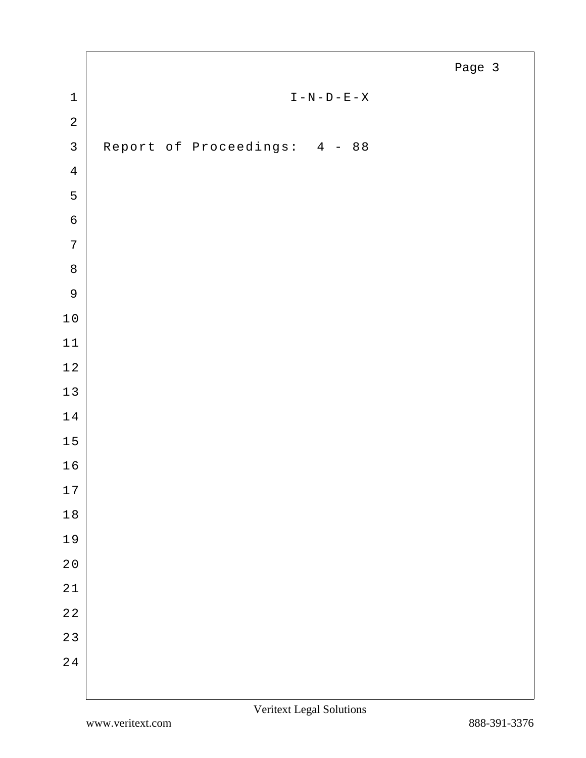# I-N-D-E-X

Report of Proceedings: 4 - 88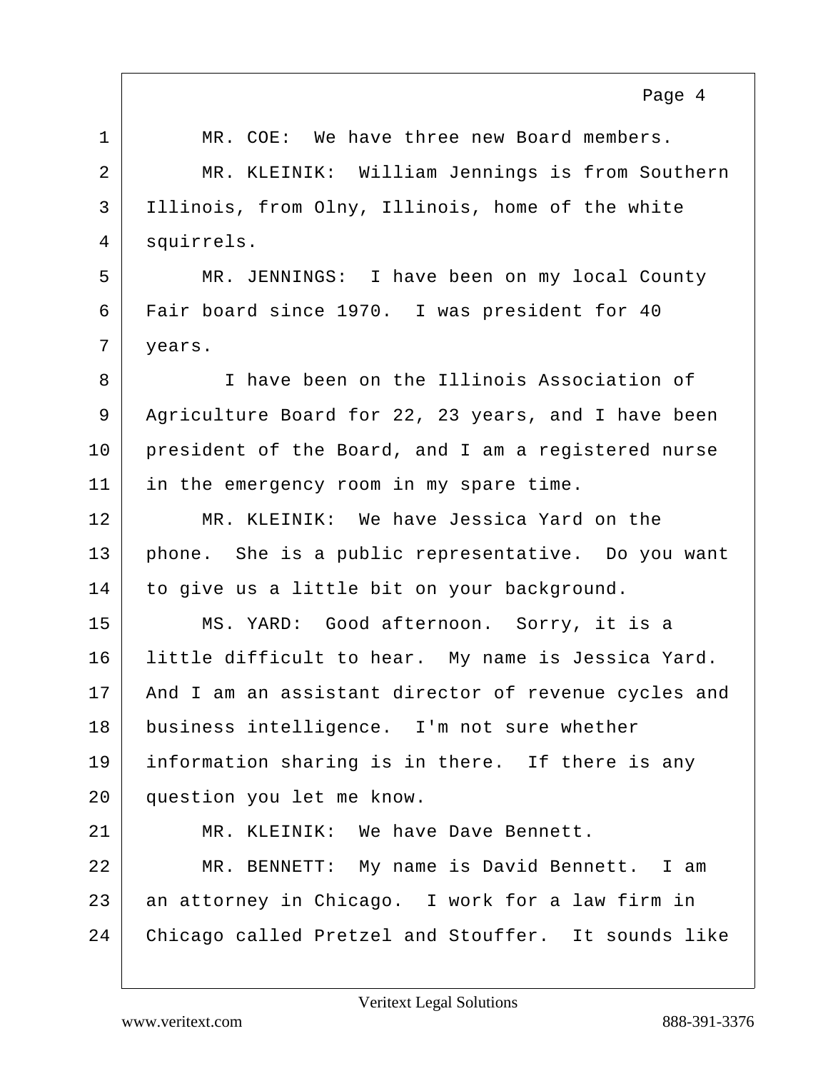MR. COE: We have three new Board members.

MR. KLEINIK: William Jennings is from Southern Illinois, from Olny, Illinois, home of the white squirrels.

MR. JENNINGS: I have been on my local County Fair board since 1970. I was president for 40 years.

I have been on the Illinois Association of Agriculture Board for 22, 23 years, and I have been president of the Board, and I am a registered nurse in the emergency room in my spare time.

MR. KLEINIK: We have Jessica Yard on the phone. She is a public representative. Do you want to give us a little bit on your background.

MS. YARD: Good afternoon. Sorry, it is a little difficult to hear. My name is Jessica Yard. And I am an assistant director of revenue cycles and business intelligence. I'm not sure whether information sharing is in there. If there is any question you let me know.

MR. KLEINIK: We have Dave Bennett.

MR. BENNETT: My name is David Bennett. I am an attorney in Chicago. I work for a law firm in Chicago called Pretzel and Stouffer. It sounds like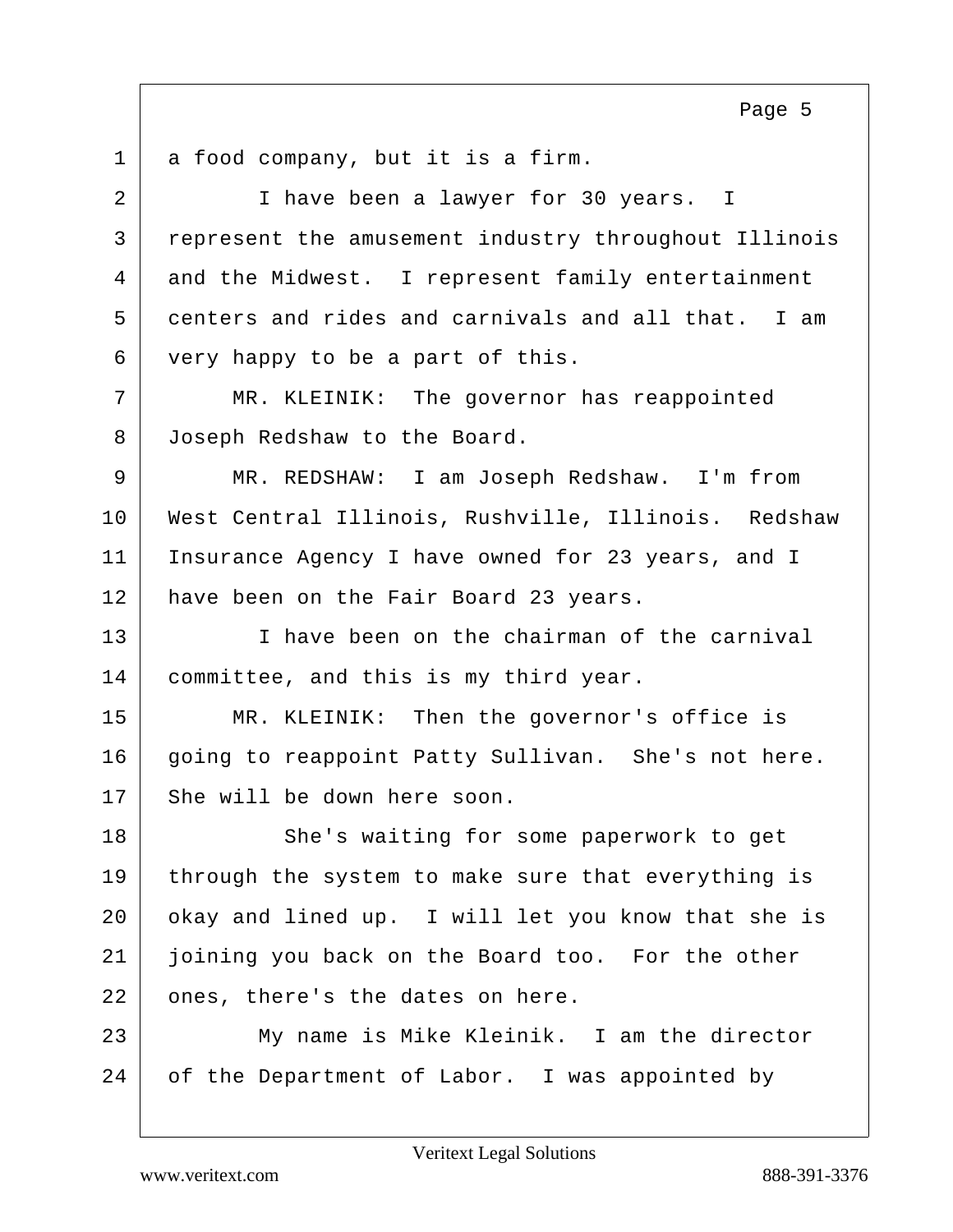a food company, but it is a firm.

I have been a lawyer for 30 years. I represent the amusement industry throughout Illinois and the Midwest. I represent family entertainment centers and rides and carnivals and all that. I am very happy to be a part of this.

MR. KLEINIK: The governor has reappointed Joseph Redshaw to the Board.

MR. REDSHAW: I am Joseph Redshaw. I'm from West Central Illinois, Rushville, Illinois. Redshaw Insurance Agency I have owned for 23 years, and I have been on the Fair Board 23 years.

I have been on the chairman of the carnival committee, and this is my third year.

MR. KLEINIK: Then the governor's office is going to reappoint Patty Sullivan. She's not here. She will be down here soon.

She's waiting for some paperwork to get through the system to make sure that everything is okay and lined up. I will let you know that she is joining you back on the Board too. For the other ones, there's the dates on here.

My name is Mike Kleinik. I am the director of the Department of Labor. I was appointed by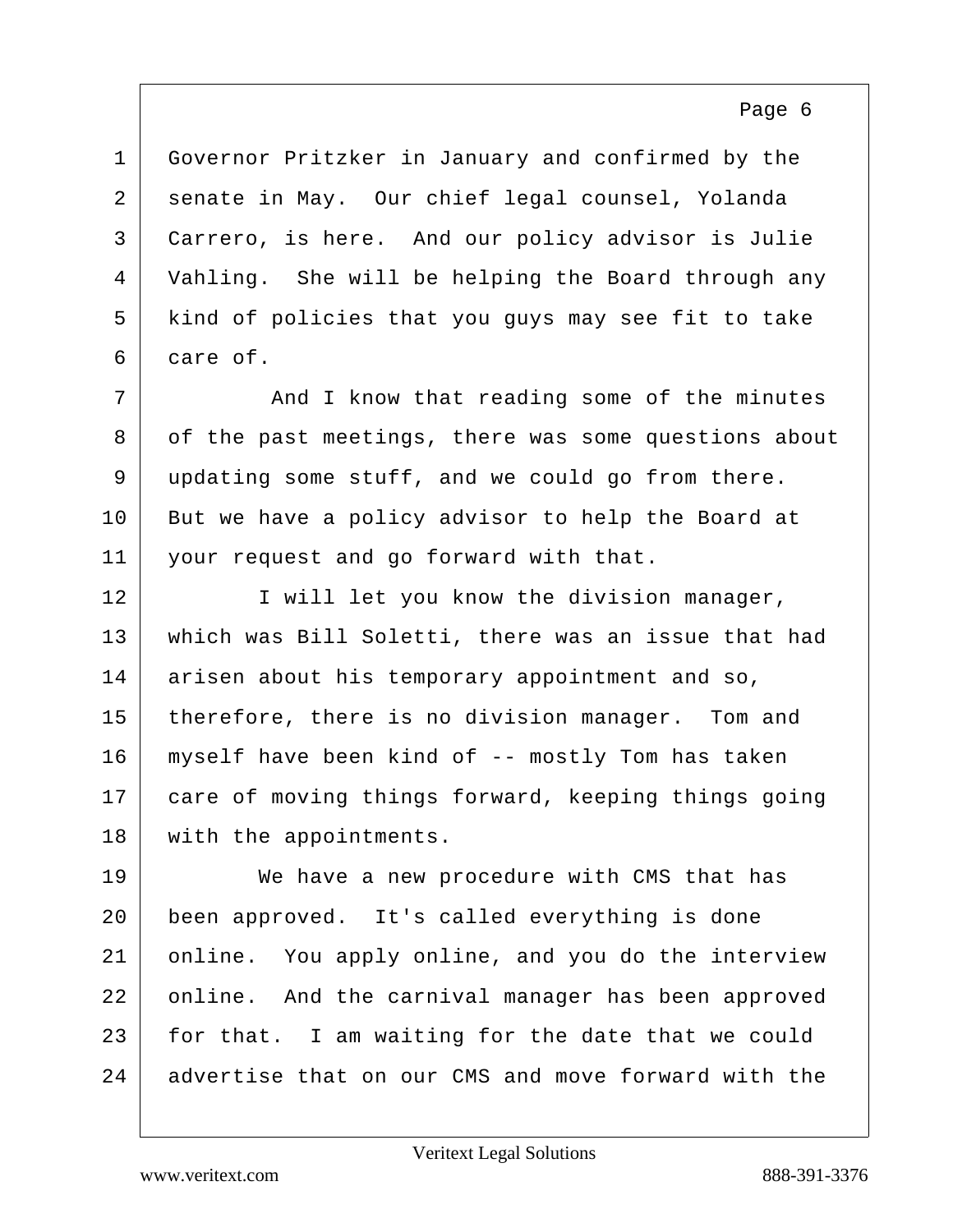Governor Pritzker in January and confirmed by the senate in May. Our chief legal counsel, Yolanda Carrero, is here. And our policy advisor is Julie Vahling. She will be helping the Board through any kind of policies that you guys may see fit to take care of.

And I know that reading some of the minutes of the past meetings, there was some questions about updating some stuff, and we could go from there. But we have a policy advisor to help the Board at your request and go forward with that.

I will let you know the division manager, which was Bill Soletti, there was an issue that had arisen about his temporary appointment and so, therefore, there is no division manager. Tom and myself have been kind of -- mostly Tom has taken care of moving things forward, keeping things going with the appointments.

We have a new procedure with CMS that has been approved. It's called everything is done online. You apply online, and you do the interview online. And the carnival manager has been approved for that. I am waiting for the date that we could advertise that on our CMS and move forward with the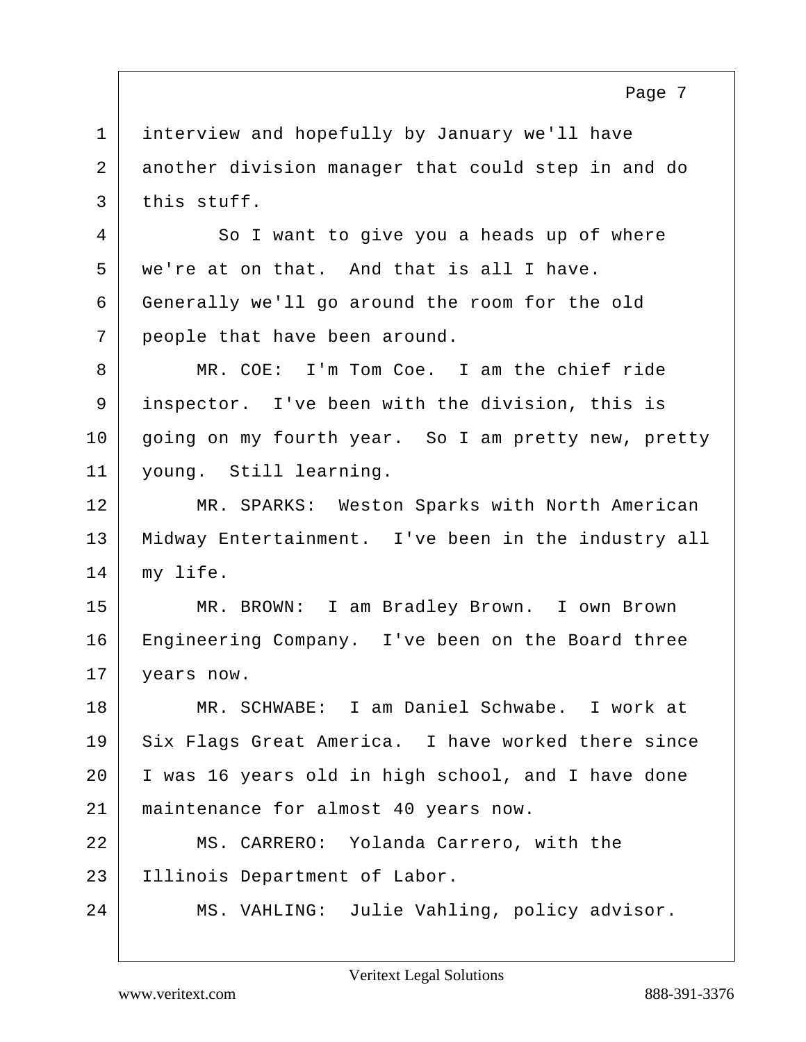interview and hopefully by January we'll have another division manager that could step in and do this stuff.

So I want to give you a heads up of where we're at on that. And that is all I have. Generally we'll go around the room for the old people that have been around.

MR. COE: I'm Tom Coe. I am the chief ride inspector. I've been with the division, this is going on my fourth year. So I am pretty new, pretty young. Still learning.

MR. SPARKS: Weston Sparks with North American Midway Entertainment. I've been in the industry all my life.

MR. BROWN: I am Bradley Brown. I own Brown Engineering Company. I've been on the Board three years now.

MR. SCHWABE: I am Daniel Schwabe. I work at Six Flags Great America. I have worked there since I was 16 years old in high school, and I have done maintenance for almost 40 years now.

MS. CARRERO: Yolanda Carrero, with the Illinois Department of Labor.

MS. VAHLING: Julie Vahling, policy advisor.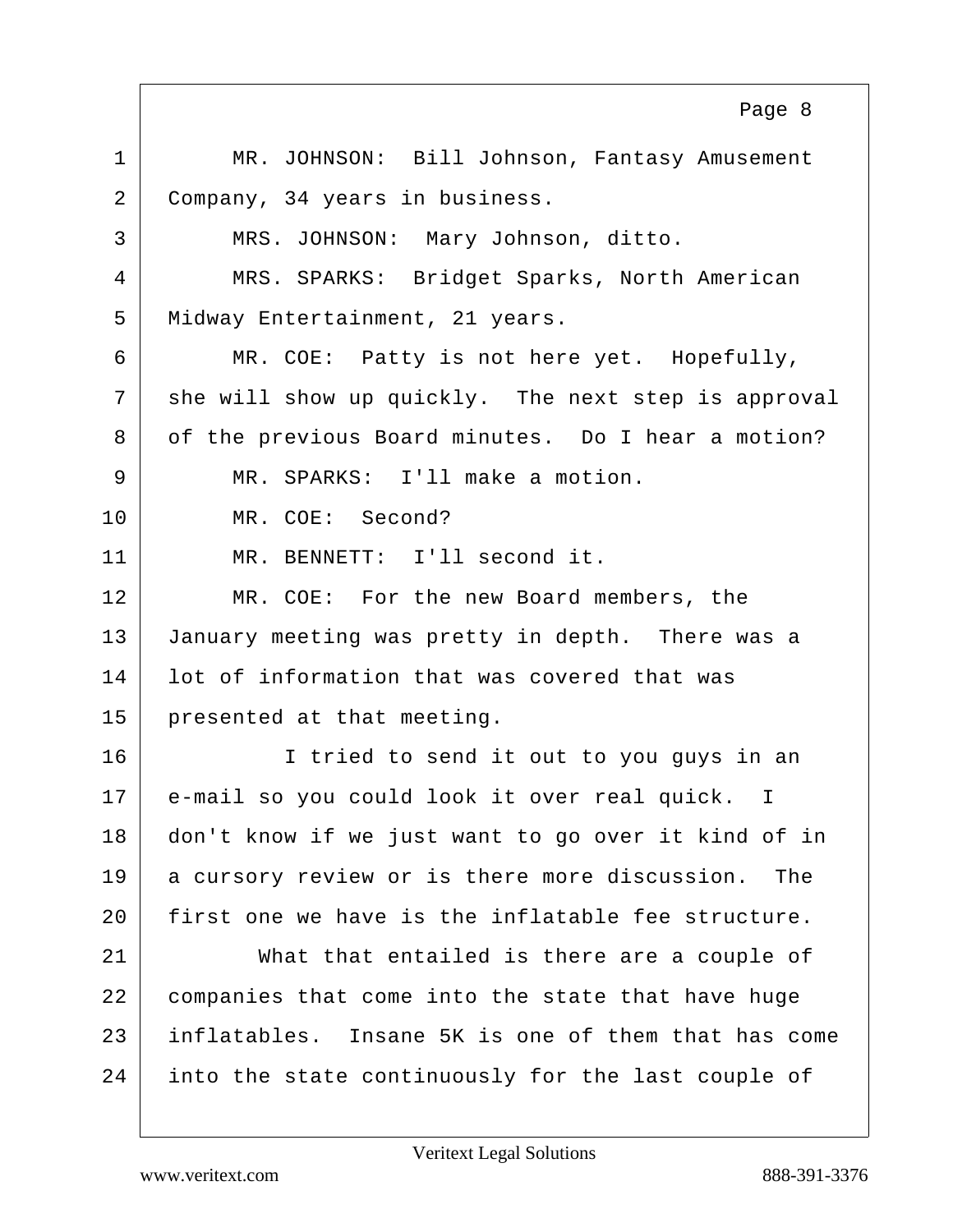1 MR. JOHNSON: Bill Johnson, Fantasy Amusement
2 Company, 34 years in business.
3 MRS. JOHNSON: Mary Johnson, ditto.
4 MRS. SPARKS: Bridget Sparks, North American
5 Midway Entertainment, 21 years.
6 MR. COE: Patty is not here yet. Hopefully,
7 she will show up quickly. The next step is approval
8 of the previous Board minutes. Do I hear a motion?
9 MR. SPARKS: I'll make a motion.
10 MR. COE: Second?
11 MR. BENNETT: I'll second it.
12 MR. COE: For the new Board members, the
13 January meeting was pretty in depth. There was a
14 lot of information that was covered that was
15 presented at that meeting.
16 I tried to send it out to you guys in an
17 e-mail so you could look it over real quick. I
18 don't know if we just want to go over it kind of in
19 a cursory review or is there more discussion. The
20 first one we have is the inflatable fee structure.
21 What that entailed is there are a couple of
22 companies that come into the state that have huge
23 inflatables. Insane 5K is one of them that has come
24 into the state continuously for the last couple of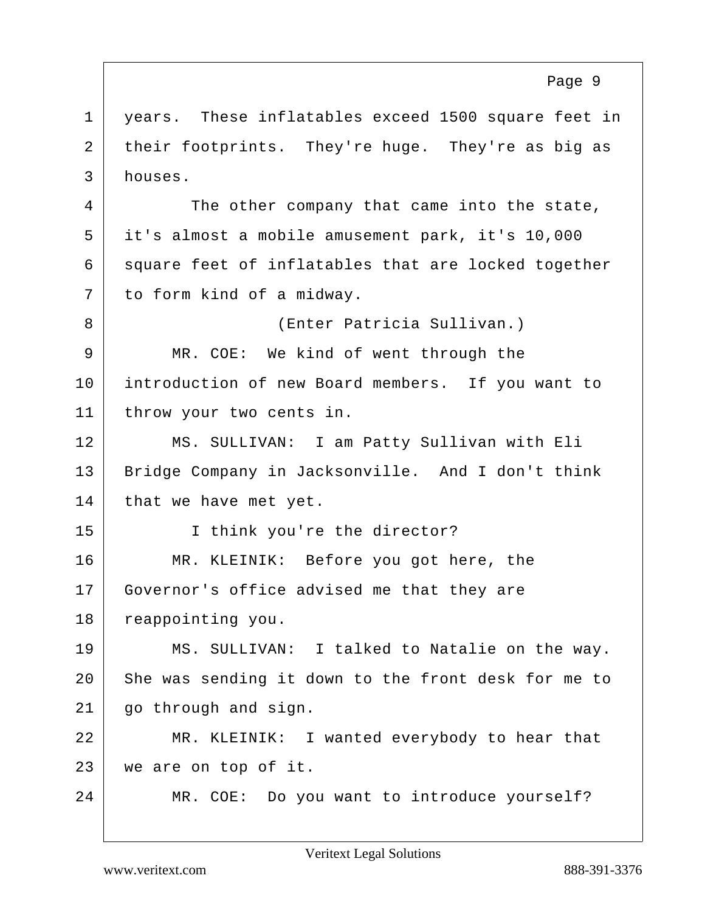years. These inflatables exceed 1500 square feet in their footprints. They're huge. They're as big as houses.

The other company that came into the state, it's almost a mobile amusement park, it's 10,000 square feet of inflatables that are locked together to form kind of a midway.

(Enter Patricia Sullivan.)

MR. COE: We kind of went through the introduction of new Board members. If you want to throw your two cents in.

MS. SULLIVAN: I am Patty Sullivan with Eli Bridge Company in Jacksonville. And I don't think that we have met yet.

I think you're the director?

MR. KLEINIK: Before you got here, the Governor's office advised me that they are reappointing you.

MS. SULLIVAN: I talked to Natalie on the way. She was sending it down to the front desk for me to go through and sign.

MR. KLEINIK: I wanted everybody to hear that we are on top of it.

MR. COE: Do you want to introduce yourself?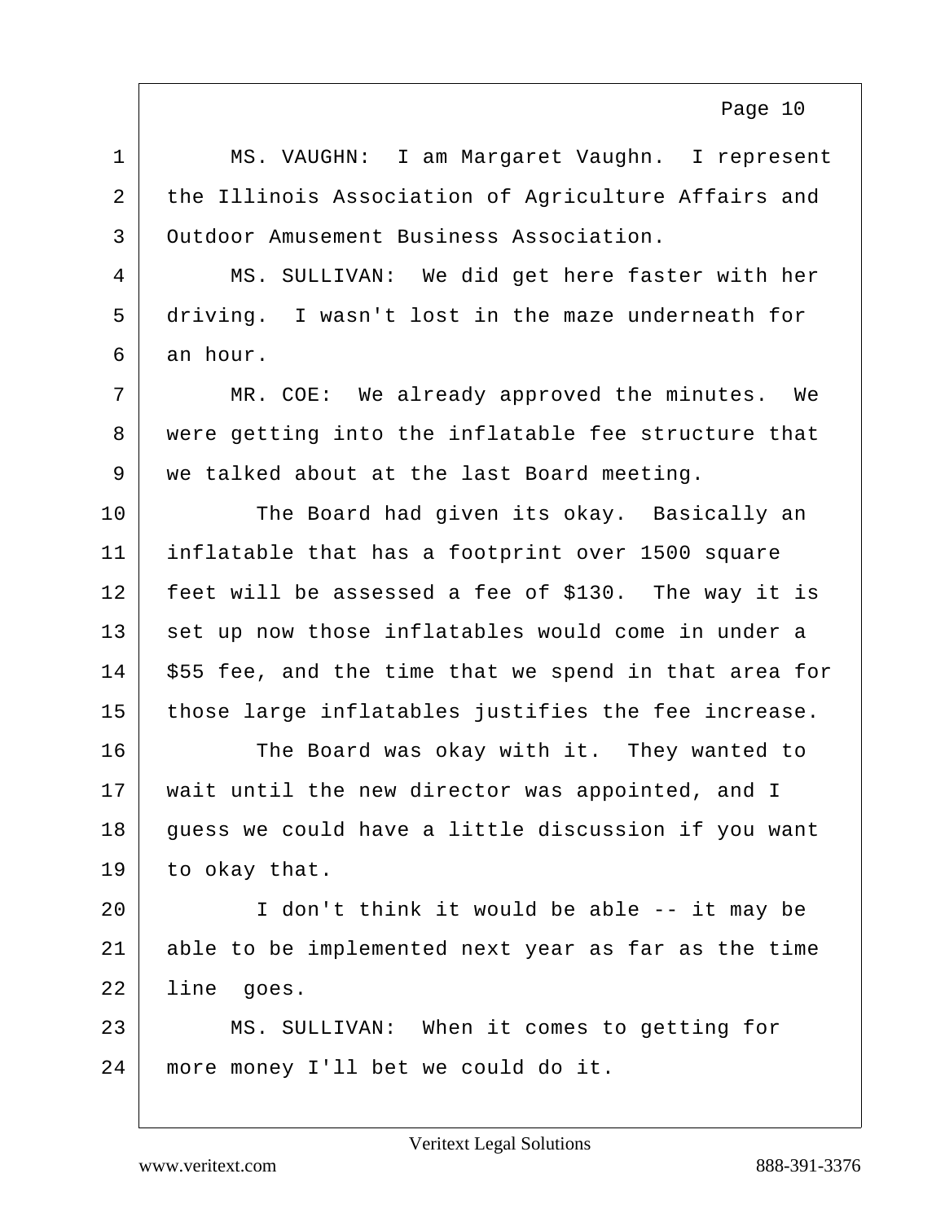MS. VAUGHN: I am Margaret Vaughn. I represent the Illinois Association of Agriculture Affairs and Outdoor Amusement Business Association.

MS. SULLIVAN: We did get here faster with her driving. I wasn't lost in the maze underneath for an hour.

MR. COE: We already approved the minutes. We were getting into the inflatable fee structure that we talked about at the last Board meeting.

The Board had given its okay. Basically an inflatable that has a footprint over 1500 square feet will be assessed a fee of $130. The way it is set up now those inflatables would come in under a $55 fee, and the time that we spend in that area for those large inflatables justifies the fee increase.

The Board was okay with it. They wanted to wait until the new director was appointed, and I guess we could have a little discussion if you want to okay that.

I don't think it would be able -- it may be able to be implemented next year as far as the time line goes.

MS. SULLIVAN: When it comes to getting for more money I'll bet we could do it.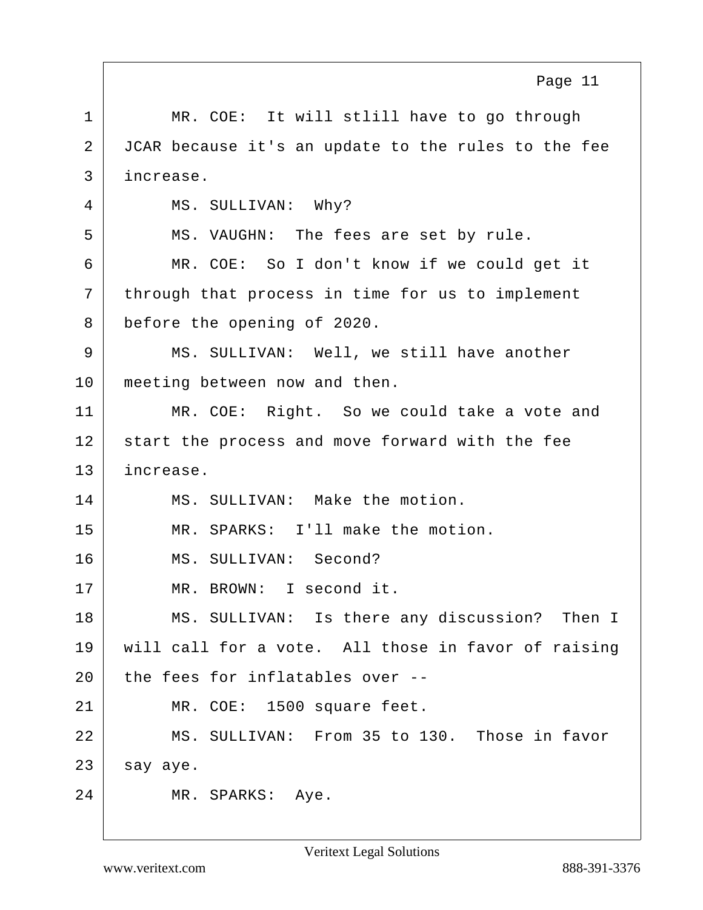1 MR. COE: It will stlill have to go through
2 JCAR because it's an update to the rules to the fee
3 increase.
4 MS. SULLIVAN: Why?
5 MS. VAUGHN: The fees are set by rule.
6 MR. COE: So I don't know if we could get it
7 through that process in time for us to implement
8 before the opening of 2020.
9 MS. SULLIVAN: Well, we still have another
10 meeting between now and then.
11 MR. COE: Right. So we could take a vote and
12 start the process and move forward with the fee
13 increase.
14 MS. SULLIVAN: Make the motion.
15 MR. SPARKS: I'll make the motion.
16 MS. SULLIVAN: Second?
17 MR. BROWN: I second it.
18 MS. SULLIVAN: Is there any discussion? Then I
19 will call for a vote. All those in favor of raising
20 the fees for inflatables over --
21 MR. COE: 1500 square feet.
22 MS. SULLIVAN: From 35 to 130. Those in favor
23 say aye.
24 MR. SPARKS: Aye.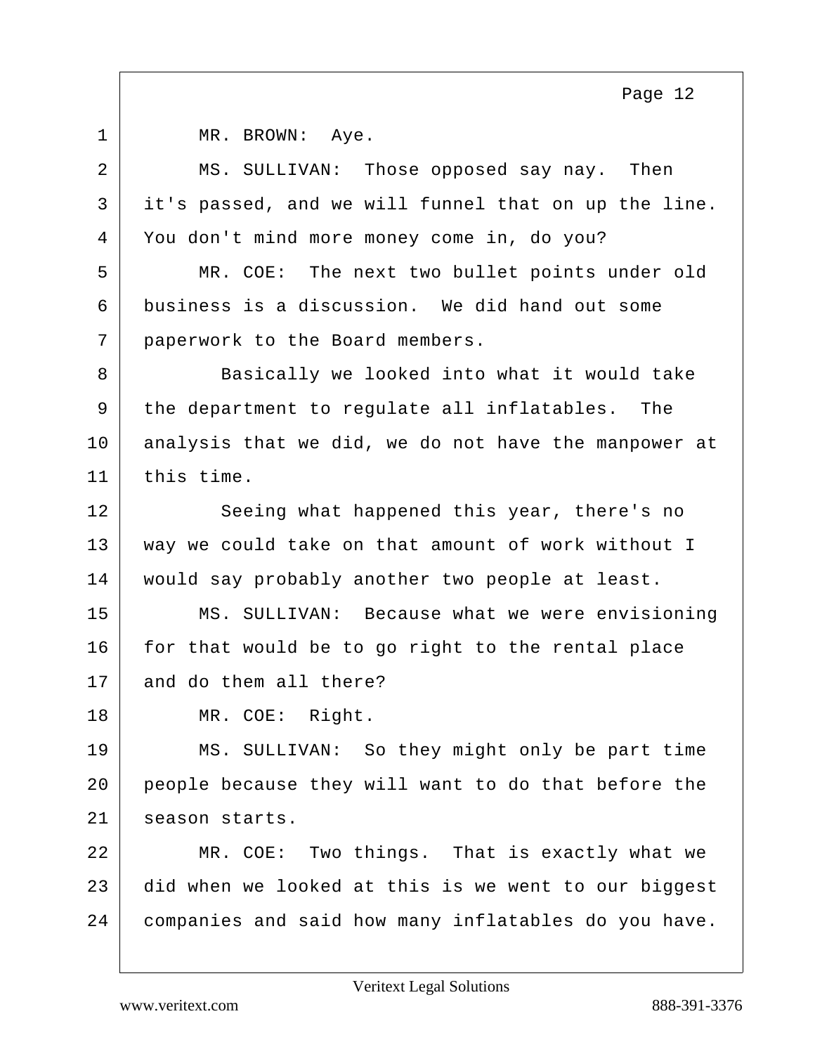MR. BROWN: Aye.

MS. SULLIVAN: Those opposed say nay. Then it's passed, and we will funnel that on up the line. You don't mind more money come in, do you?

MR. COE: The next two bullet points under old business is a discussion. We did hand out some paperwork to the Board members.

Basically we looked into what it would take the department to regulate all inflatables. The analysis that we did, we do not have the manpower at this time.

Seeing what happened this year, there's no way we could take on that amount of work without I would say probably another two people at least.

MS. SULLIVAN: Because what we were envisioning for that would be to go right to the rental place and do them all there?

MR. COE: Right.

MS. SULLIVAN: So they might only be part time people because they will want to do that before the season starts.

MR. COE: Two things. That is exactly what we did when we looked at this is we went to our biggest companies and said how many inflatables do you have.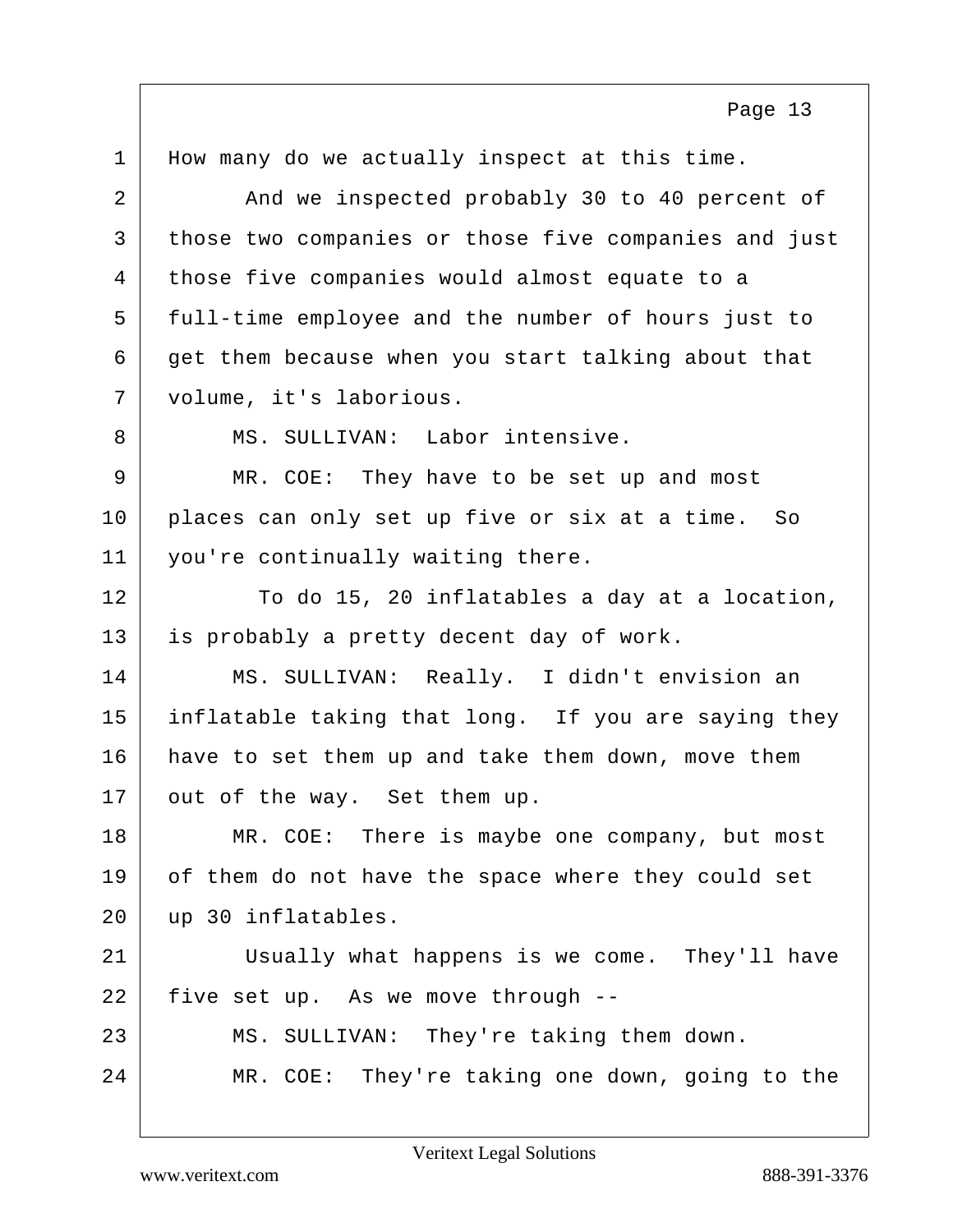How many do we actually inspect at this time.

And we inspected probably 30 to 40 percent of those two companies or those five companies and just those five companies would almost equate to a full-time employee and the number of hours just to get them because when you start talking about that volume, it's laborious.

MS. SULLIVAN: Labor intensive.

MR. COE: They have to be set up and most places can only set up five or six at a time. So you're continually waiting there.

To do 15, 20 inflatables a day at a location, is probably a pretty decent day of work.

MS. SULLIVAN: Really. I didn't envision an inflatable taking that long. If you are saying they have to set them up and take them down, move them out of the way. Set them up.

MR. COE: There is maybe one company, but most of them do not have the space where they could set up 30 inflatables.

Usually what happens is we come. They'll have five set up. As we move through --

MS. SULLIVAN: They're taking them down.

MR. COE: They're taking one down, going to the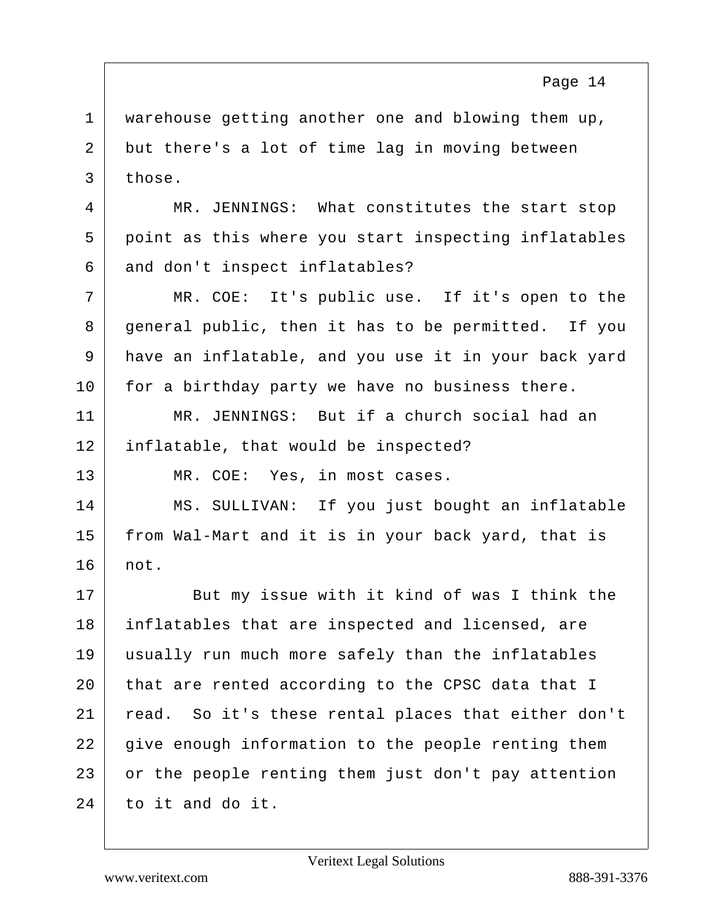warehouse getting another one and blowing them up, but there's a lot of time lag in moving between those.

MR. JENNINGS: What constitutes the start stop point as this where you start inspecting inflatables and don't inspect inflatables?

MR. COE: It's public use. If it's open to the general public, then it has to be permitted. If you have an inflatable, and you use it in your back yard for a birthday party we have no business there.

MR. JENNINGS: But if a church social had an inflatable, that would be inspected?

MR. COE: Yes, in most cases.

MS. SULLIVAN: If you just bought an inflatable from Wal-Mart and it is in your back yard, that is not.

But my issue with it kind of was I think the inflatables that are inspected and licensed, are usually run much more safely than the inflatables that are rented according to the CPSC data that I read. So it's these rental places that either don't give enough information to the people renting them or the people renting them just don't pay attention to it and do it.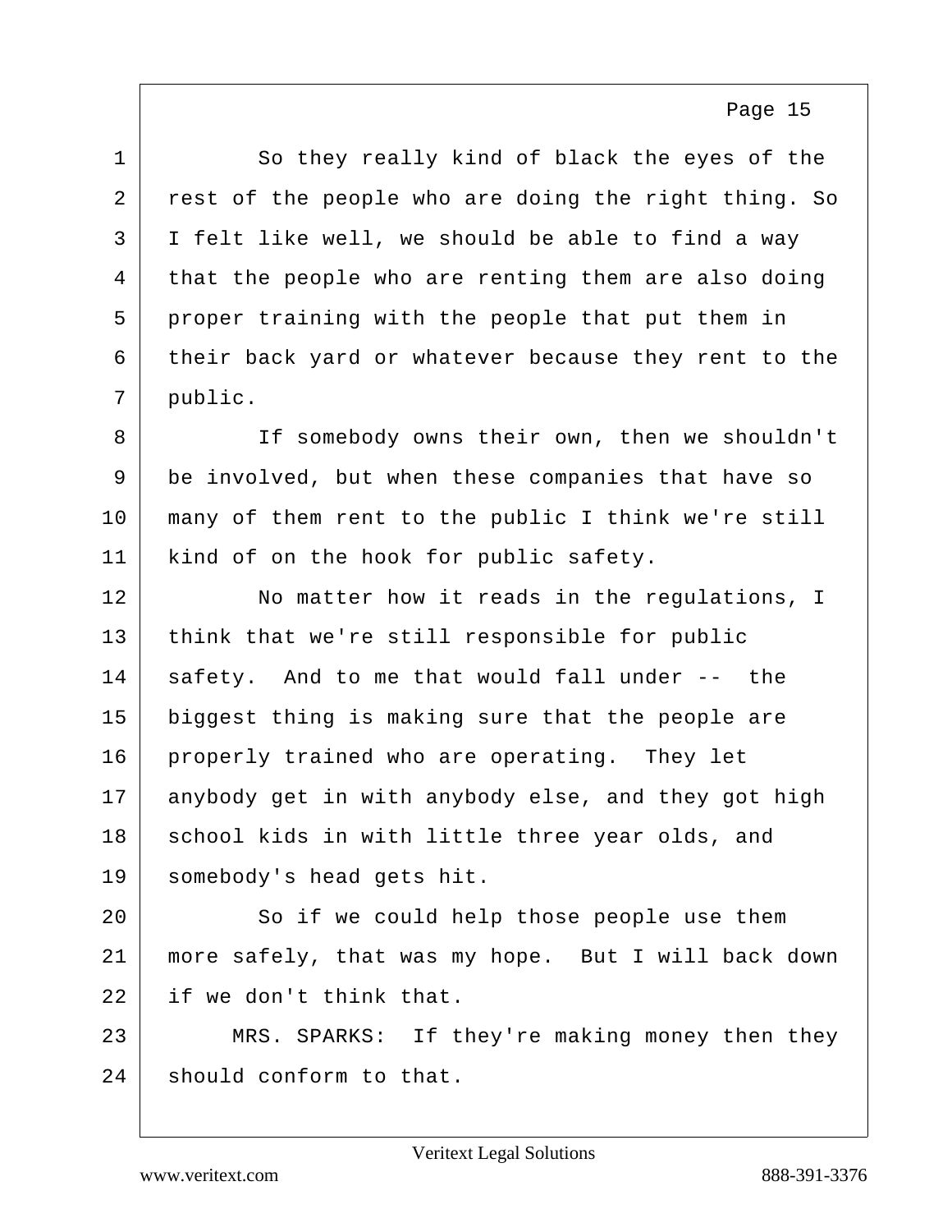So they really kind of black the eyes of the rest of the people who are doing the right thing. So I felt like well, we should be able to find a way that the people who are renting them are also doing proper training with the people that put them in their back yard or whatever because they rent to the public.

If somebody owns their own, then we shouldn't be involved, but when these companies that have so many of them rent to the public I think we're still kind of on the hook for public safety.

No matter how it reads in the regulations, I think that we're still responsible for public safety. And to me that would fall under -- the biggest thing is making sure that the people are properly trained who are operating. They let anybody get in with anybody else, and they got high school kids in with little three year olds, and somebody's head gets hit.

So if we could help those people use them more safely, that was my hope. But I will back down if we don't think that.

MRS. SPARKS: If they're making money then they should conform to that.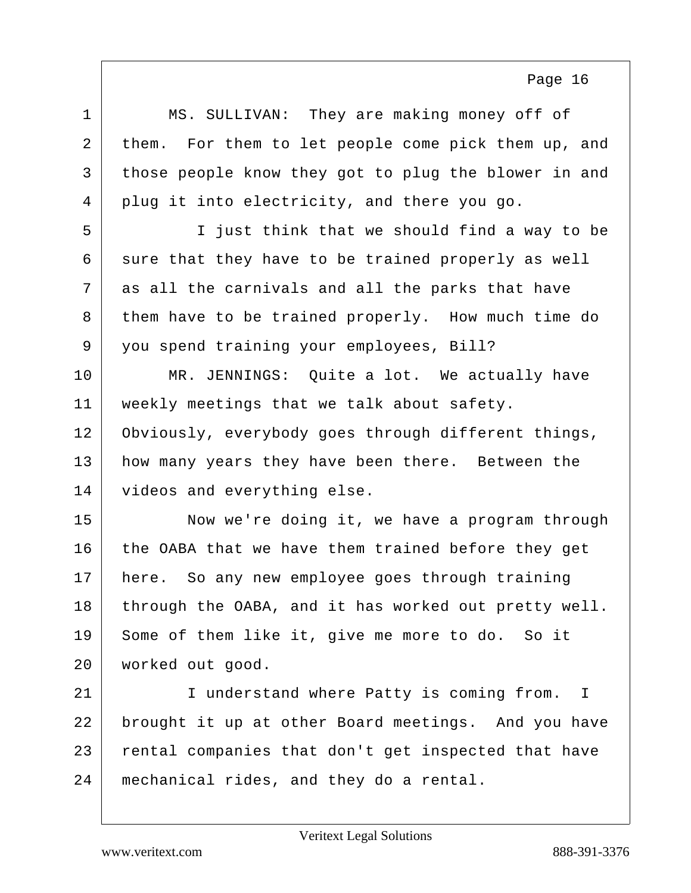MS. SULLIVAN: They are making money off of them. For them to let people come pick them up, and those people know they got to plug the blower in and plug it into electricity, and there you go.

I just think that we should find a way to be sure that they have to be trained properly as well as all the carnivals and all the parks that have them have to be trained properly. How much time do you spend training your employees, Bill?

MR. JENNINGS: Quite a lot. We actually have weekly meetings that we talk about safety. Obviously, everybody goes through different things, how many years they have been there. Between the videos and everything else.

Now we're doing it, we have a program through the OABA that we have them trained before they get here. So any new employee goes through training through the OABA, and it has worked out pretty well. Some of them like it, give me more to do. So it worked out good.

I understand where Patty is coming from. I brought it up at other Board meetings. And you have rental companies that don't get inspected that have mechanical rides, and they do a rental.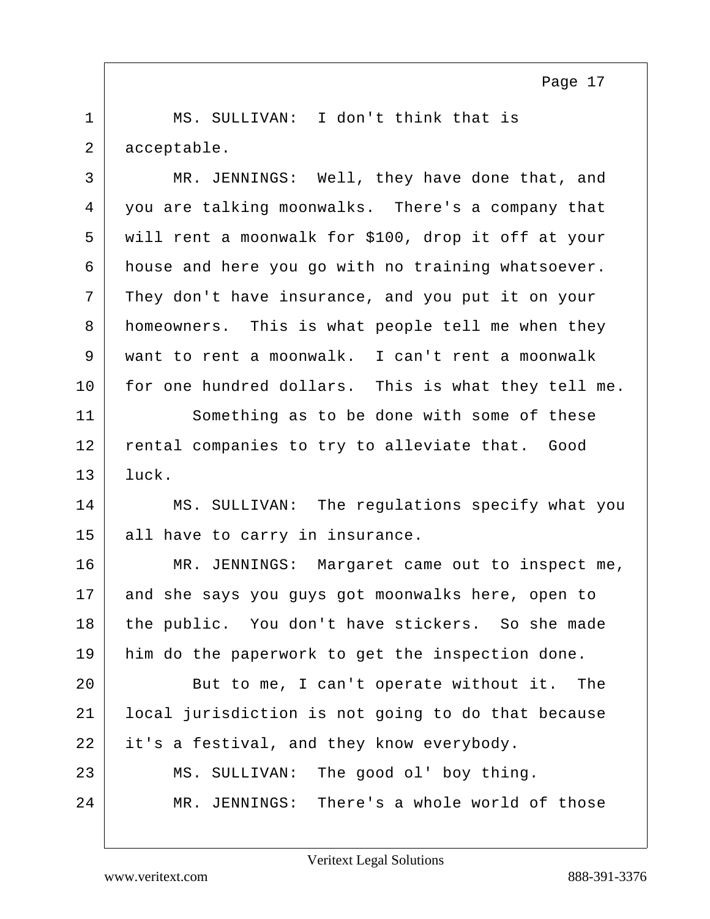MS. SULLIVAN: I don't think that is acceptable.

MR. JENNINGS: Well, they have done that, and you are talking moonwalks. There's a company that will rent a moonwalk for $100, drop it off at your house and here you go with no training whatsoever. They don't have insurance, and you put it on your homeowners. This is what people tell me when they want to rent a moonwalk. I can't rent a moonwalk for one hundred dollars. This is what they tell me.

Something as to be done with some of these rental companies to try to alleviate that. Good luck.

MS. SULLIVAN: The regulations specify what you all have to carry in insurance.

MR. JENNINGS: Margaret came out to inspect me, and she says you guys got moonwalks here, open to the public. You don't have stickers. So she made him do the paperwork to get the inspection done.

But to me, I can't operate without it. The local jurisdiction is not going to do that because it's a festival, and they know everybody.

MS. SULLIVAN: The good ol' boy thing.

MR. JENNINGS: There's a whole world of those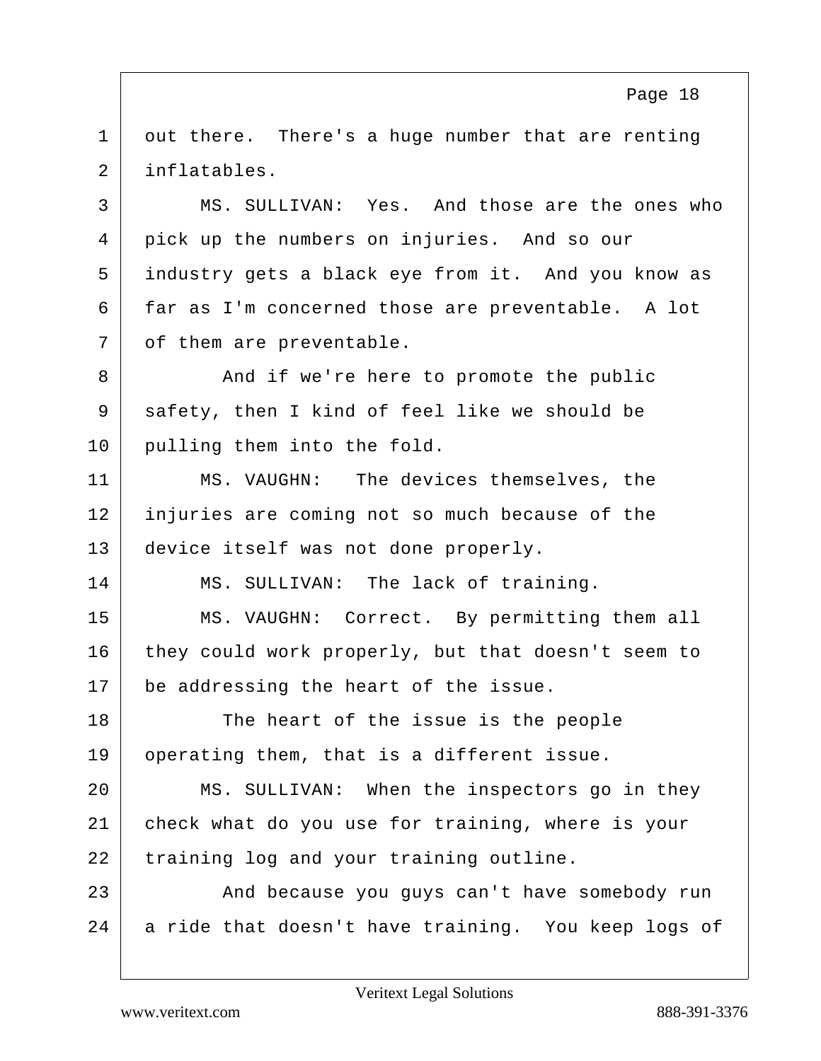out there. There's a huge number that are renting inflatables.

MS. SULLIVAN: Yes. And those are the ones who pick up the numbers on injuries. And so our industry gets a black eye from it. And you know as far as I'm concerned those are preventable. A lot of them are preventable.

And if we're here to promote the public safety, then I kind of feel like we should be pulling them into the fold.

MS. VAUGHN: The devices themselves, the injuries are coming not so much because of the device itself was not done properly.

MS. SULLIVAN: The lack of training.

MS. VAUGHN: Correct. By permitting them all they could work properly, but that doesn't seem to be addressing the heart of the issue.

The heart of the issue is the people operating them, that is a different issue.

MS. SULLIVAN: When the inspectors go in they check what do you use for training, where is your training log and your training outline.

And because you guys can't have somebody run a ride that doesn't have training. You keep logs of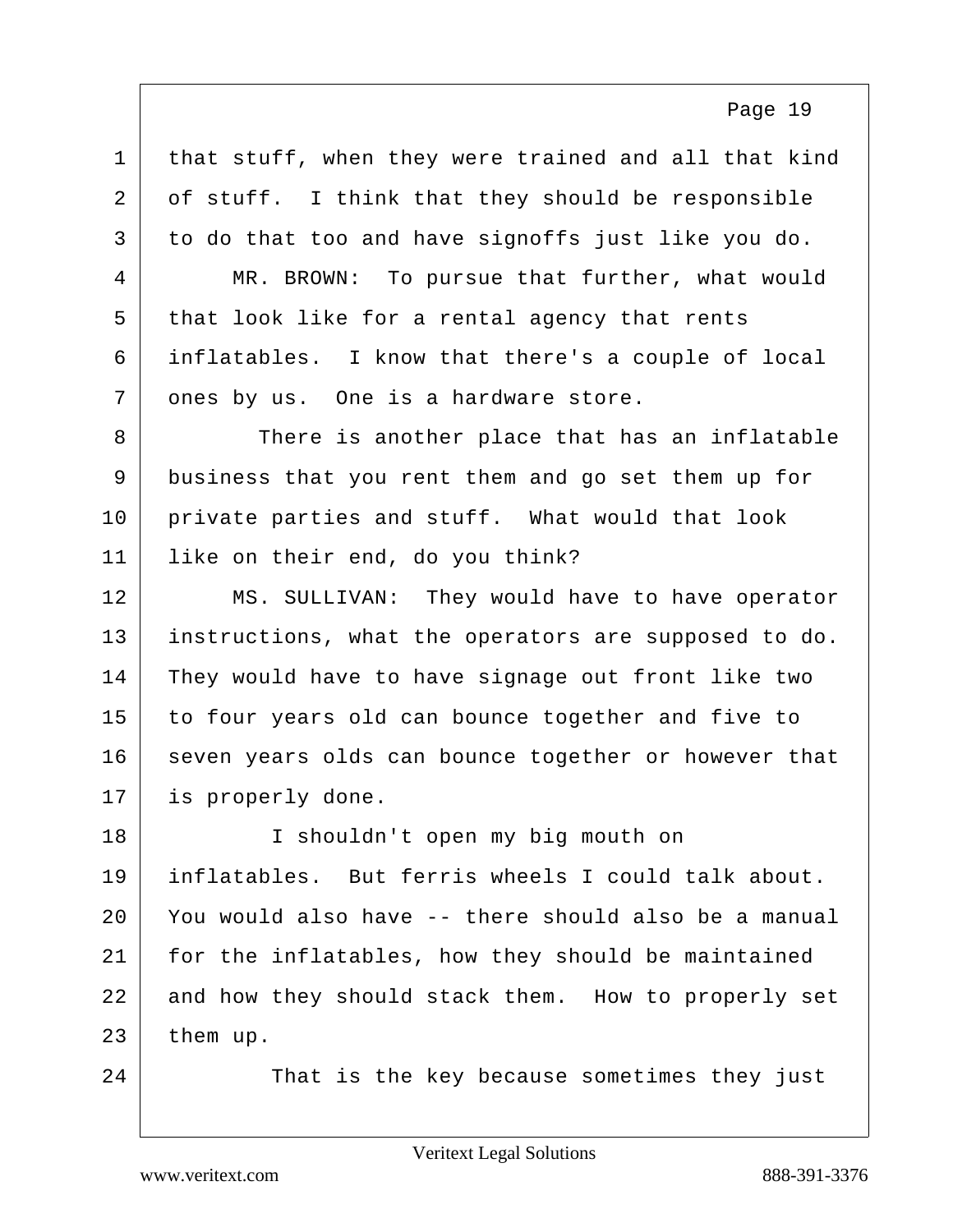that stuff, when they were trained and all that kind of stuff. I think that they should be responsible to do that too and have signoffs just like you do.

MR. BROWN: To pursue that further, what would that look like for a rental agency that rents inflatables. I know that there's a couple of local ones by us. One is a hardware store.

There is another place that has an inflatable business that you rent them and go set them up for private parties and stuff. What would that look like on their end, do you think?

MS. SULLIVAN: They would have to have operator instructions, what the operators are supposed to do. They would have to have signage out front like two to four years old can bounce together and five to seven years olds can bounce together or however that is properly done.

I shouldn't open my big mouth on inflatables. But ferris wheels I could talk about. You would also have -- there should also be a manual for the inflatables, how they should be maintained and how they should stack them. How to properly set them up.

That is the key because sometimes they just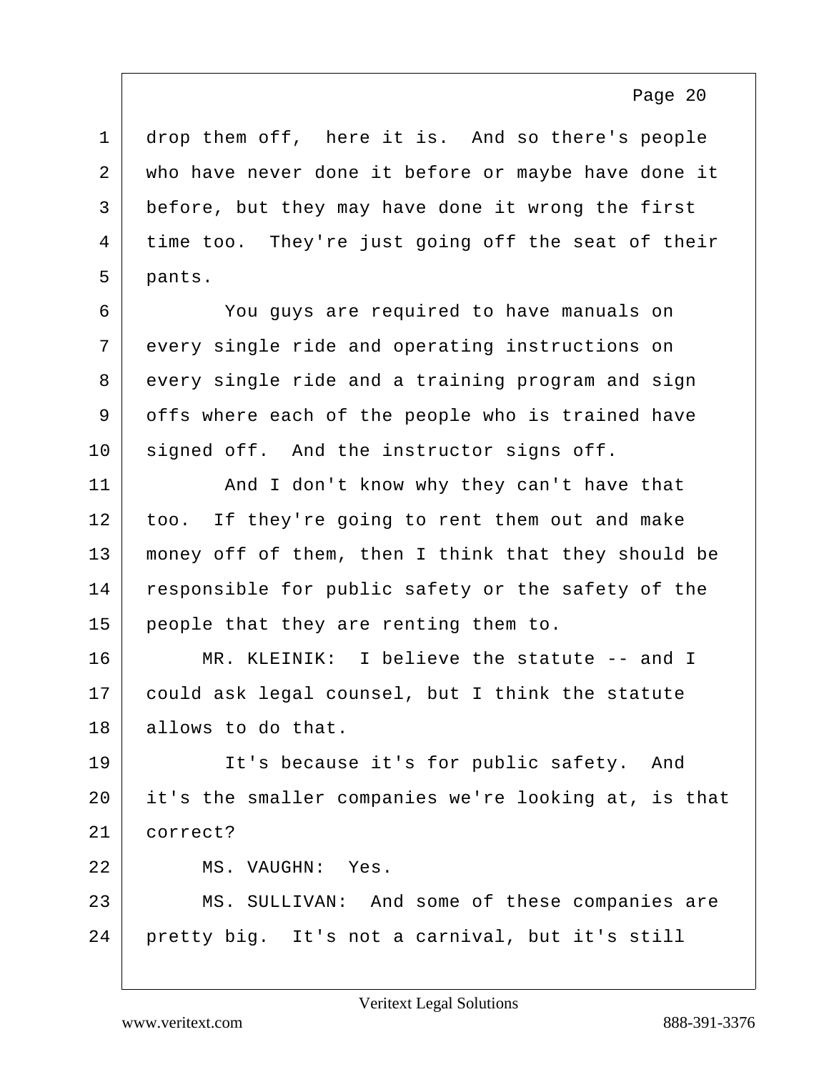drop them off, here it is. And so there's people who have never done it before or maybe have done it before, but they may have done it wrong the first time too. They're just going off the seat of their pants.

You guys are required to have manuals on every single ride and operating instructions on every single ride and a training program and sign offs where each of the people who is trained have signed off. And the instructor signs off.

And I don't know why they can't have that too. If they're going to rent them out and make money off of them, then I think that they should be responsible for public safety or the safety of the people that they are renting them to.

MR. KLEINIK: I believe the statute -- and I could ask legal counsel, but I think the statute allows to do that.

It's because it's for public safety. And it's the smaller companies we're looking at, is that correct?

MS. VAUGHN: Yes.

MS. SULLIVAN: And some of these companies are pretty big. It's not a carnival, but it's still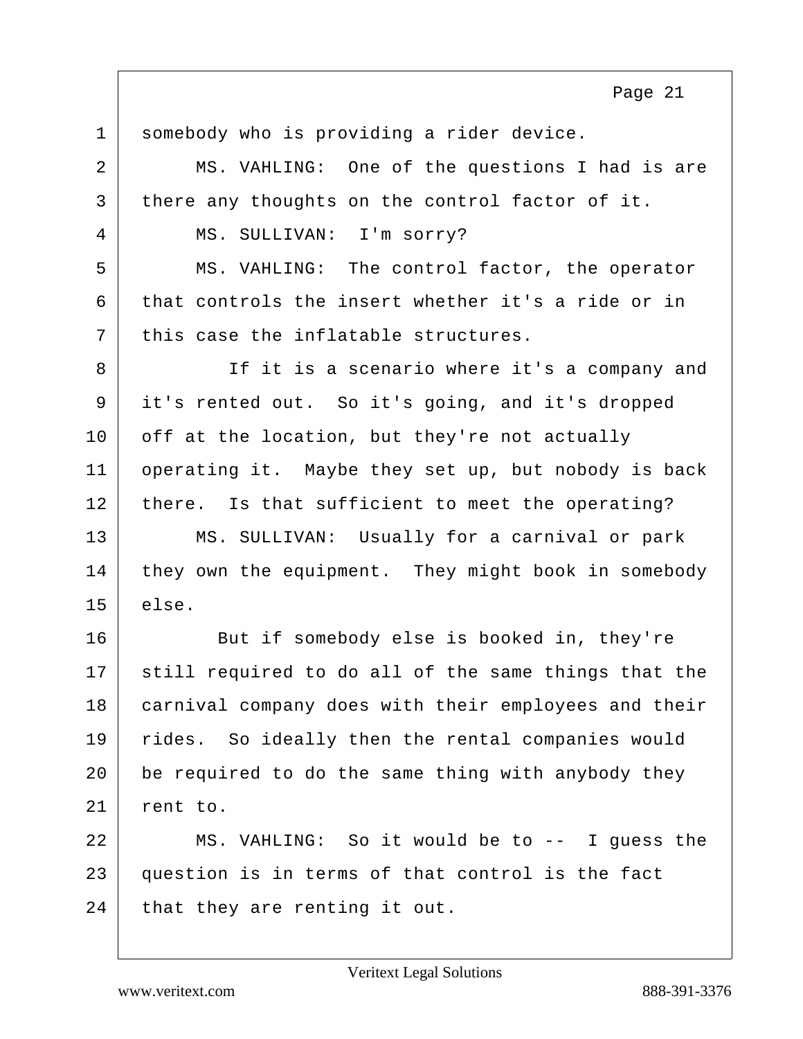somebody who is providing a rider device.

MS. VAHLING: One of the questions I had is are there any thoughts on the control factor of it.

MS. SULLIVAN: I'm sorry?

MS. VAHLING: The control factor, the operator that controls the insert whether it's a ride or in this case the inflatable structures.

If it is a scenario where it's a company and it's rented out. So it's going, and it's dropped off at the location, but they're not actually operating it. Maybe they set up, but nobody is back there. Is that sufficient to meet the operating?

MS. SULLIVAN: Usually for a carnival or park they own the equipment. They might book in somebody else.

But if somebody else is booked in, they're still required to do all of the same things that the carnival company does with their employees and their rides. So ideally then the rental companies would be required to do the same thing with anybody they rent to.

MS. VAHLING: So it would be to -- I guess the question is in terms of that control is the fact that they are renting it out.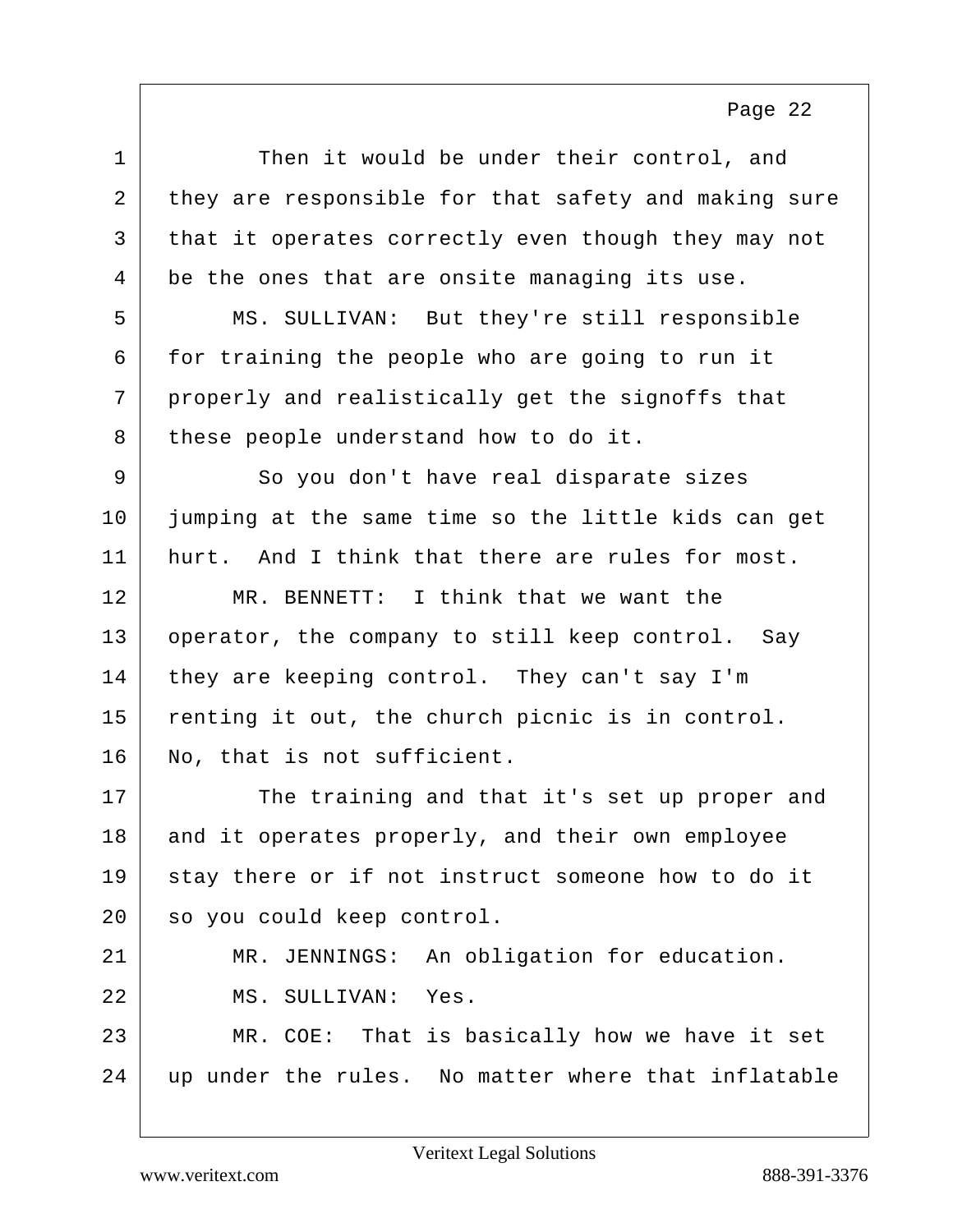Then it would be under their control, and they are responsible for that safety and making sure that it operates correctly even though they may not be the ones that are onsite managing its use.

MS. SULLIVAN: But they're still responsible for training the people who are going to run it properly and realistically get the signoffs that these people understand how to do it.

So you don't have real disparate sizes jumping at the same time so the little kids can get hurt. And I think that there are rules for most.

MR. BENNETT: I think that we want the operator, the company to still keep control. Say they are keeping control. They can't say I'm renting it out, the church picnic is in control. No, that is not sufficient.

The training and that it's set up proper and and it operates properly, and their own employee stay there or if not instruct someone how to do it so you could keep control.

MR. JENNINGS: An obligation for education.

MS. SULLIVAN: Yes.

MR. COE: That is basically how we have it set up under the rules. No matter where that inflatable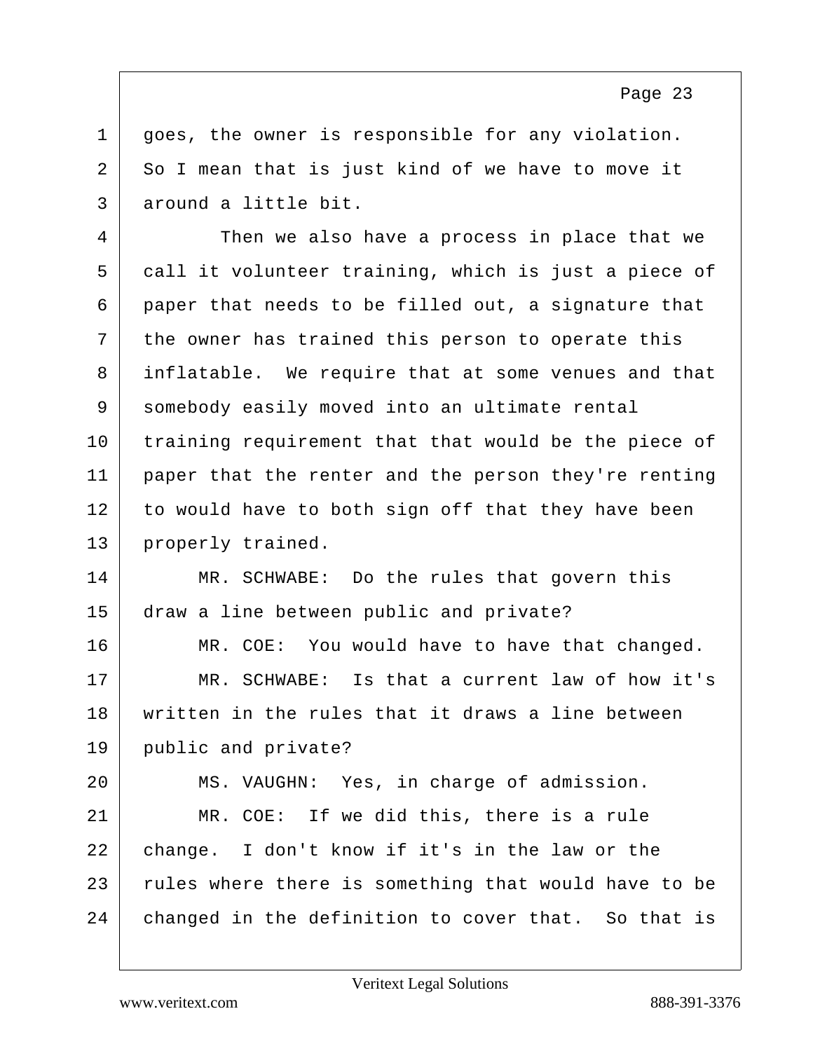goes, the owner is responsible for any violation. So I mean that is just kind of we have to move it around a little bit.

Then we also have a process in place that we call it volunteer training, which is just a piece of paper that needs to be filled out, a signature that the owner has trained this person to operate this inflatable. We require that at some venues and that somebody easily moved into an ultimate rental training requirement that that would be the piece of paper that the renter and the person they're renting to would have to both sign off that they have been properly trained.

MR. SCHWABE: Do the rules that govern this draw a line between public and private?

MR. COE: You would have to have that changed.

MR. SCHWABE: Is that a current law of how it's written in the rules that it draws a line between public and private?

MS. VAUGHN: Yes, in charge of admission.

MR. COE: If we did this, there is a rule change. I don't know if it's in the law or the rules where there is something that would have to be changed in the definition to cover that. So that is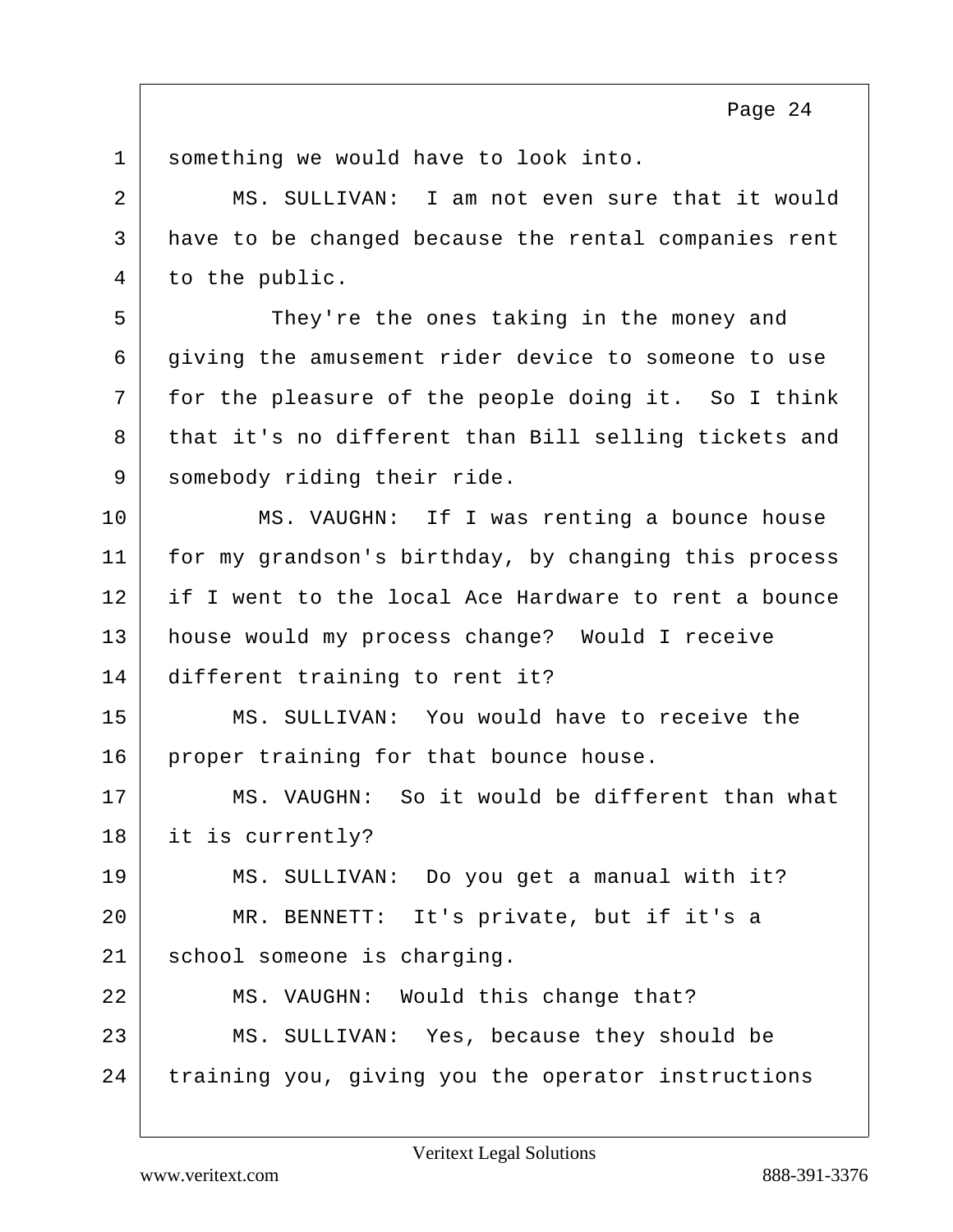something we would have to look into.

MS. SULLIVAN: I am not even sure that it would have to be changed because the rental companies rent to the public.

They're the ones taking in the money and giving the amusement rider device to someone to use for the pleasure of the people doing it. So I think that it's no different than Bill selling tickets and somebody riding their ride.

MS. VAUGHN: If I was renting a bounce house for my grandson's birthday, by changing this process if I went to the local Ace Hardware to rent a bounce house would my process change? Would I receive different training to rent it?

MS. SULLIVAN: You would have to receive the proper training for that bounce house.

MS. VAUGHN: So it would be different than what it is currently?

MS. SULLIVAN: Do you get a manual with it?

MR. BENNETT: It's private, but if it's a school someone is charging.

MS. VAUGHN: Would this change that?

MS. SULLIVAN: Yes, because they should be training you, giving you the operator instructions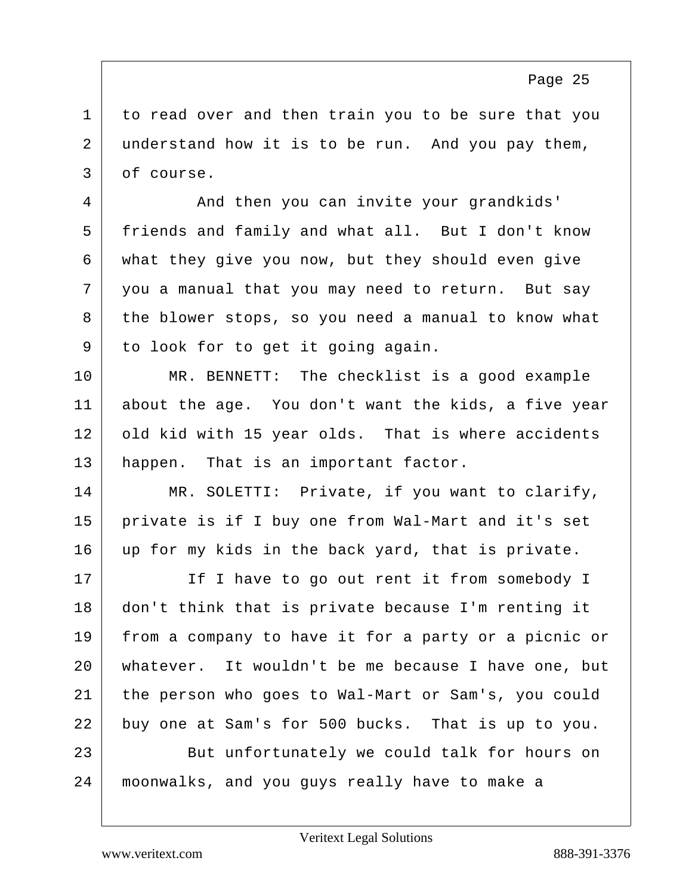to read over and then train you to be sure that you understand how it is to be run. And you pay them, of course.

And then you can invite your grandkids' friends and family and what all. But I don't know what they give you now, but they should even give you a manual that you may need to return. But say the blower stops, so you need a manual to know what to look for to get it going again.

MR. BENNETT: The checklist is a good example about the age. You don't want the kids, a five year old kid with 15 year olds. That is where accidents happen. That is an important factor.

MR. SOLETTI: Private, if you want to clarify, private is if I buy one from Wal-Mart and it's set up for my kids in the back yard, that is private.

If I have to go out rent it from somebody I don't think that is private because I'm renting it from a company to have it for a party or a picnic or whatever. It wouldn't be me because I have one, but the person who goes to Wal-Mart or Sam's, you could buy one at Sam's for 500 bucks. That is up to you.

But unfortunately we could talk for hours on moonwalks, and you guys really have to make a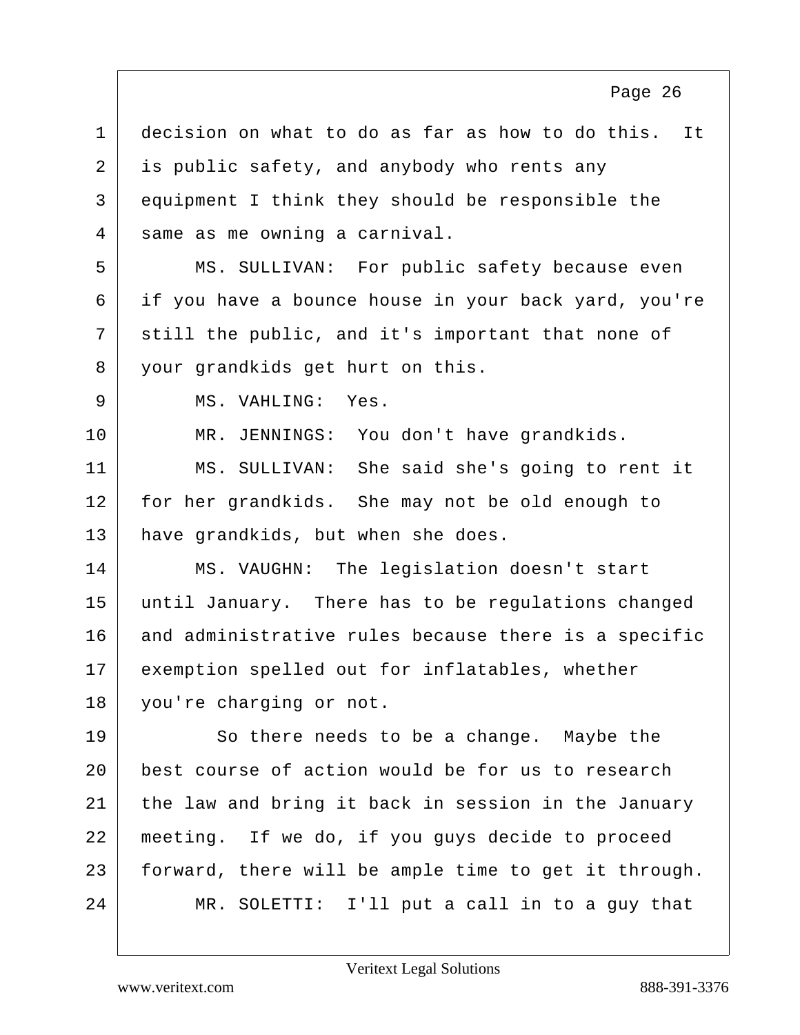decision on what to do as far as how to do this. It is public safety, and anybody who rents any equipment I think they should be responsible the same as me owning a carnival.

MS. SULLIVAN: For public safety because even if you have a bounce house in your back yard, you're still the public, and it's important that none of your grandkids get hurt on this.

MS. VAHLING: Yes.

MR. JENNINGS: You don't have grandkids.

MS. SULLIVAN: She said she's going to rent it for her grandkids. She may not be old enough to have grandkids, but when she does.

MS. VAUGHN: The legislation doesn't start until January. There has to be regulations changed and administrative rules because there is a specific exemption spelled out for inflatables, whether you're charging or not.

So there needs to be a change. Maybe the best course of action would be for us to research the law and bring it back in session in the January meeting. If we do, if you guys decide to proceed forward, there will be ample time to get it through.

MR. SOLETTI: I'll put a call in to a guy that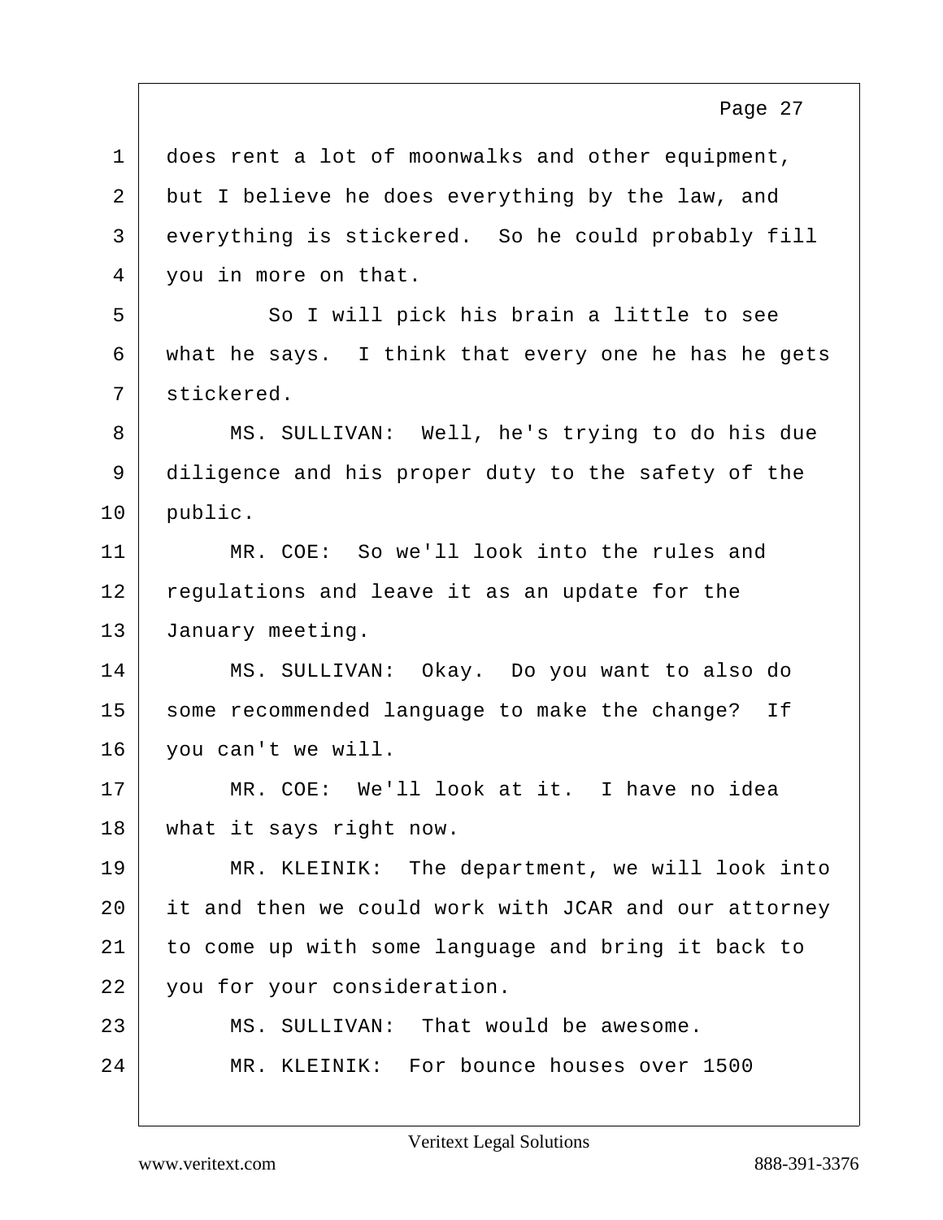does rent a lot of moonwalks and other equipment, but I believe he does everything by the law, and everything is stickered. So he could probably fill you in more on that.

So I will pick his brain a little to see what he says. I think that every one he has he gets stickered.

MS. SULLIVAN: Well, he's trying to do his due diligence and his proper duty to the safety of the public.

MR. COE: So we'll look into the rules and regulations and leave it as an update for the January meeting.

MS. SULLIVAN: Okay. Do you want to also do some recommended language to make the change? If you can't we will.

MR. COE: We'll look at it. I have no idea what it says right now.

MR. KLEINIK: The department, we will look into it and then we could work with JCAR and our attorney to come up with some language and bring it back to you for your consideration.

MS. SULLIVAN: That would be awesome.

MR. KLEINIK: For bounce houses over 1500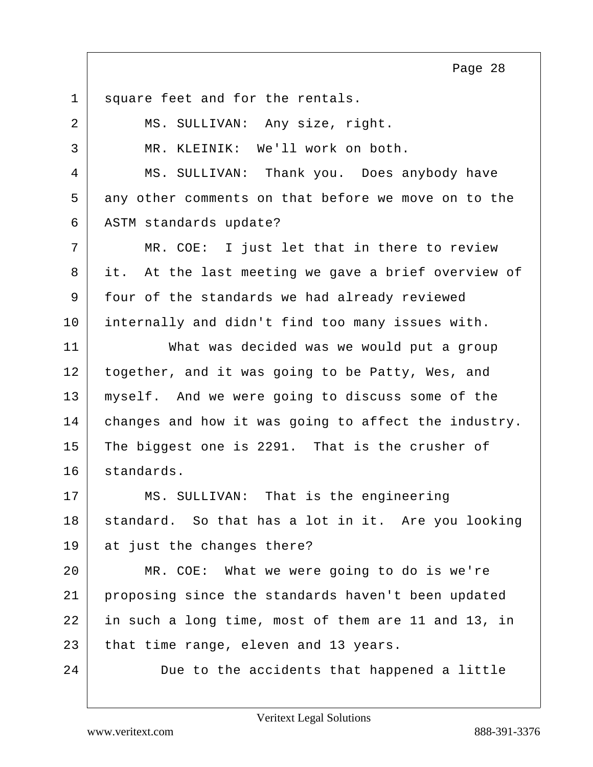square feet and for the rentals.

MS. SULLIVAN: Any size, right.

MR. KLEINIK: We'll work on both.

MS. SULLIVAN: Thank you. Does anybody have any other comments on that before we move on to the ASTM standards update?

MR. COE: I just let that in there to review it. At the last meeting we gave a brief overview of four of the standards we had already reviewed internally and didn't find too many issues with.

What was decided was we would put a group together, and it was going to be Patty, Wes, and myself. And we were going to discuss some of the changes and how it was going to affect the industry. The biggest one is 2291. That is the crusher of standards.

MS. SULLIVAN: That is the engineering standard. So that has a lot in it. Are you looking at just the changes there?

MR. COE: What we were going to do is we're proposing since the standards haven't been updated in such a long time, most of them are 11 and 13, in that time range, eleven and 13 years.

Due to the accidents that happened a little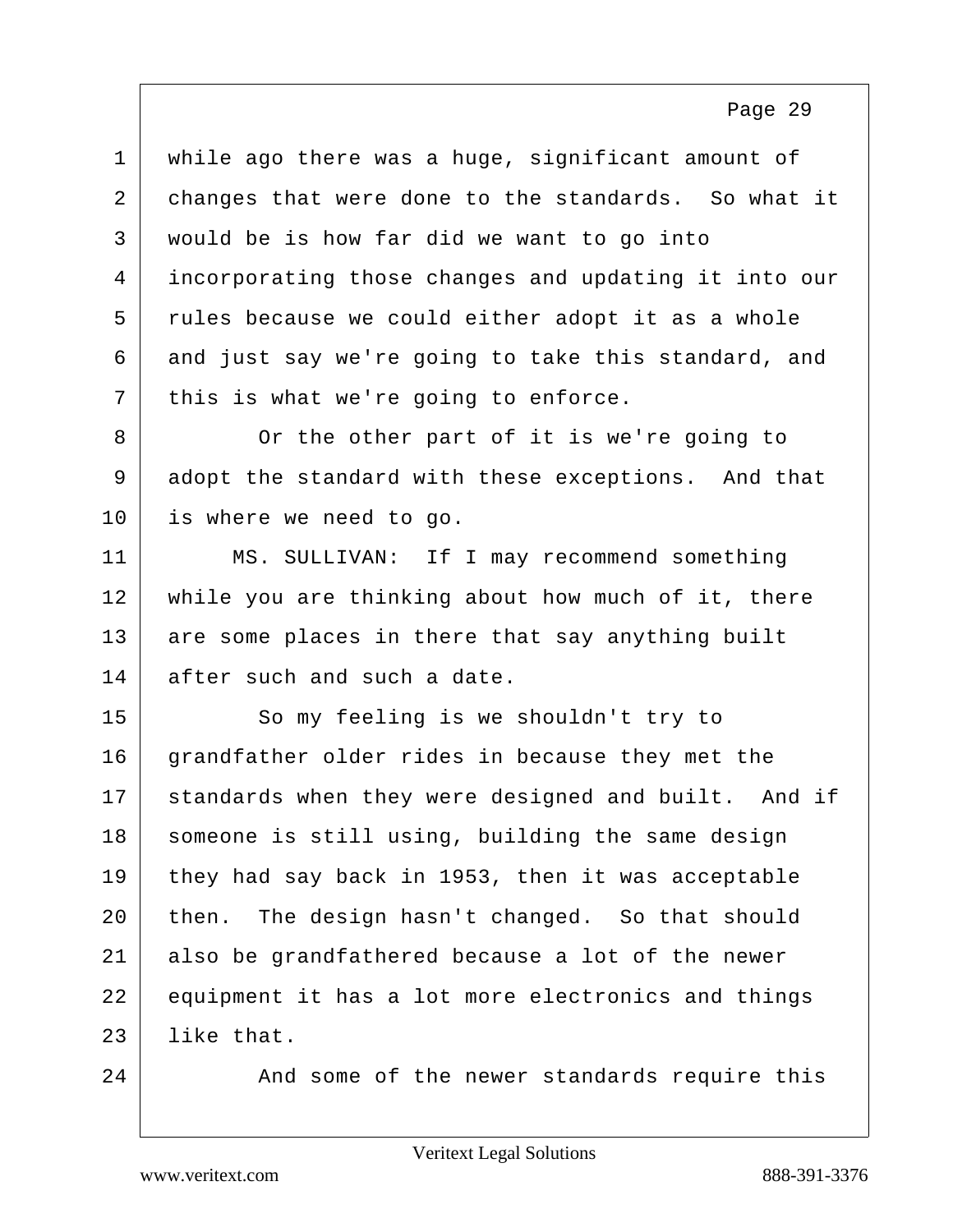while ago there was a huge, significant amount of changes that were done to the standards. So what it would be is how far did we want to go into incorporating those changes and updating it into our rules because we could either adopt it as a whole and just say we're going to take this standard, and this is what we're going to enforce.

Or the other part of it is we're going to adopt the standard with these exceptions. And that is where we need to go.

MS. SULLIVAN: If I may recommend something while you are thinking about how much of it, there are some places in there that say anything built after such and such a date.

So my feeling is we shouldn't try to grandfather older rides in because they met the standards when they were designed and built. And if someone is still using, building the same design they had say back in 1953, then it was acceptable then. The design hasn't changed. So that should also be grandfathered because a lot of the newer equipment it has a lot more electronics and things like that.

And some of the newer standards require this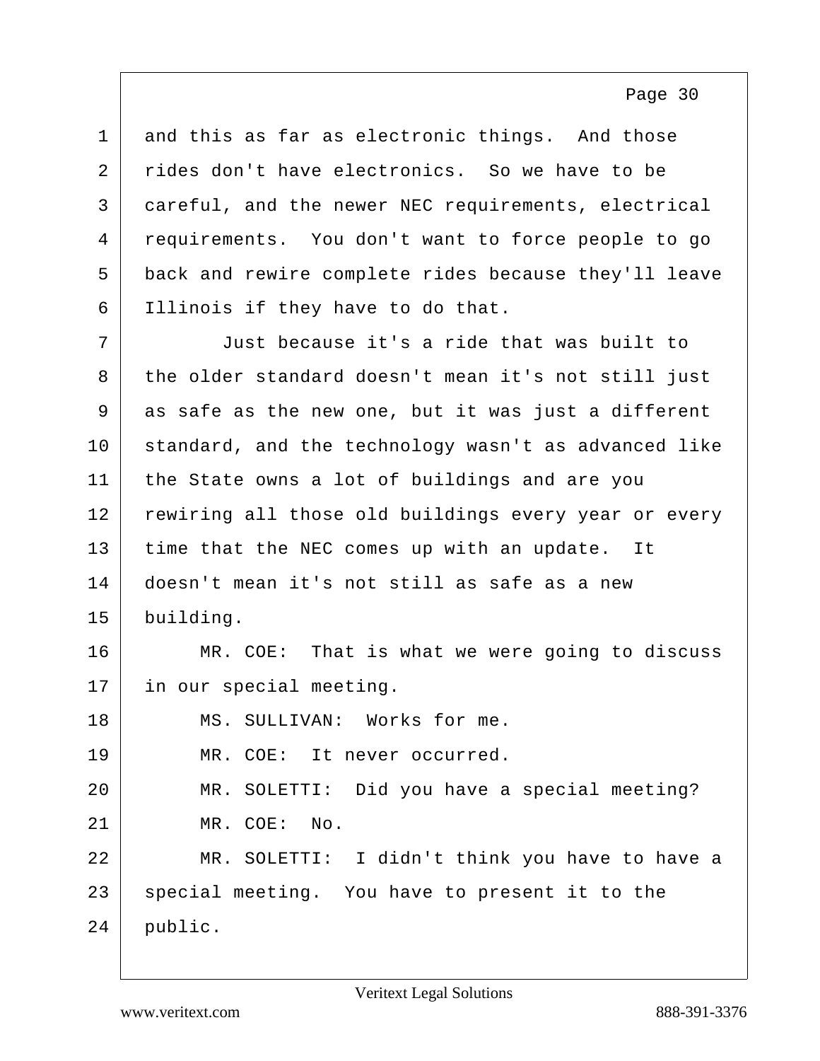and this as far as electronic things. And those rides don't have electronics. So we have to be careful, and the newer NEC requirements, electrical requirements. You don't want to force people to go back and rewire complete rides because they'll leave Illinois if they have to do that.

Just because it's a ride that was built to the older standard doesn't mean it's not still just as safe as the new one, but it was just a different standard, and the technology wasn't as advanced like the State owns a lot of buildings and are you rewiring all those old buildings every year or every time that the NEC comes up with an update. It doesn't mean it's not still as safe as a new building.

MR. COE: That is what we were going to discuss in our special meeting.

MS. SULLIVAN: Works for me.

MR. COE: It never occurred.

MR. SOLETTI: Did you have a special meeting?

MR. COE: No.

MR. SOLETTI: I didn't think you have to have a special meeting. You have to present it to the public.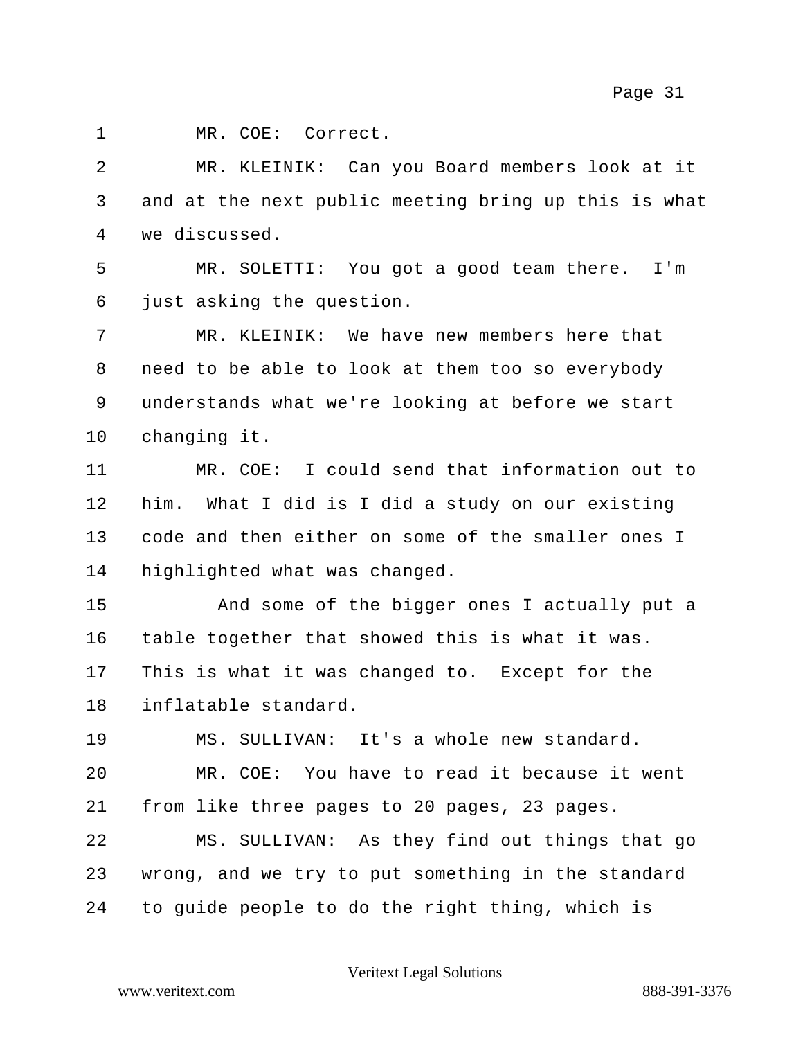1 MR. COE: Correct.

2 MR. KLEINIK: Can you Board members look at it
3 and at the next public meeting bring up this is what
4 we discussed.

5 MR. SOLETTI: You got a good team there. I'm
6 just asking the question.

7 MR. KLEINIK: We have new members here that
8 need to be able to look at them too so everybody
9 understands what we're looking at before we start
10 changing it.

11 MR. COE: I could send that information out to
12 him. What I did is I did a study on our existing
13 code and then either on some of the smaller ones I
14 highlighted what was changed.

15 And some of the bigger ones I actually put a
16 table together that showed this is what it was.
17 This is what it was changed to. Except for the
18 inflatable standard.

19 MS. SULLIVAN: It's a whole new standard.

20 MR. COE: You have to read it because it went
21 from like three pages to 20 pages, 23 pages.

22 MS. SULLIVAN: As they find out things that go
23 wrong, and we try to put something in the standard
24 to guide people to do the right thing, which is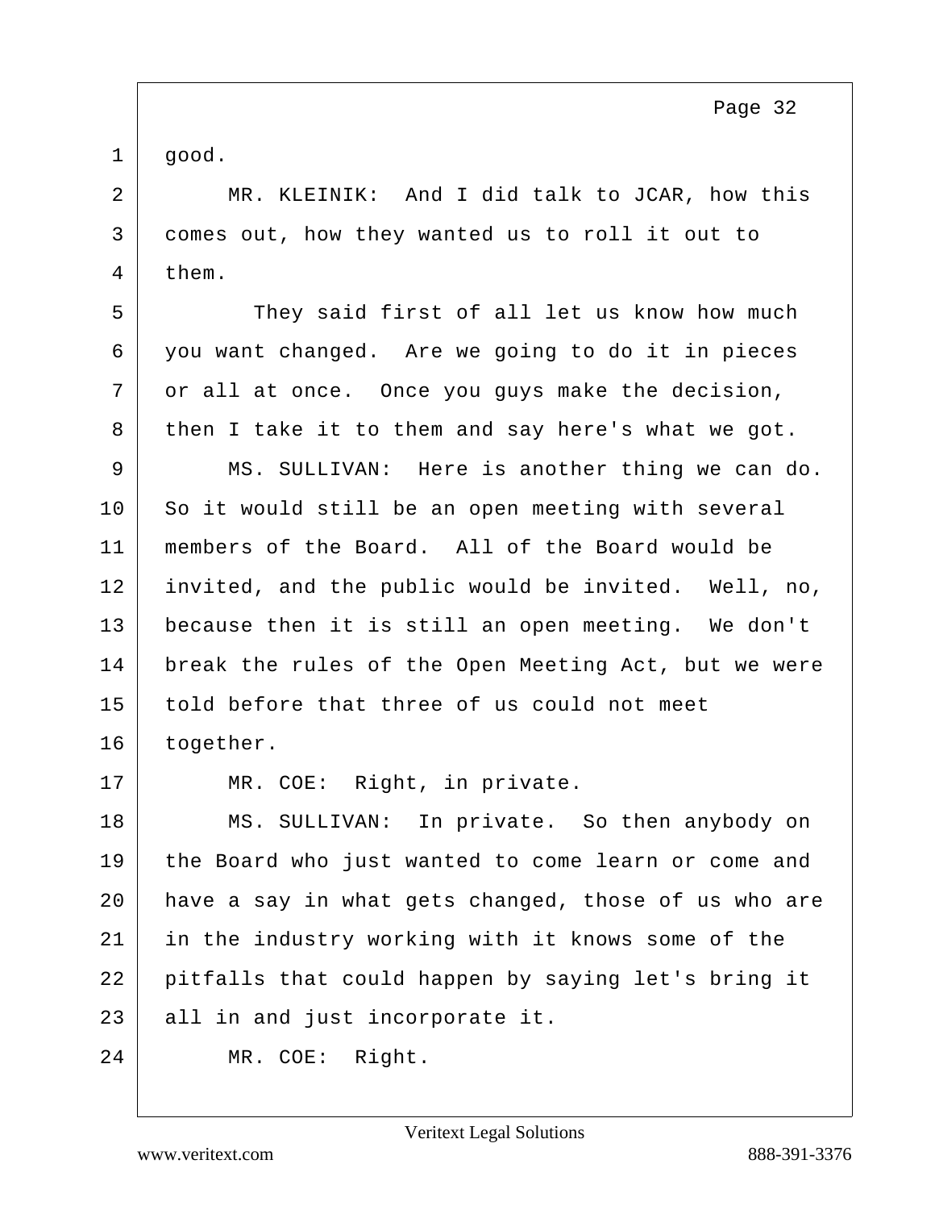good.

MR. KLEINIK: And I did talk to JCAR, how this comes out, how they wanted us to roll it out to them.

They said first of all let us know how much you want changed. Are we going to do it in pieces or all at once. Once you guys make the decision, then I take it to them and say here's what we got.

MS. SULLIVAN: Here is another thing we can do. So it would still be an open meeting with several members of the Board. All of the Board would be invited, and the public would be invited. Well, no, because then it is still an open meeting. We don't break the rules of the Open Meeting Act, but we were told before that three of us could not meet together.

MR. COE: Right, in private.

MS. SULLIVAN: In private. So then anybody on the Board who just wanted to come learn or come and have a say in what gets changed, those of us who are in the industry working with it knows some of the pitfalls that could happen by saying let's bring it all in and just incorporate it.

MR. COE: Right.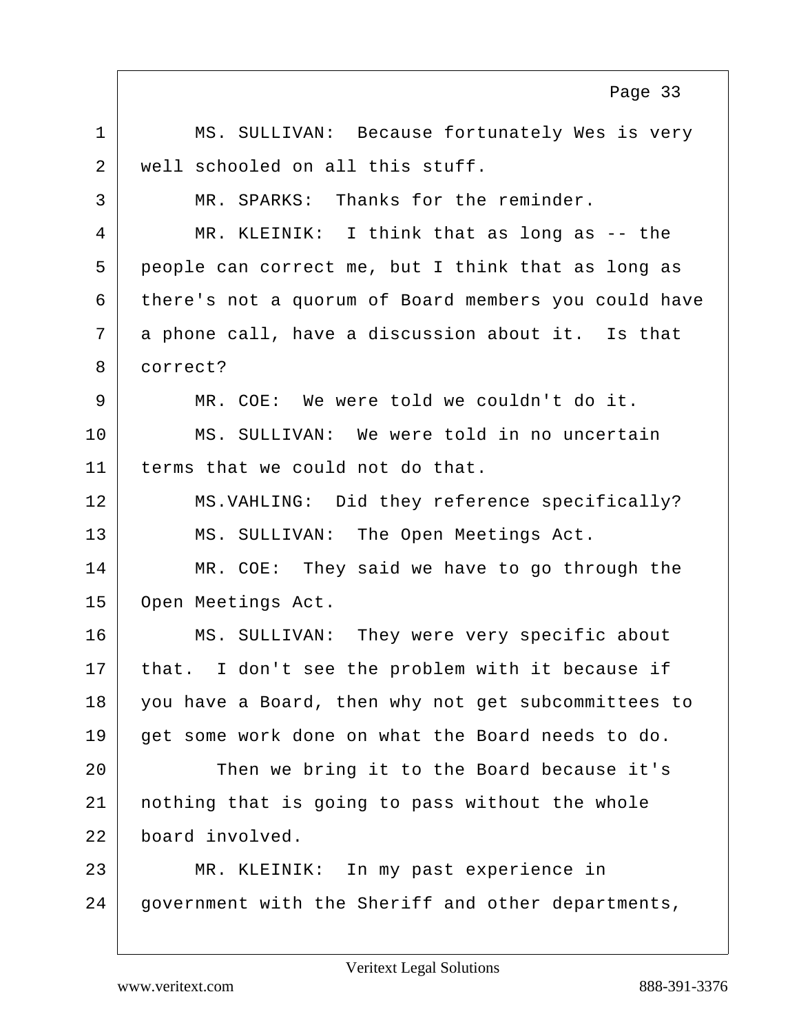1 MS. SULLIVAN: Because fortunately Wes is very
2 well schooled on all this stuff.
3 MR. SPARKS: Thanks for the reminder.
4 MR. KLEINIK: I think that as long as -- the
5 people can correct me, but I think that as long as
6 there's not a quorum of Board members you could have
7 a phone call, have a discussion about it. Is that
8 correct?
9 MR. COE: We were told we couldn't do it.
10 MS. SULLIVAN: We were told in no uncertain
11 terms that we could not do that.
12 MS.VAHLING: Did they reference specifically?
13 MS. SULLIVAN: The Open Meetings Act.
14 MR. COE: They said we have to go through the
15 Open Meetings Act.
16 MS. SULLIVAN: They were very specific about
17 that. I don't see the problem with it because if
18 you have a Board, then why not get subcommittees to
19 get some work done on what the Board needs to do.
20 Then we bring it to the Board because it's
21 nothing that is going to pass without the whole
22 board involved.
23 MR. KLEINIK: In my past experience in
24 government with the Sheriff and other departments,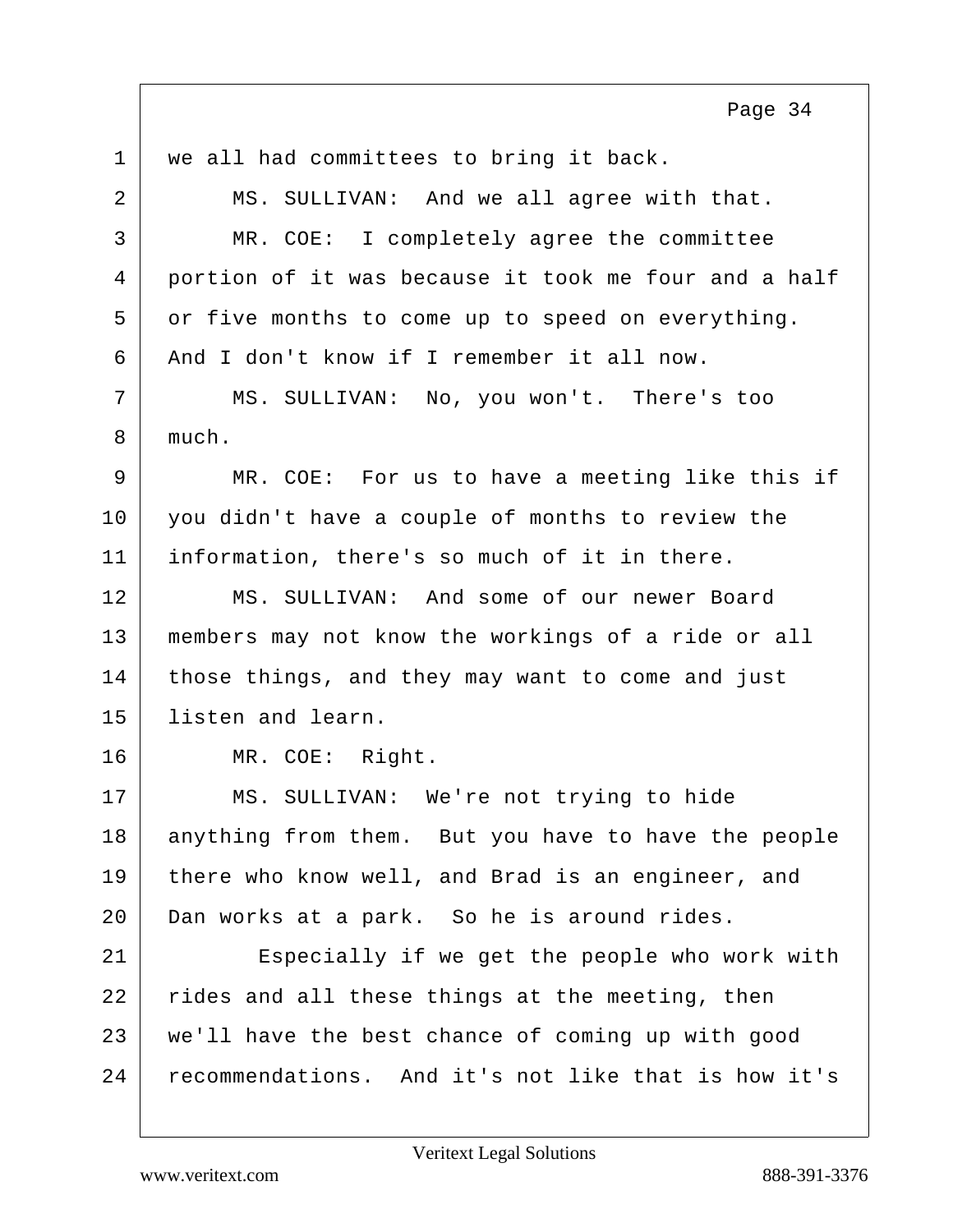we all had committees to bring it back.

MS. SULLIVAN: And we all agree with that.

MR. COE: I completely agree the committee portion of it was because it took me four and a half or five months to come up to speed on everything. And I don't know if I remember it all now.

MS. SULLIVAN: No, you won't. There's too much.

MR. COE: For us to have a meeting like this if you didn't have a couple of months to review the information, there's so much of it in there.

MS. SULLIVAN: And some of our newer Board members may not know the workings of a ride or all those things, and they may want to come and just listen and learn.

MR. COE: Right.

MS. SULLIVAN: We're not trying to hide anything from them. But you have to have the people there who know well, and Brad is an engineer, and Dan works at a park. So he is around rides.

Especially if we get the people who work with rides and all these things at the meeting, then we'll have the best chance of coming up with good recommendations. And it's not like that is how it's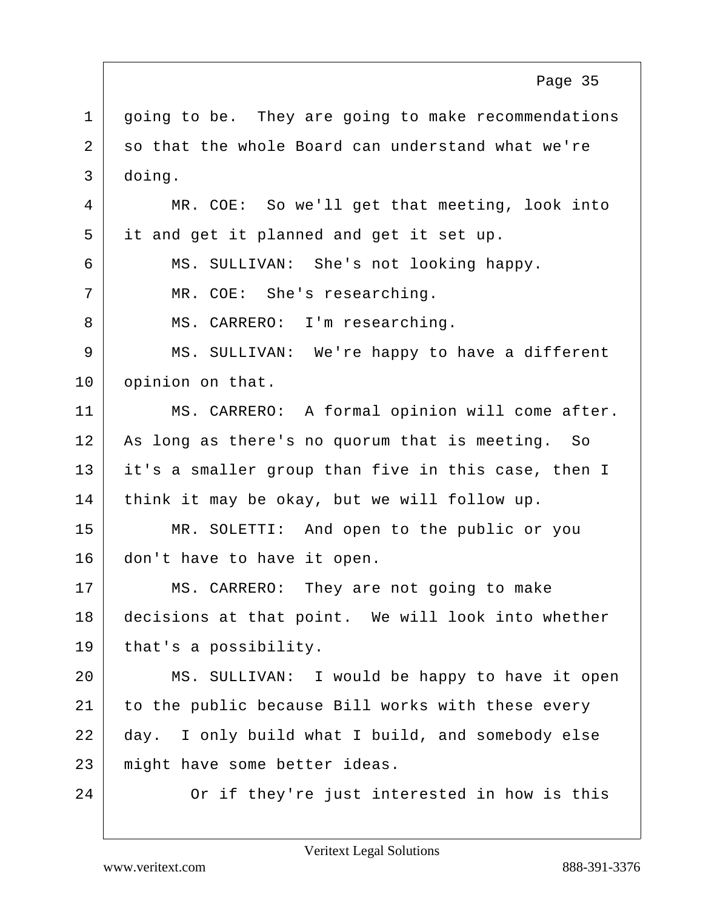going to be. They are going to make recommendations so that the whole Board can understand what we're doing.

MR. COE: So we'll get that meeting, look into it and get it planned and get it set up.

MS. SULLIVAN: She's not looking happy.

MR. COE: She's researching.

MS. CARRERO: I'm researching.

MS. SULLIVAN: We're happy to have a different opinion on that.

MS. CARRERO: A formal opinion will come after. As long as there's no quorum that is meeting. So it's a smaller group than five in this case, then I think it may be okay, but we will follow up.

MR. SOLETTI: And open to the public or you don't have to have it open.

MS. CARRERO: They are not going to make decisions at that point. We will look into whether that's a possibility.

MS. SULLIVAN: I would be happy to have it open to the public because Bill works with these every day. I only build what I build, and somebody else might have some better ideas.

Or if they're just interested in how is this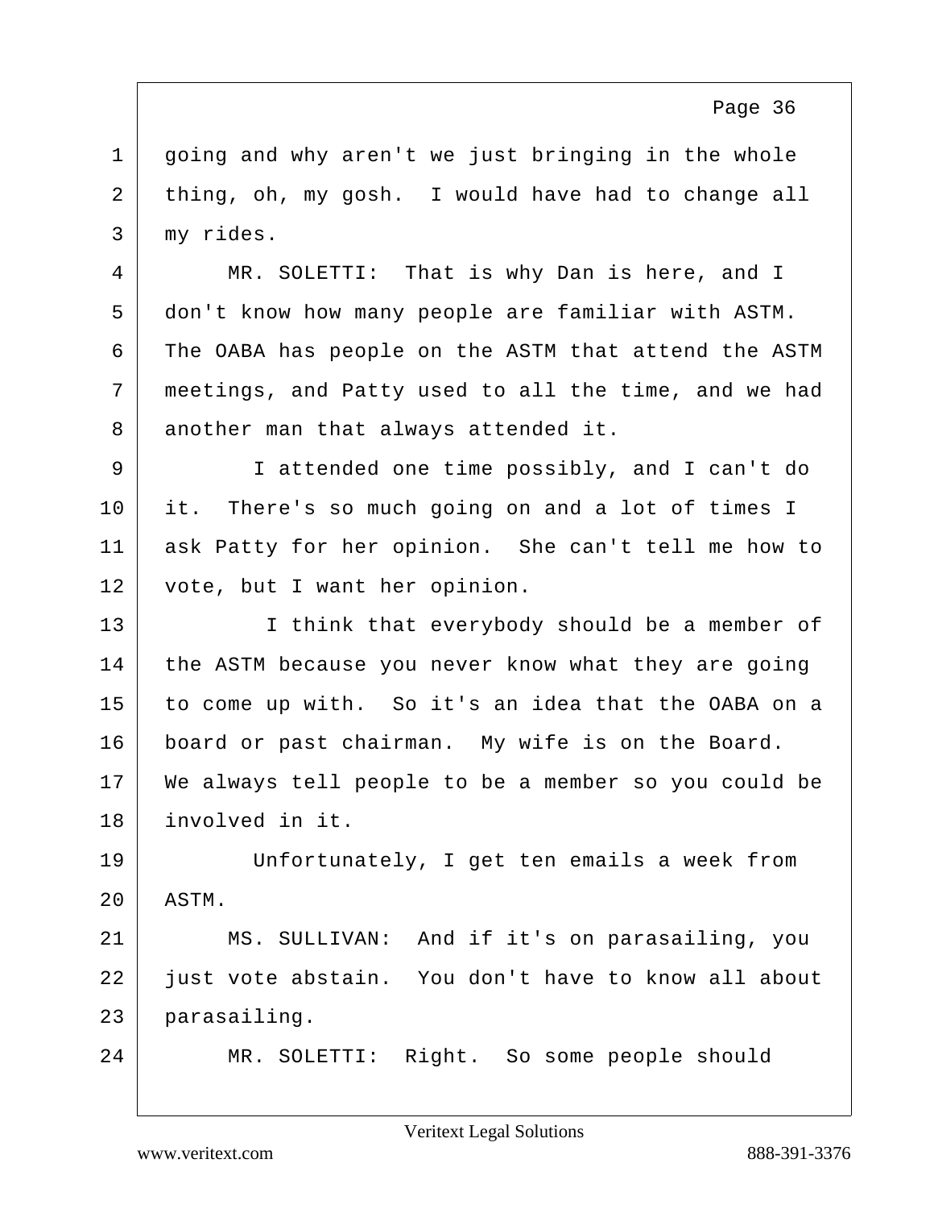going and why aren't we just bringing in the whole thing, oh, my gosh. I would have had to change all my rides.

MR. SOLETTI: That is why Dan is here, and I don't know how many people are familiar with ASTM. The OABA has people on the ASTM that attend the ASTM meetings, and Patty used to all the time, and we had another man that always attended it.

I attended one time possibly, and I can't do it. There's so much going on and a lot of times I ask Patty for her opinion. She can't tell me how to vote, but I want her opinion.

I think that everybody should be a member of the ASTM because you never know what they are going to come up with. So it's an idea that the OABA on a board or past chairman. My wife is on the Board. We always tell people to be a member so you could be involved in it.

Unfortunately, I get ten emails a week from ASTM.

MS. SULLIVAN: And if it's on parasailing, you just vote abstain. You don't have to know all about parasailing.

MR. SOLETTI: Right. So some people should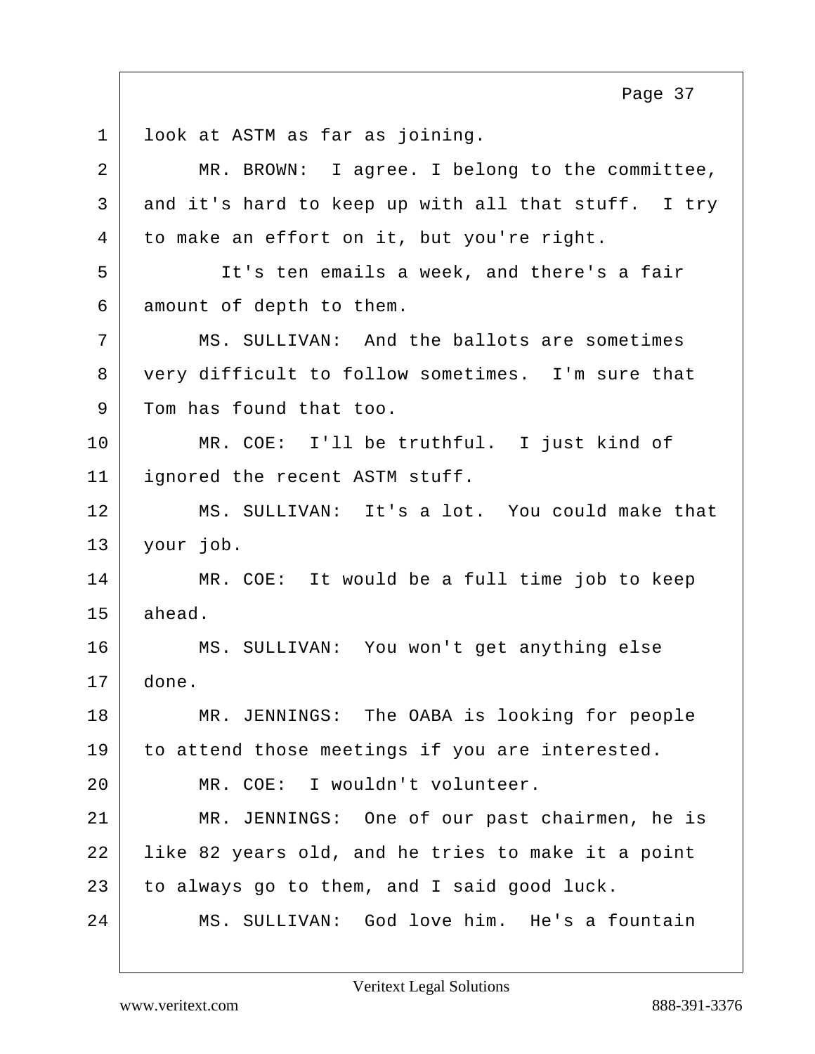look at ASTM as far as joining.

MR. BROWN: I agree. I belong to the committee, and it's hard to keep up with all that stuff. I try to make an effort on it, but you're right.

It's ten emails a week, and there's a fair amount of depth to them.

MS. SULLIVAN: And the ballots are sometimes very difficult to follow sometimes. I'm sure that Tom has found that too.

MR. COE: I'll be truthful. I just kind of ignored the recent ASTM stuff.

MS. SULLIVAN: It's a lot. You could make that your job.

MR. COE: It would be a full time job to keep ahead.

MS. SULLIVAN: You won't get anything else done.

MR. JENNINGS: The OABA is looking for people to attend those meetings if you are interested.

MR. COE: I wouldn't volunteer.

MR. JENNINGS: One of our past chairmen, he is like 82 years old, and he tries to make it a point to always go to them, and I said good luck.

MS. SULLIVAN: God love him. He's a fountain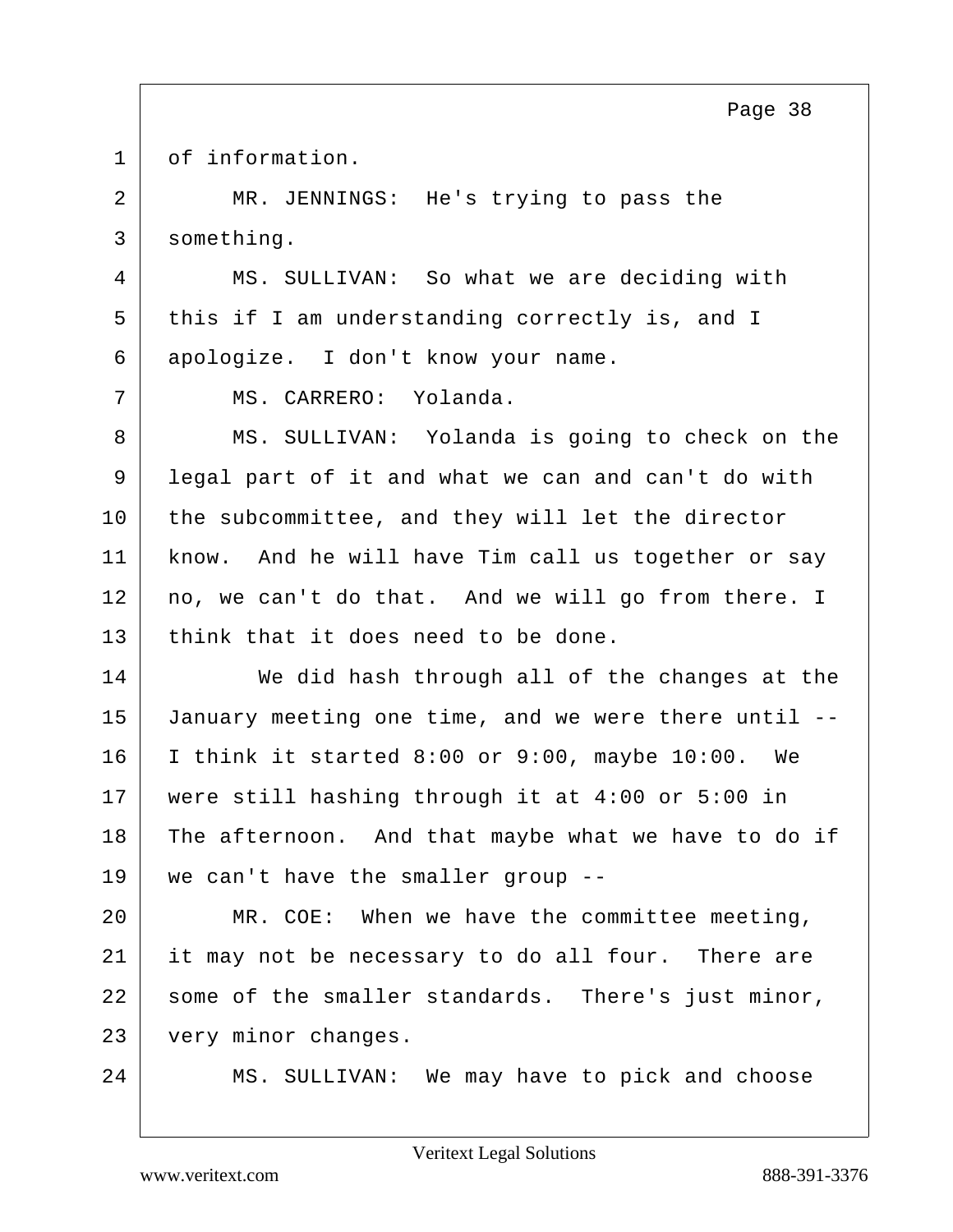1 of information.

2 MR. JENNINGS: He's trying to pass the

3 something.

4 MS. SULLIVAN: So what we are deciding with

5 this if I am understanding correctly is, and I

6 apologize. I don't know your name.

7 MS. CARRERO: Yolanda.

8 MS. SULLIVAN: Yolanda is going to check on the

9 legal part of it and what we can and can't do with

10 the subcommittee, and they will let the director

11 know. And he will have Tim call us together or say

12 no, we can't do that. And we will go from there. I

13 think that it does need to be done.

14 We did hash through all of the changes at the

15 January meeting one time, and we were there until --

16 I think it started 8:00 or 9:00, maybe 10:00. We

17 were still hashing through it at 4:00 or 5:00 in

18 The afternoon. And that maybe what we have to do if

19 we can't have the smaller group --

20 MR. COE: When we have the committee meeting,

21 it may not be necessary to do all four. There are

22 some of the smaller standards. There's just minor,

23 very minor changes.

24 MS. SULLIVAN: We may have to pick and choose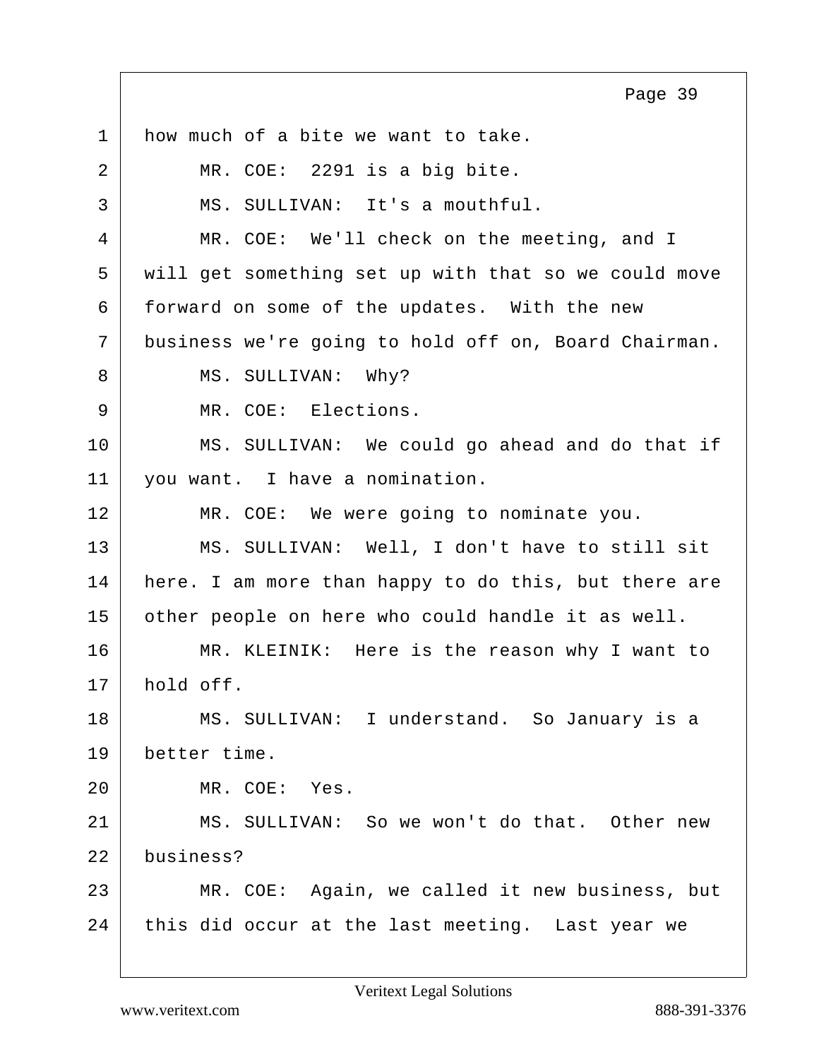1 how much of a bite we want to take.

2 MR. COE: 2291 is a big bite.

3 MS. SULLIVAN: It's a mouthful.

4 MR. COE: We'll check on the meeting, and I

5 will get something set up with that so we could move

6 forward on some of the updates. With the new

7 business we're going to hold off on, Board Chairman.

8 MS. SULLIVAN: Why?

9 MR. COE: Elections.

10 MS. SULLIVAN: We could go ahead and do that if

11 you want. I have a nomination.

12 MR. COE: We were going to nominate you.

13 MS. SULLIVAN: Well, I don't have to still sit

14 here. I am more than happy to do this, but there are

15 other people on here who could handle it as well.

16 MR. KLEINIK: Here is the reason why I want to

17 hold off.

18 MS. SULLIVAN: I understand. So January is a

19 better time.

20 MR. COE: Yes.

21 MS. SULLIVAN: So we won't do that. Other new

22 business?

23 MR. COE: Again, we called it new business, but

24 this did occur at the last meeting. Last year we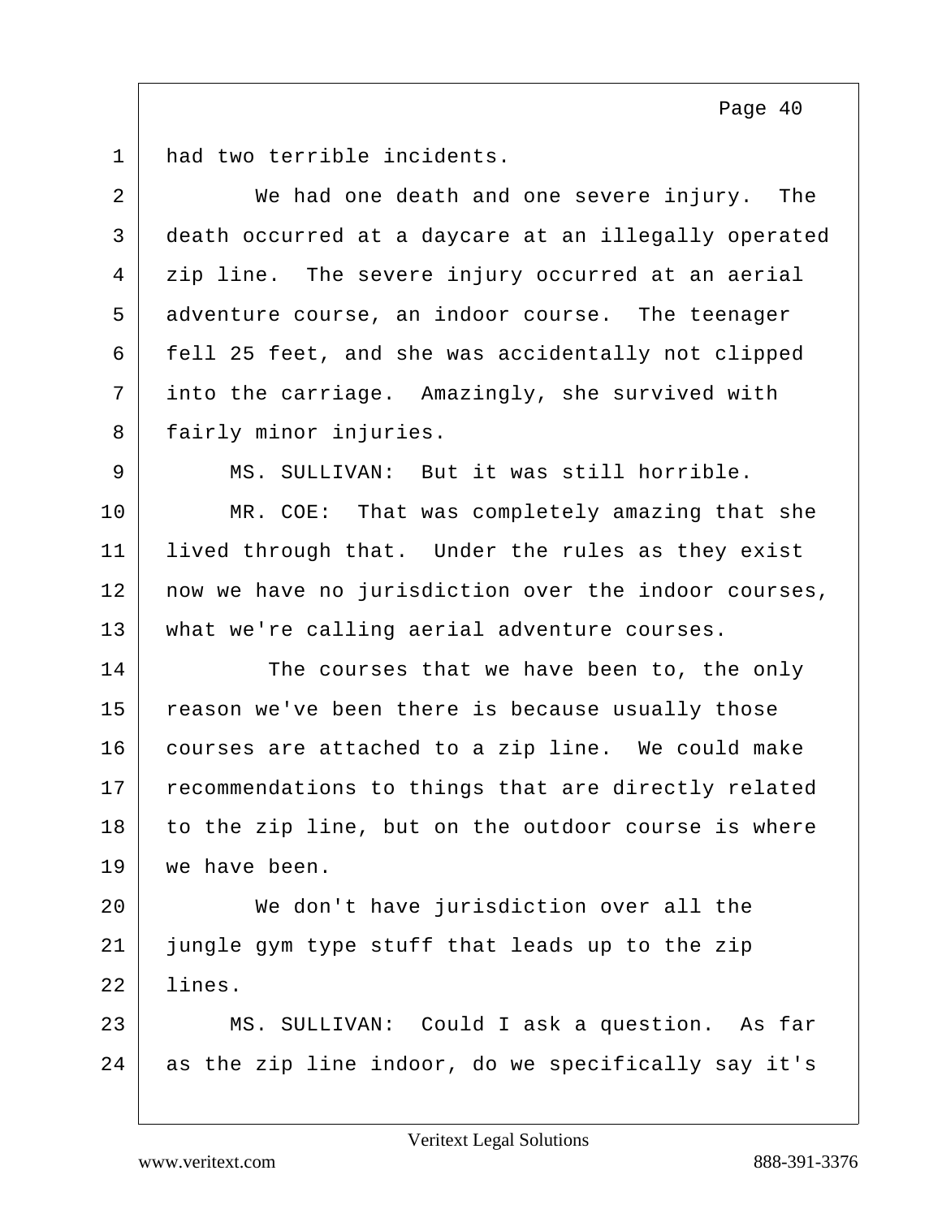had two terrible incidents.

We had one death and one severe injury. The death occurred at a daycare at an illegally operated zip line. The severe injury occurred at an aerial adventure course, an indoor course. The teenager fell 25 feet, and she was accidentally not clipped into the carriage. Amazingly, she survived with fairly minor injuries.

MS. SULLIVAN: But it was still horrible.

MR. COE: That was completely amazing that she lived through that. Under the rules as they exist now we have no jurisdiction over the indoor courses, what we're calling aerial adventure courses.

The courses that we have been to, the only reason we've been there is because usually those courses are attached to a zip line. We could make recommendations to things that are directly related to the zip line, but on the outdoor course is where we have been.

We don't have jurisdiction over all the jungle gym type stuff that leads up to the zip lines.

MS. SULLIVAN: Could I ask a question. As far as the zip line indoor, do we specifically say it's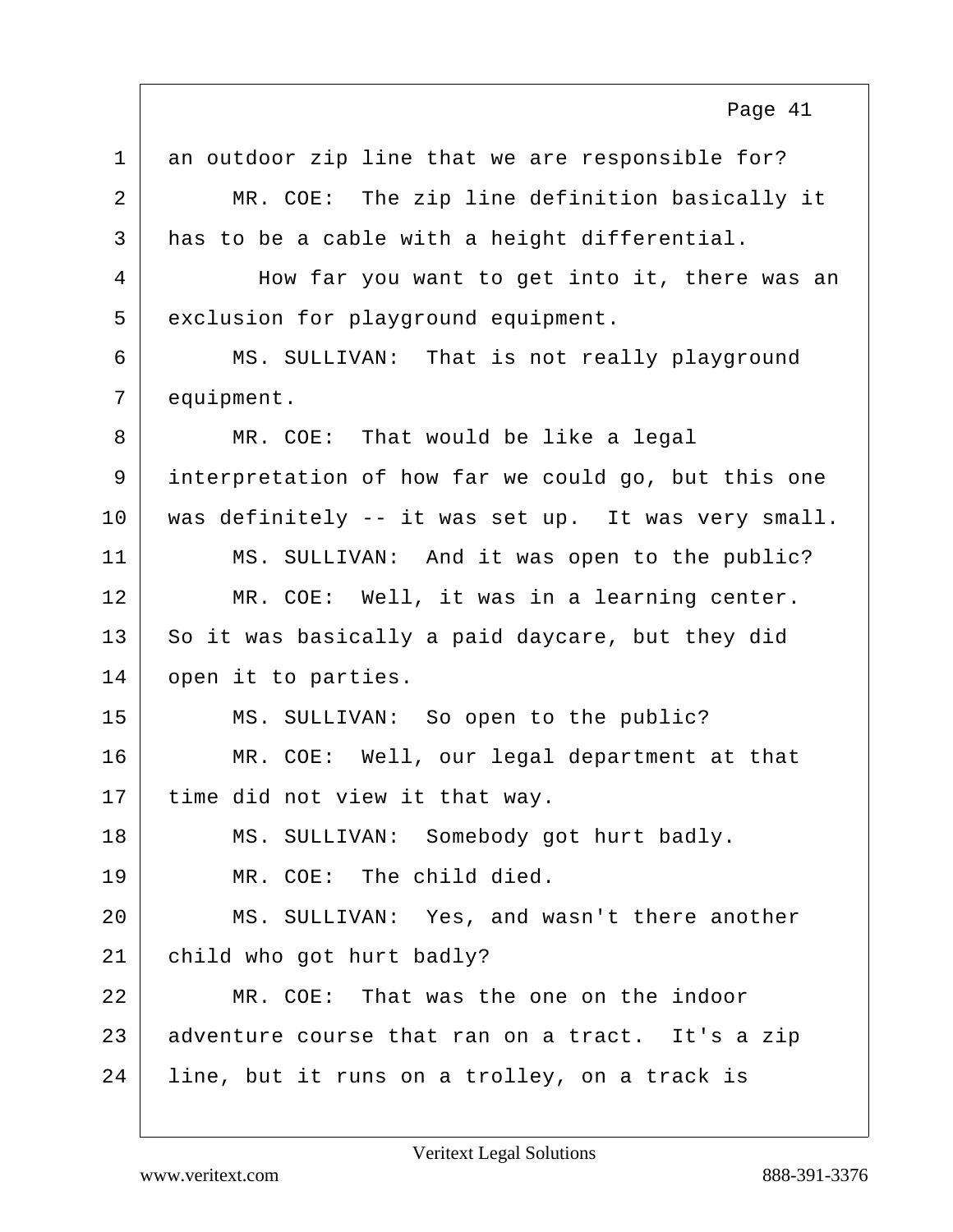an outdoor zip line that we are responsible for?

MR. COE: The zip line definition basically it has to be a cable with a height differential.

How far you want to get into it, there was an exclusion for playground equipment.

MS. SULLIVAN: That is not really playground equipment.

MR. COE: That would be like a legal interpretation of how far we could go, but this one was definitely -- it was set up. It was very small.

MS. SULLIVAN: And it was open to the public?

MR. COE: Well, it was in a learning center. So it was basically a paid daycare, but they did open it to parties.

MS. SULLIVAN: So open to the public?

MR. COE: Well, our legal department at that time did not view it that way.

MS. SULLIVAN: Somebody got hurt badly.

MR. COE: The child died.

MS. SULLIVAN: Yes, and wasn't there another child who got hurt badly?

MR. COE: That was the one on the indoor adventure course that ran on a tract. It's a zip line, but it runs on a trolley, on a track is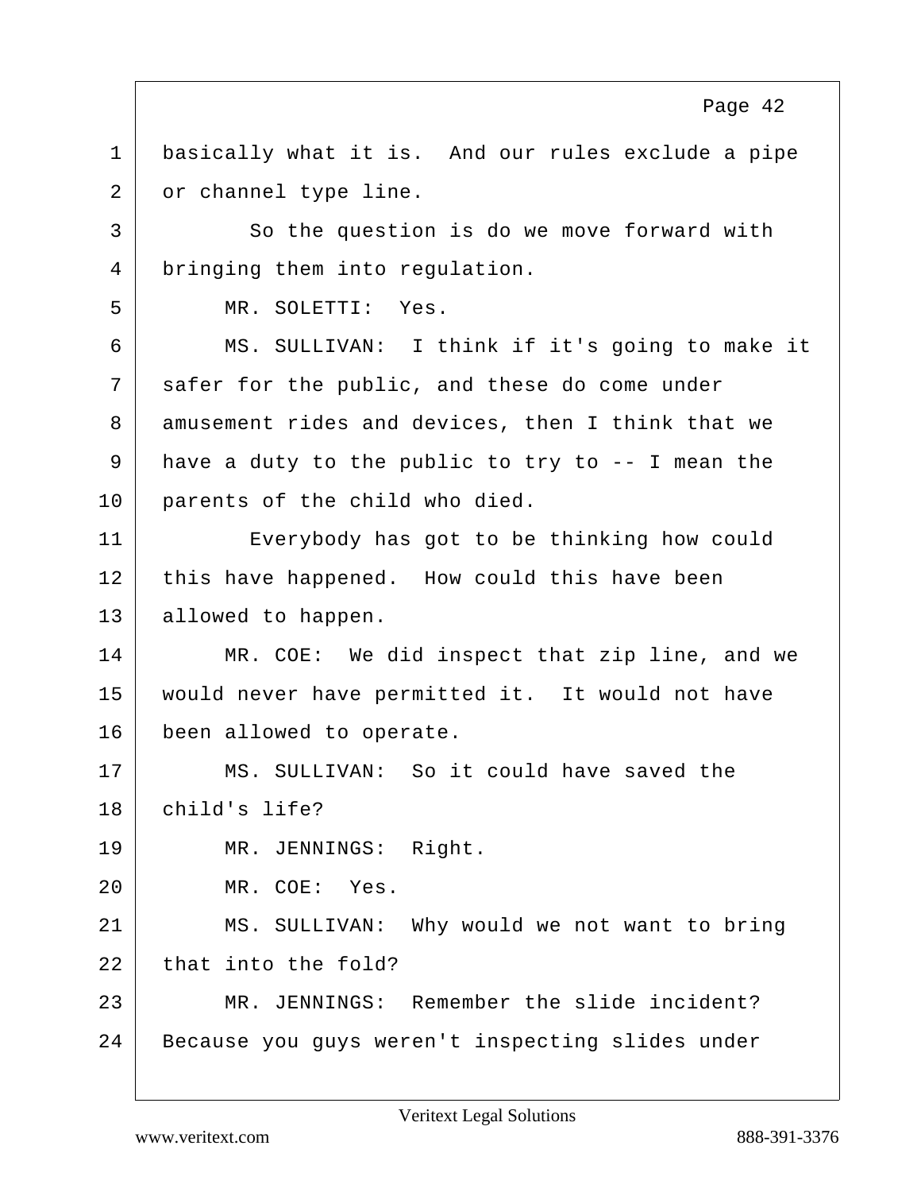basically what it is. And our rules exclude a pipe or channel type line.

So the question is do we move forward with bringing them into regulation.

MR. SOLETTI: Yes.

MS. SULLIVAN: I think if it's going to make it safer for the public, and these do come under amusement rides and devices, then I think that we have a duty to the public to try to -- I mean the parents of the child who died.

Everybody has got to be thinking how could this have happened. How could this have been allowed to happen.

MR. COE: We did inspect that zip line, and we would never have permitted it. It would not have been allowed to operate.

MS. SULLIVAN: So it could have saved the child's life?

MR. JENNINGS: Right.

MR. COE: Yes.

MS. SULLIVAN: Why would we not want to bring that into the fold?

MR. JENNINGS: Remember the slide incident? Because you guys weren't inspecting slides under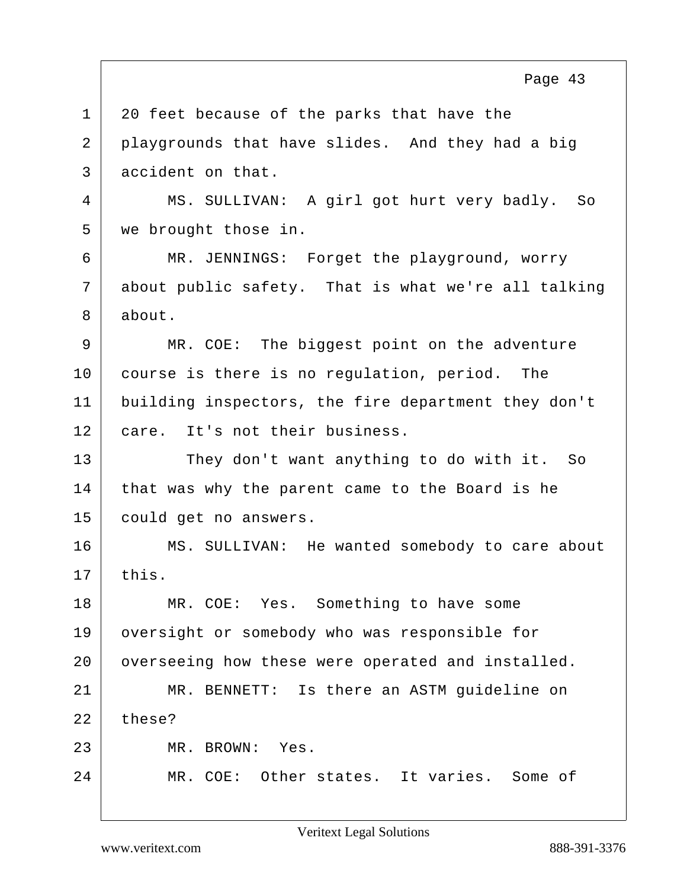20 feet because of the parks that have the playgrounds that have slides. And they had a big accident on that.

MS. SULLIVAN: A girl got hurt very badly. So we brought those in.

MR. JENNINGS: Forget the playground, worry about public safety. That is what we're all talking about.

MR. COE: The biggest point on the adventure course is there is no regulation, period. The building inspectors, the fire department they don't care. It's not their business.

They don't want anything to do with it. So that was why the parent came to the Board is he could get no answers.

MS. SULLIVAN: He wanted somebody to care about this.

MR. COE: Yes. Something to have some oversight or somebody who was responsible for overseeing how these were operated and installed.

MR. BENNETT: Is there an ASTM guideline on these?

MR. BROWN: Yes.

MR. COE: Other states. It varies. Some of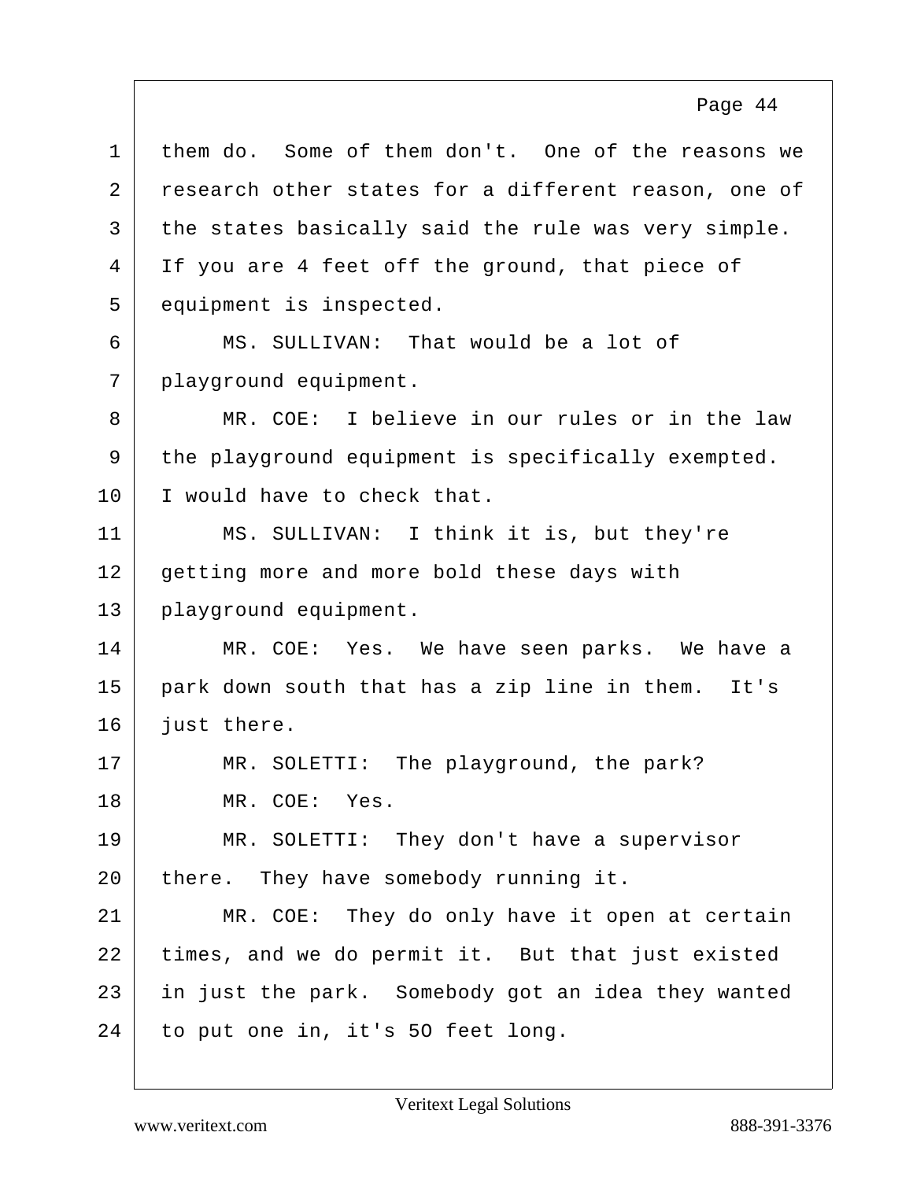1 them do. Some of them don't. One of the reasons we
2 research other states for a different reason, one of
3 the states basically said the rule was very simple.
4 If you are 4 feet off the ground, that piece of
5 equipment is inspected.
6 MS. SULLIVAN: That would be a lot of
7 playground equipment.
8 MR. COE: I believe in our rules or in the law
9 the playground equipment is specifically exempted.
10 I would have to check that.
11 MS. SULLIVAN: I think it is, but they're
12 getting more and more bold these days with
13 playground equipment.
14 MR. COE: Yes. We have seen parks. We have a
15 park down south that has a zip line in them. It's
16 just there.
17 MR. SOLETTI: The playground, the park?
18 MR. COE: Yes.
19 MR. SOLETTI: They don't have a supervisor
20 there. They have somebody running it.
21 MR. COE: They do only have it open at certain
22 times, and we do permit it. But that just existed
23 in just the park. Somebody got an idea they wanted
24 to put one in, it's 5O feet long.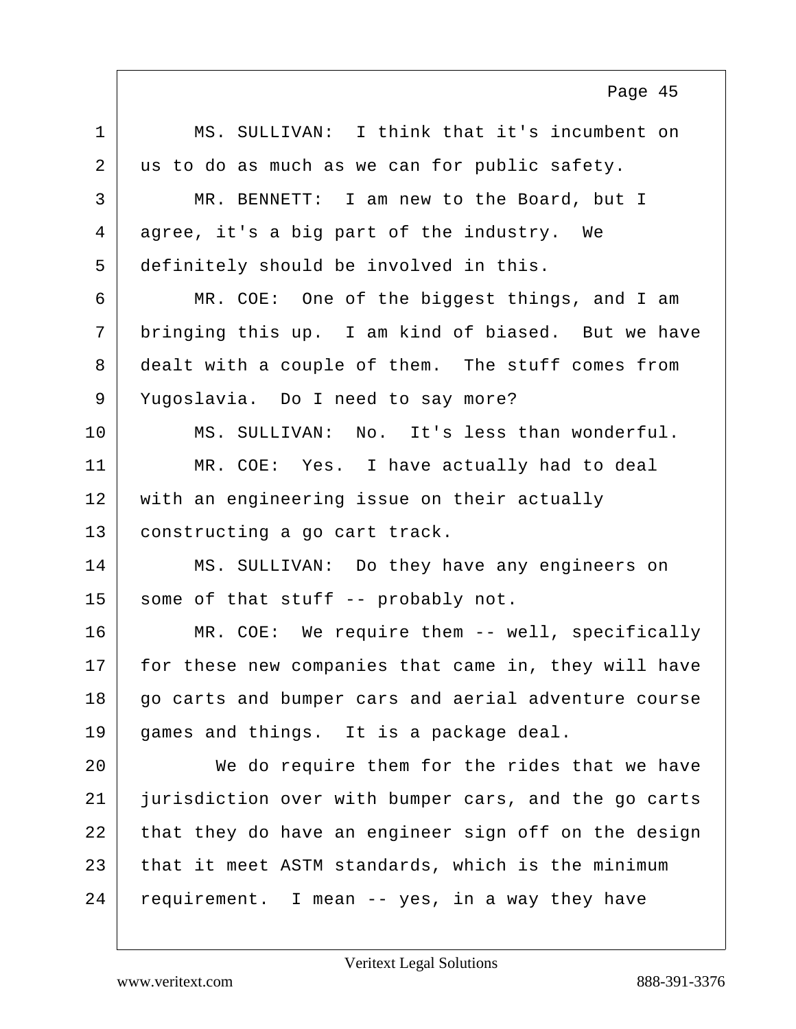MS. SULLIVAN: I think that it's incumbent on us to do as much as we can for public safety.

MR. BENNETT: I am new to the Board, but I agree, it's a big part of the industry. We definitely should be involved in this.

MR. COE: One of the biggest things, and I am bringing this up. I am kind of biased. But we have dealt with a couple of them. The stuff comes from Yugoslavia. Do I need to say more?

MS. SULLIVAN: No. It's less than wonderful.

MR. COE: Yes. I have actually had to deal with an engineering issue on their actually constructing a go cart track.

MS. SULLIVAN: Do they have any engineers on some of that stuff -- probably not.

MR. COE: We require them -- well, specifically for these new companies that came in, they will have go carts and bumper cars and aerial adventure course games and things. It is a package deal.

We do require them for the rides that we have jurisdiction over with bumper cars, and the go carts that they do have an engineer sign off on the design that it meet ASTM standards, which is the minimum requirement. I mean -- yes, in a way they have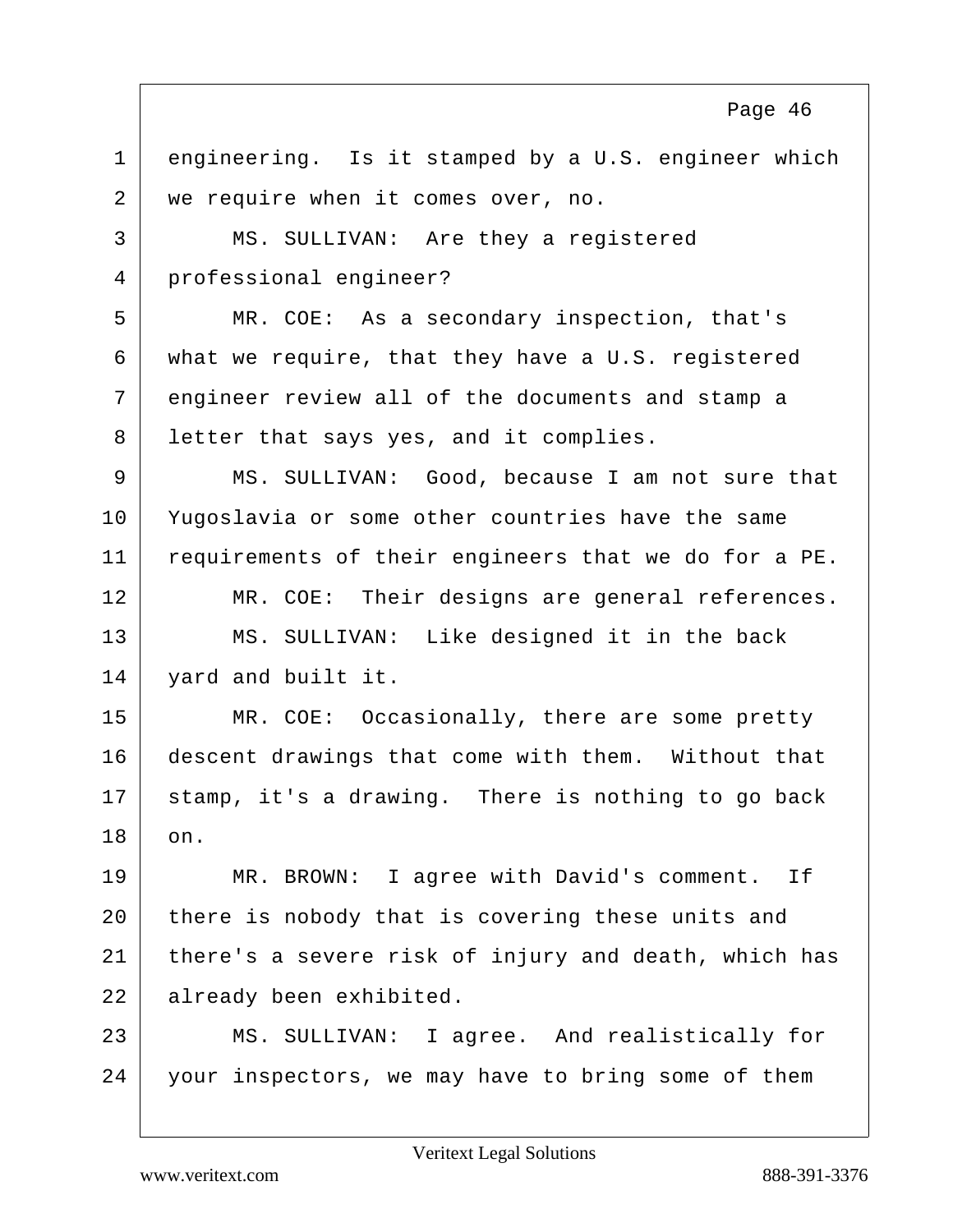engineering. Is it stamped by a U.S. engineer which we require when it comes over, no.

MS. SULLIVAN: Are they a registered professional engineer?

MR. COE: As a secondary inspection, that's what we require, that they have a U.S. registered engineer review all of the documents and stamp a letter that says yes, and it complies.

MS. SULLIVAN: Good, because I am not sure that Yugoslavia or some other countries have the same requirements of their engineers that we do for a PE.

MR. COE: Their designs are general references.

MS. SULLIVAN: Like designed it in the back yard and built it.

MR. COE: Occasionally, there are some pretty descent drawings that come with them. Without that stamp, it's a drawing. There is nothing to go back on.

MR. BROWN: I agree with David's comment. If there is nobody that is covering these units and there's a severe risk of injury and death, which has already been exhibited.

MS. SULLIVAN: I agree. And realistically for your inspectors, we may have to bring some of them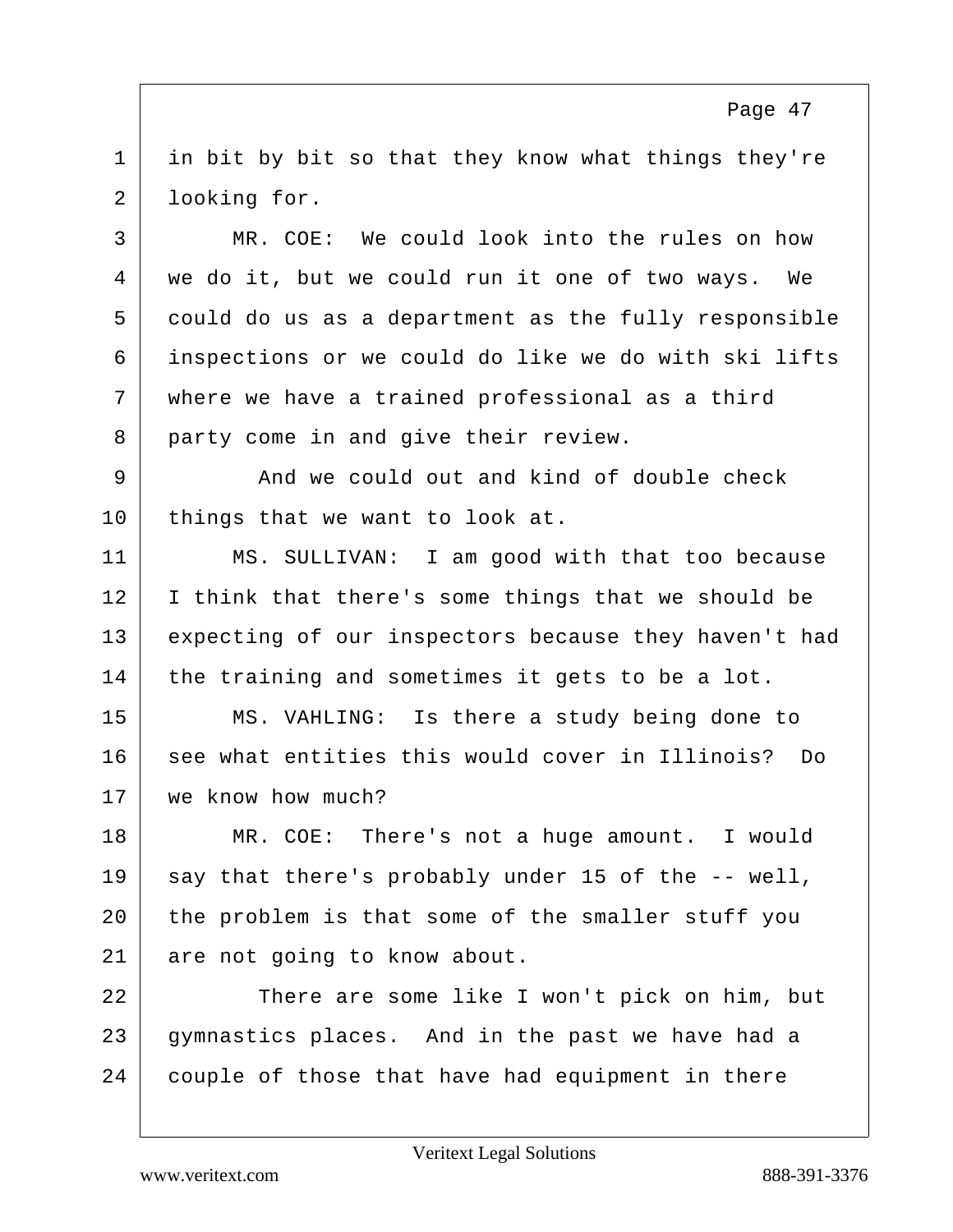in bit by bit so that they know what things they're looking for.

MR. COE: We could look into the rules on how we do it, but we could run it one of two ways. We could do us as a department as the fully responsible inspections or we could do like we do with ski lifts where we have a trained professional as a third party come in and give their review.

And we could out and kind of double check things that we want to look at.

MS. SULLIVAN: I am good with that too because I think that there's some things that we should be expecting of our inspectors because they haven't had the training and sometimes it gets to be a lot.

MS. VAHLING: Is there a study being done to see what entities this would cover in Illinois? Do we know how much?

MR. COE: There's not a huge amount. I would say that there's probably under 15 of the -- well, the problem is that some of the smaller stuff you are not going to know about.

There are some like I won't pick on him, but gymnastics places. And in the past we have had a couple of those that have had equipment in there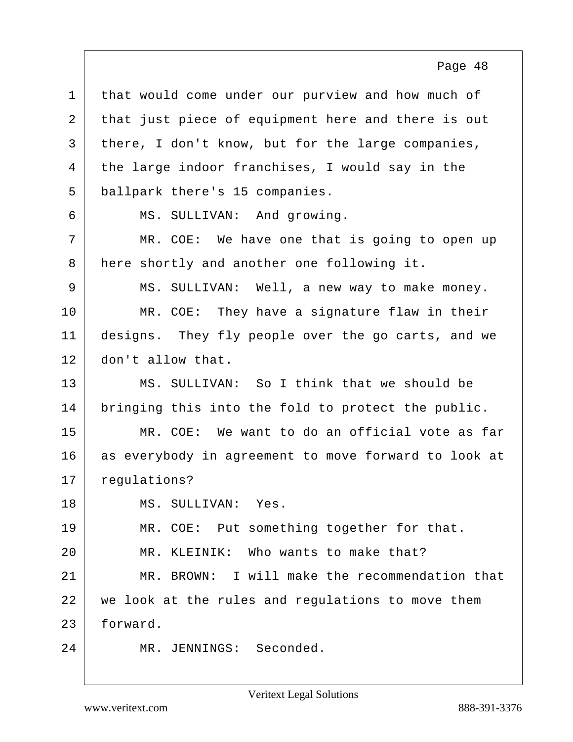that would come under our purview and how much of that just piece of equipment here and there is out there, I don't know, but for the large companies, the large indoor franchises, I would say in the ballpark there's 15 companies.

MS. SULLIVAN: And growing.

MR. COE: We have one that is going to open up here shortly and another one following it.

MS. SULLIVAN: Well, a new way to make money.

MR. COE: They have a signature flaw in their designs. They fly people over the go carts, and we don't allow that.

MS. SULLIVAN: So I think that we should be bringing this into the fold to protect the public.

MR. COE: We want to do an official vote as far as everybody in agreement to move forward to look at regulations?

MS. SULLIVAN: Yes.

MR. COE: Put something together for that.

MR. KLEINIK: Who wants to make that?

MR. BROWN: I will make the recommendation that we look at the rules and regulations to move them forward.

MR. JENNINGS: Seconded.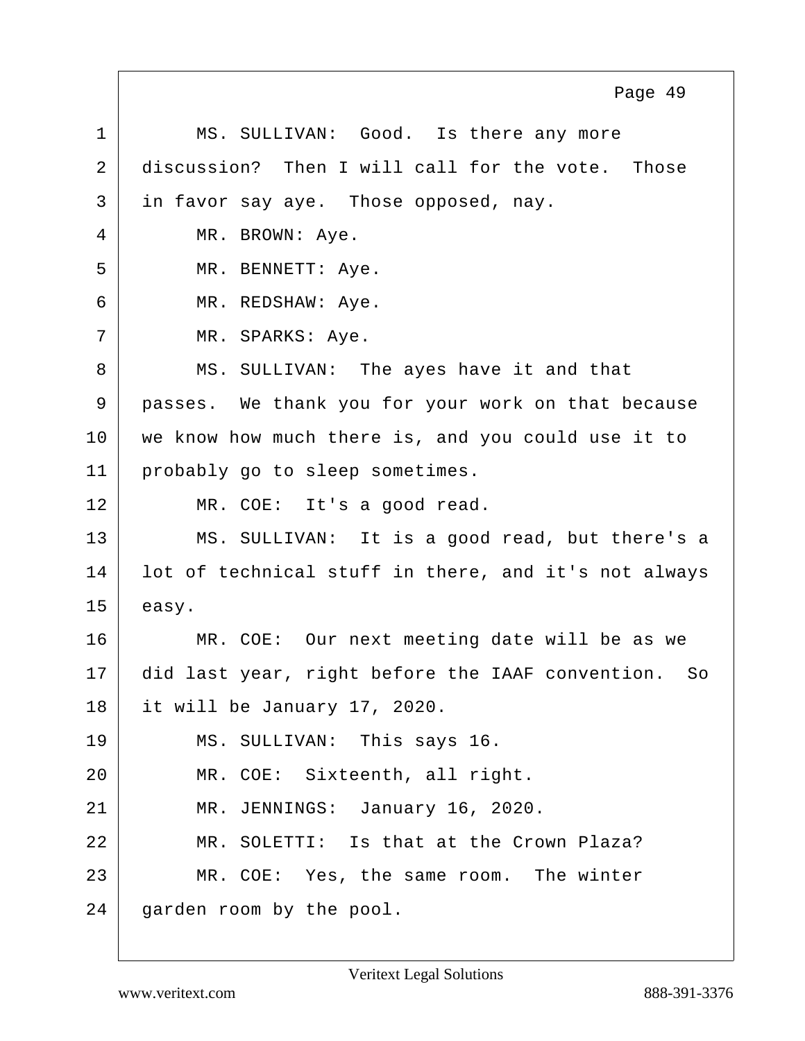MS. SULLIVAN: Good. Is there any more discussion? Then I will call for the vote. Those in favor say aye. Those opposed, nay.

MR. BROWN: Aye.

MR. BENNETT: Aye.

MR. REDSHAW: Aye.

MR. SPARKS: Aye.

MS. SULLIVAN: The ayes have it and that passes. We thank you for your work on that because we know how much there is, and you could use it to probably go to sleep sometimes.

MR. COE: It's a good read.

MS. SULLIVAN: It is a good read, but there's a lot of technical stuff in there, and it's not always easy.

MR. COE: Our next meeting date will be as we did last year, right before the IAAF convention. So it will be January 17, 2020.

MS. SULLIVAN: This says 16.

MR. COE: Sixteenth, all right.

MR. JENNINGS: January 16, 2020.

MR. SOLETTI: Is that at the Crown Plaza?

MR. COE: Yes, the same room. The winter garden room by the pool.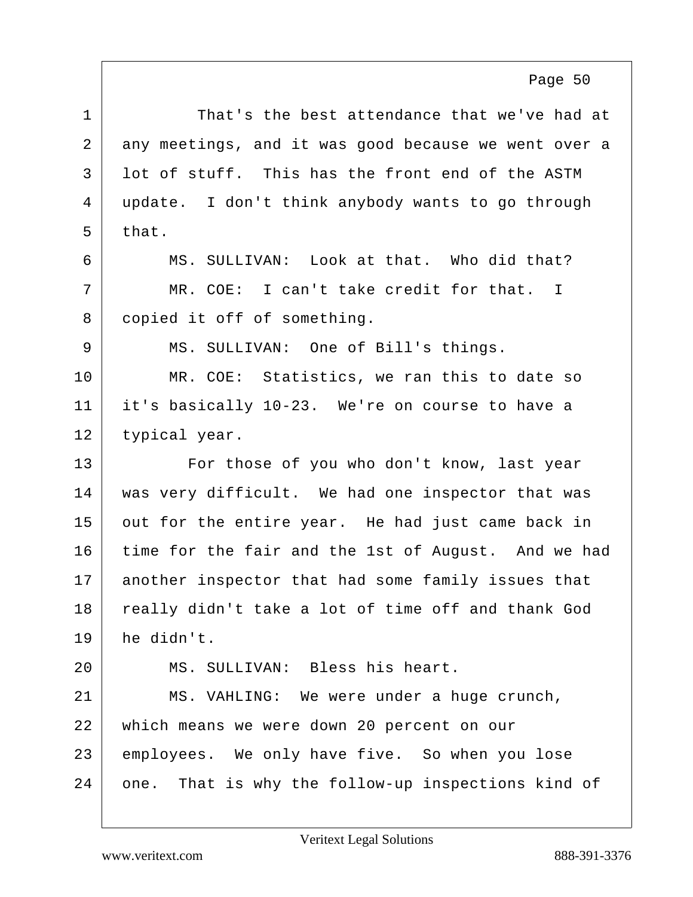That's the best attendance that we've had at any meetings, and it was good because we went over a lot of stuff. This has the front end of the ASTM update. I don't think anybody wants to go through that.

MS. SULLIVAN: Look at that. Who did that?

MR. COE: I can't take credit for that. I copied it off of something.

MS. SULLIVAN: One of Bill's things.

MR. COE: Statistics, we ran this to date so it's basically 10-23. We're on course to have a typical year.

For those of you who don't know, last year was very difficult. We had one inspector that was out for the entire year. He had just came back in time for the fair and the 1st of August. And we had another inspector that had some family issues that really didn't take a lot of time off and thank God he didn't.

MS. SULLIVAN: Bless his heart.

MS. VAHLING: We were under a huge crunch, which means we were down 20 percent on our employees. We only have five. So when you lose one. That is why the follow-up inspections kind of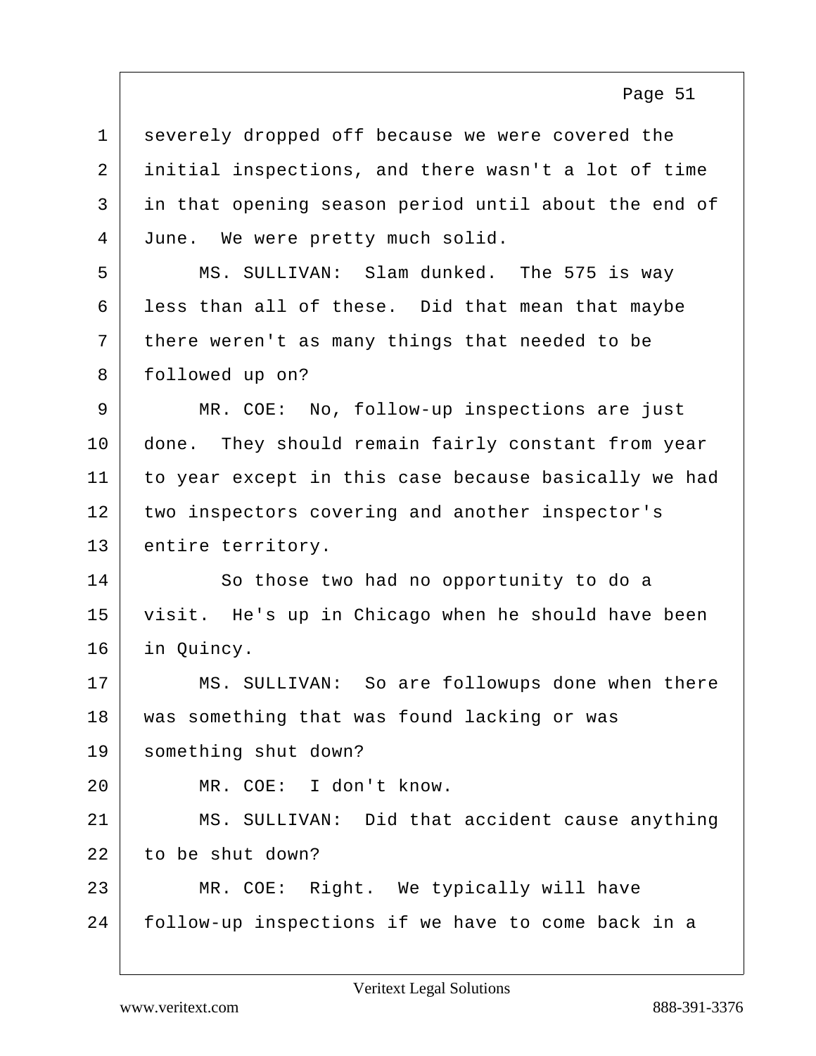severely dropped off because we were covered the initial inspections, and there wasn't a lot of time in that opening season period until about the end of June. We were pretty much solid.

MS. SULLIVAN: Slam dunked. The 575 is way less than all of these. Did that mean that maybe there weren't as many things that needed to be followed up on?

MR. COE: No, follow-up inspections are just done. They should remain fairly constant from year to year except in this case because basically we had two inspectors covering and another inspector's entire territory.

So those two had no opportunity to do a visit. He's up in Chicago when he should have been in Quincy.

MS. SULLIVAN: So are followups done when there was something that was found lacking or was something shut down?

MR. COE: I don't know.

MS. SULLIVAN: Did that accident cause anything to be shut down?

MR. COE: Right. We typically will have follow-up inspections if we have to come back in a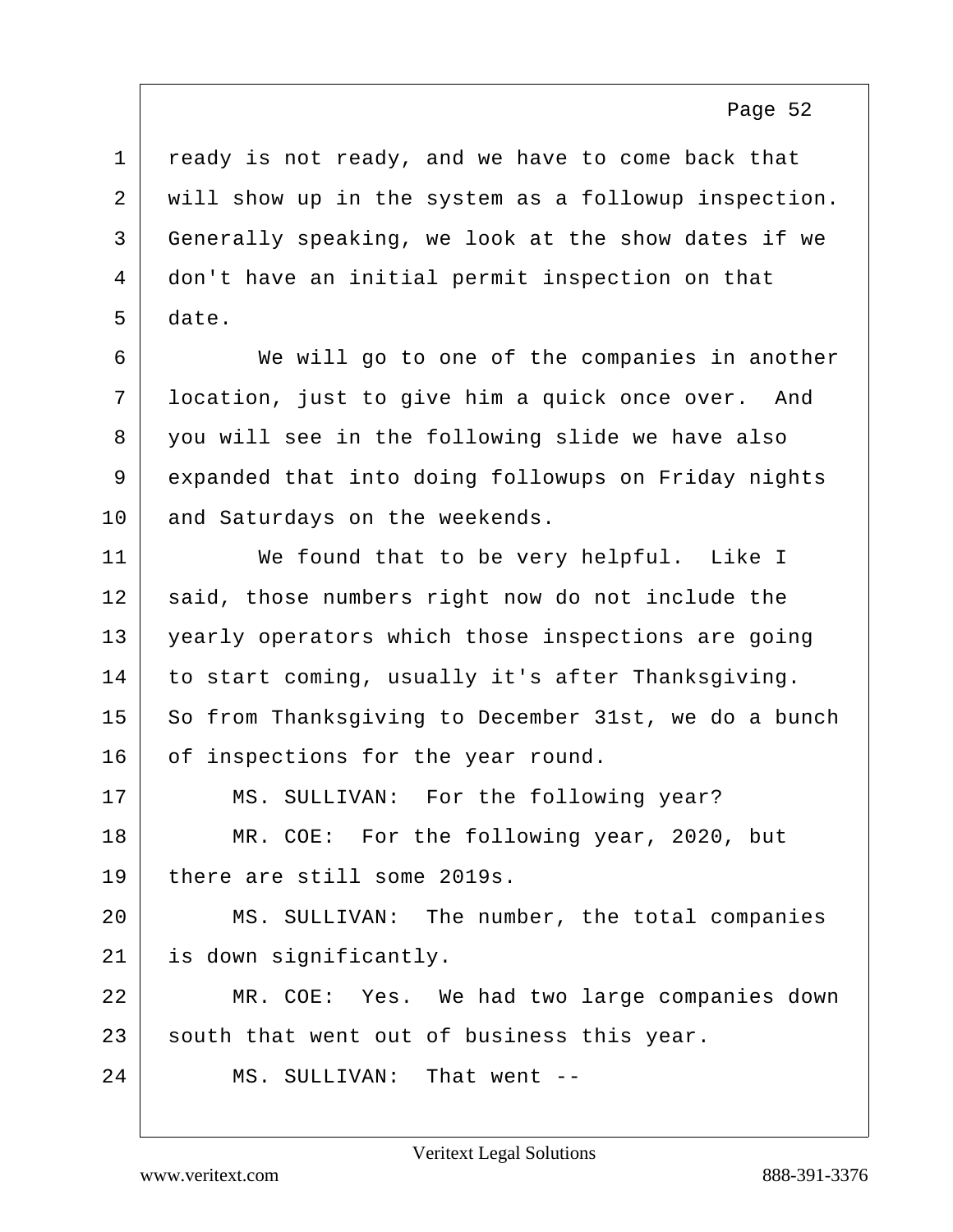ready is not ready, and we have to come back that will show up in the system as a followup inspection. Generally speaking, we look at the show dates if we don't have an initial permit inspection on that date.

We will go to one of the companies in another location, just to give him a quick once over. And you will see in the following slide we have also expanded that into doing followups on Friday nights and Saturdays on the weekends.

We found that to be very helpful. Like I said, those numbers right now do not include the yearly operators which those inspections are going to start coming, usually it's after Thanksgiving. So from Thanksgiving to December 31st, we do a bunch of inspections for the year round.

MS. SULLIVAN: For the following year?

MR. COE: For the following year, 2020, but there are still some 2019s.

MS. SULLIVAN: The number, the total companies is down significantly.

MR. COE: Yes. We had two large companies down south that went out of business this year.

MS. SULLIVAN: That went --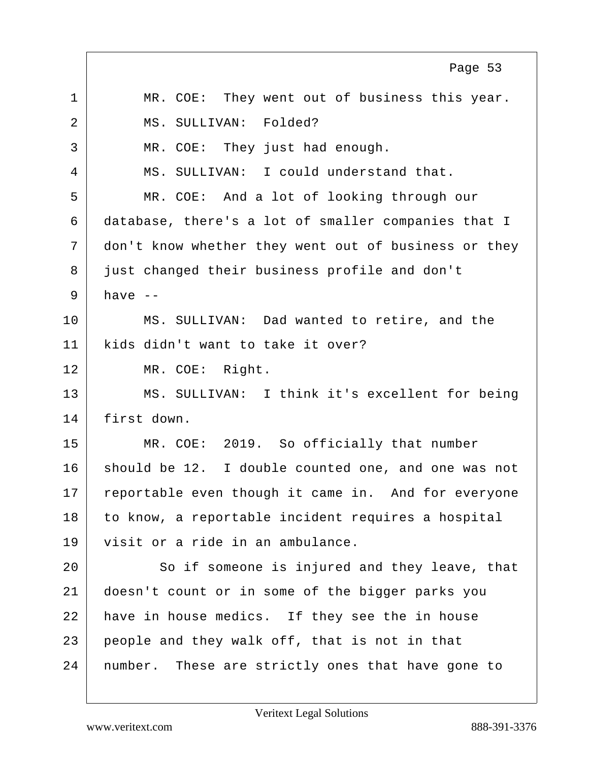MR. COE: They went out of business this year.

MS. SULLIVAN: Folded?

MR. COE: They just had enough.

MS. SULLIVAN: I could understand that.

MR. COE: And a lot of looking through our database, there's a lot of smaller companies that I don't know whether they went out of business or they just changed their business profile and don't have --

MS. SULLIVAN: Dad wanted to retire, and the kids didn't want to take it over?

MR. COE: Right.

MS. SULLIVAN: I think it's excellent for being first down.

MR. COE: 2019. So officially that number should be 12. I double counted one, and one was not reportable even though it came in. And for everyone to know, a reportable incident requires a hospital visit or a ride in an ambulance.

So if someone is injured and they leave, that doesn't count or in some of the bigger parks you have in house medics. If they see the in house people and they walk off, that is not in that number. These are strictly ones that have gone to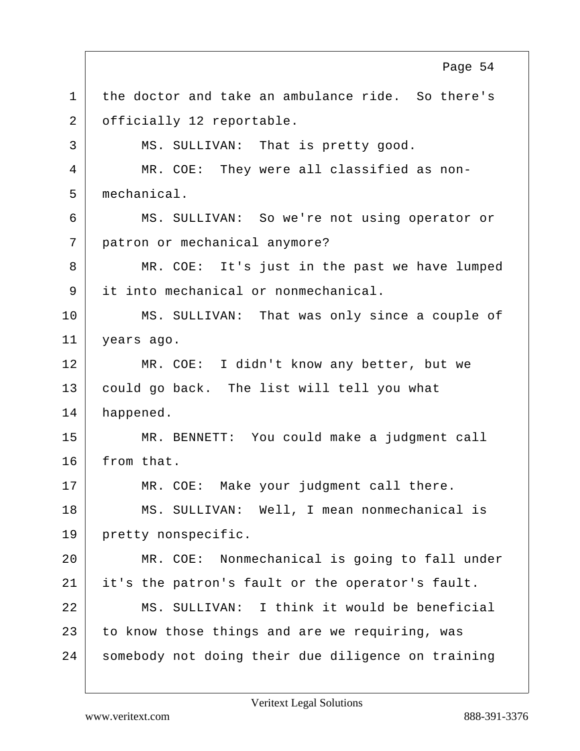the doctor and take an ambulance ride. So there's officially 12 reportable.

MS. SULLIVAN: That is pretty good.

MR. COE: They were all classified as non-mechanical.

MS. SULLIVAN: So we're not using operator or patron or mechanical anymore?

MR. COE: It's just in the past we have lumped it into mechanical or nonmechanical.

MS. SULLIVAN: That was only since a couple of years ago.

MR. COE: I didn't know any better, but we could go back. The list will tell you what happened.

MR. BENNETT: You could make a judgment call from that.

MR. COE: Make your judgment call there.

MS. SULLIVAN: Well, I mean nonmechanical is pretty nonspecific.

MR. COE: Nonmechanical is going to fall under it's the patron's fault or the operator's fault.

MS. SULLIVAN: I think it would be beneficial to know those things and are we requiring, was somebody not doing their due diligence on training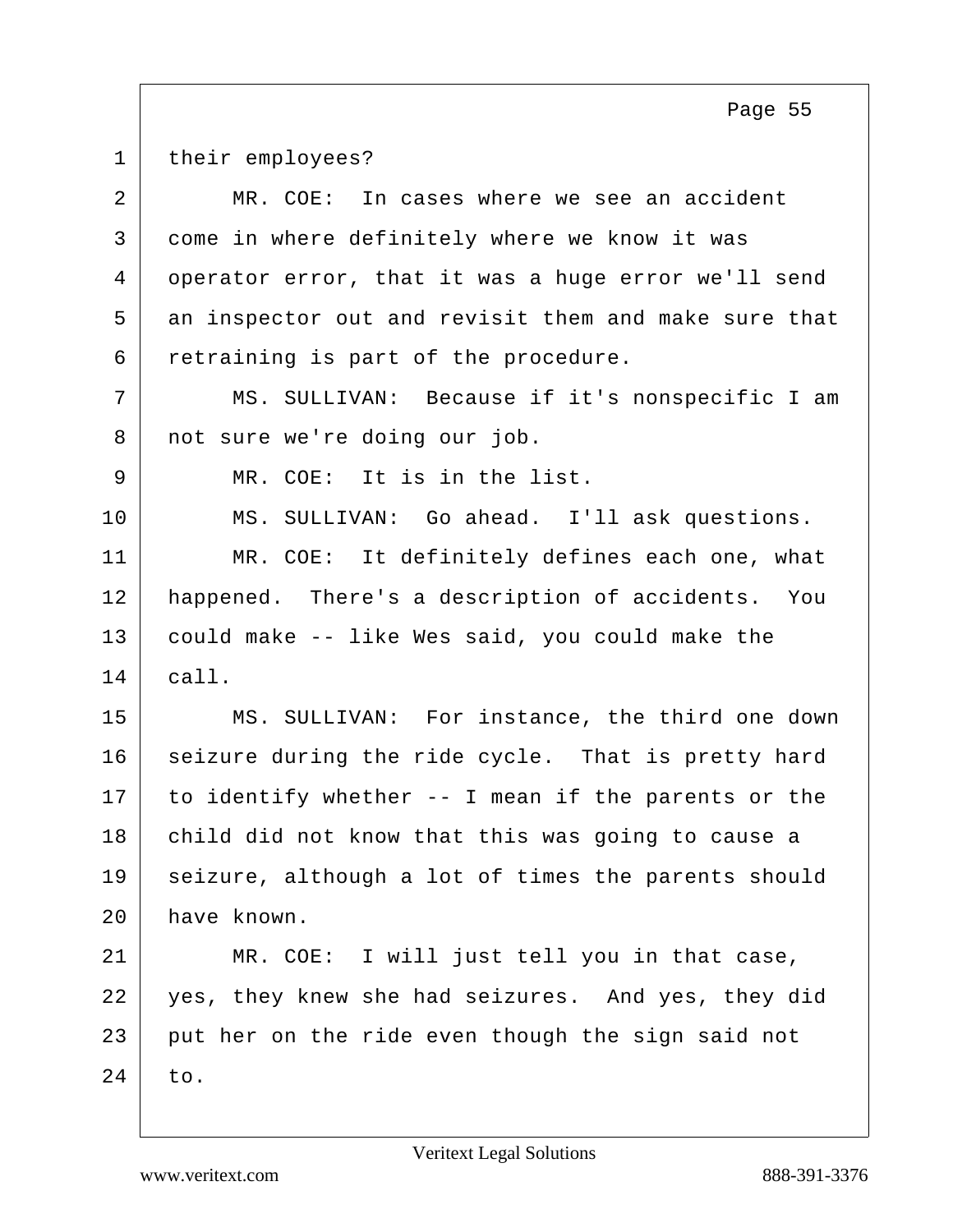their employees?

MR. COE: In cases where we see an accident come in where definitely where we know it was operator error, that it was a huge error we'll send an inspector out and revisit them and make sure that retraining is part of the procedure.

MS. SULLIVAN: Because if it's nonspecific I am not sure we're doing our job.

MR. COE: It is in the list.

MS. SULLIVAN: Go ahead. I'll ask questions.

MR. COE: It definitely defines each one, what happened. There's a description of accidents. You could make -- like Wes said, you could make the call.

MS. SULLIVAN: For instance, the third one down seizure during the ride cycle. That is pretty hard to identify whether -- I mean if the parents or the child did not know that this was going to cause a seizure, although a lot of times the parents should have known.

MR. COE: I will just tell you in that case, yes, they knew she had seizures. And yes, they did put her on the ride even though the sign said not to.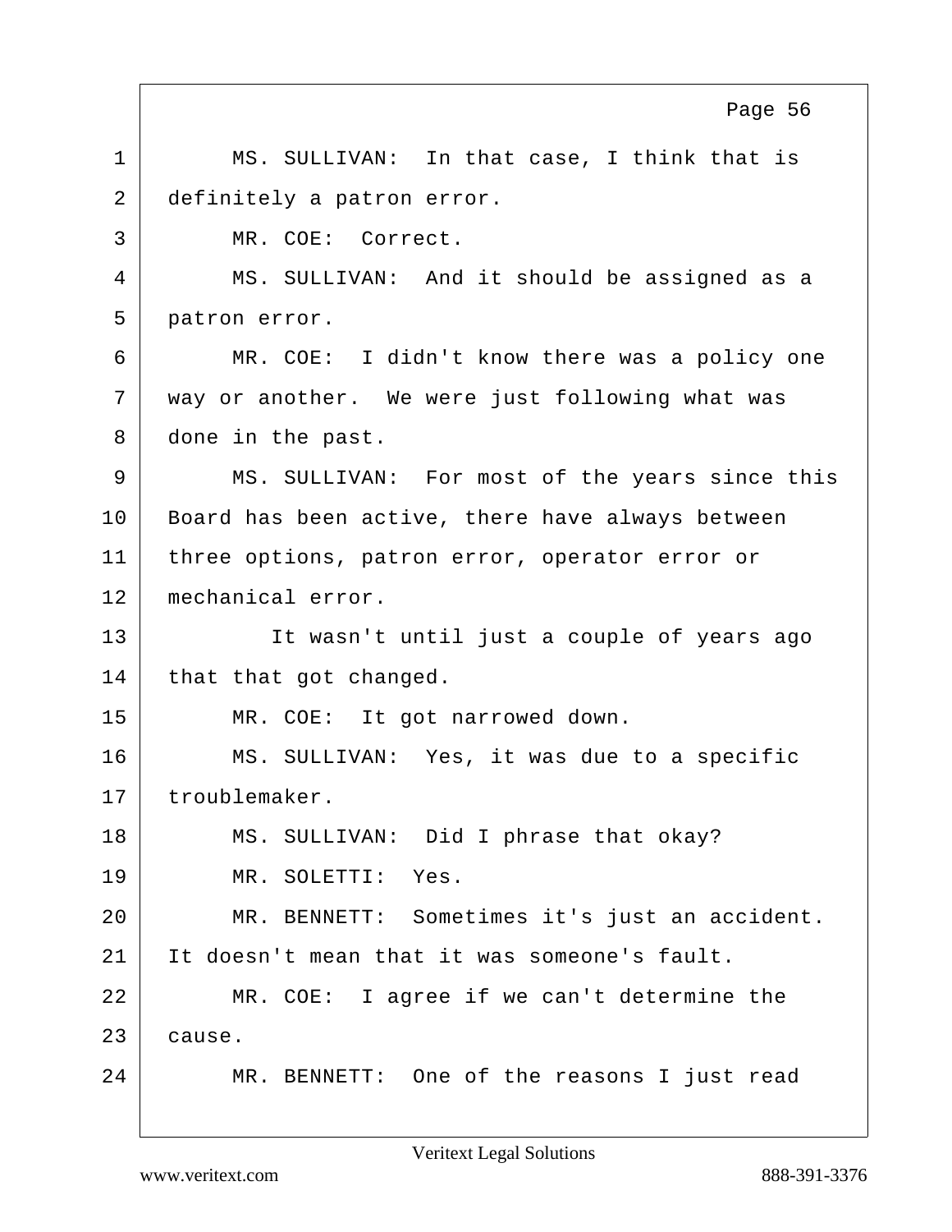MS. SULLIVAN: In that case, I think that is definitely a patron error.

MR. COE: Correct.

MS. SULLIVAN: And it should be assigned as a patron error.

MR. COE: I didn't know there was a policy one way or another. We were just following what was done in the past.

MS. SULLIVAN: For most of the years since this Board has been active, there have always between three options, patron error, operator error or mechanical error.

It wasn't until just a couple of years ago that that got changed.

MR. COE: It got narrowed down.

MS. SULLIVAN: Yes, it was due to a specific troublemaker.

MS. SULLIVAN: Did I phrase that okay?

MR. SOLETTI: Yes.

MR. BENNETT: Sometimes it's just an accident. It doesn't mean that it was someone's fault.

MR. COE: I agree if we can't determine the cause.

MR. BENNETT: One of the reasons I just read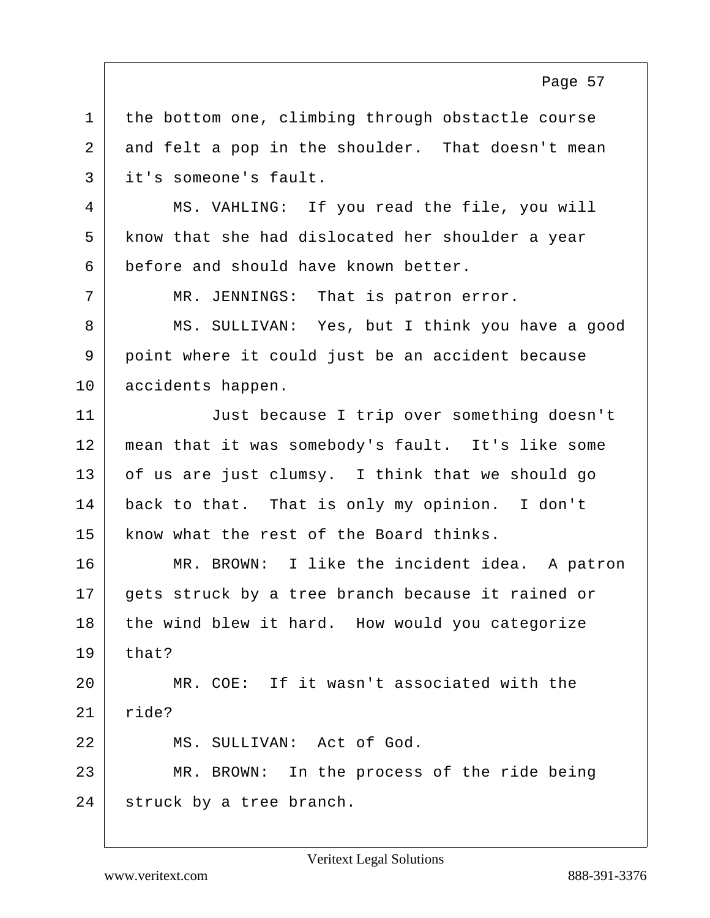1 the bottom one, climbing through obstactle course
2 and felt a pop in the shoulder. That doesn't mean
3 it's someone's fault.

4 MS. VAHLING: If you read the file, you will
5 know that she had dislocated her shoulder a year
6 before and should have known better.

7 MR. JENNINGS: That is patron error.

8 MS. SULLIVAN: Yes, but I think you have a good
9 point where it could just be an accident because
10 accidents happen.

11 Just because I trip over something doesn't
12 mean that it was somebody's fault. It's like some
13 of us are just clumsy. I think that we should go
14 back to that. That is only my opinion. I don't
15 know what the rest of the Board thinks.

16 MR. BROWN: I like the incident idea. A patron
17 gets struck by a tree branch because it rained or
18 the wind blew it hard. How would you categorize
19 that?

20 MR. COE: If it wasn't associated with the
21 ride?

22 MS. SULLIVAN: Act of God.

23 MR. BROWN: In the process of the ride being
24 struck by a tree branch.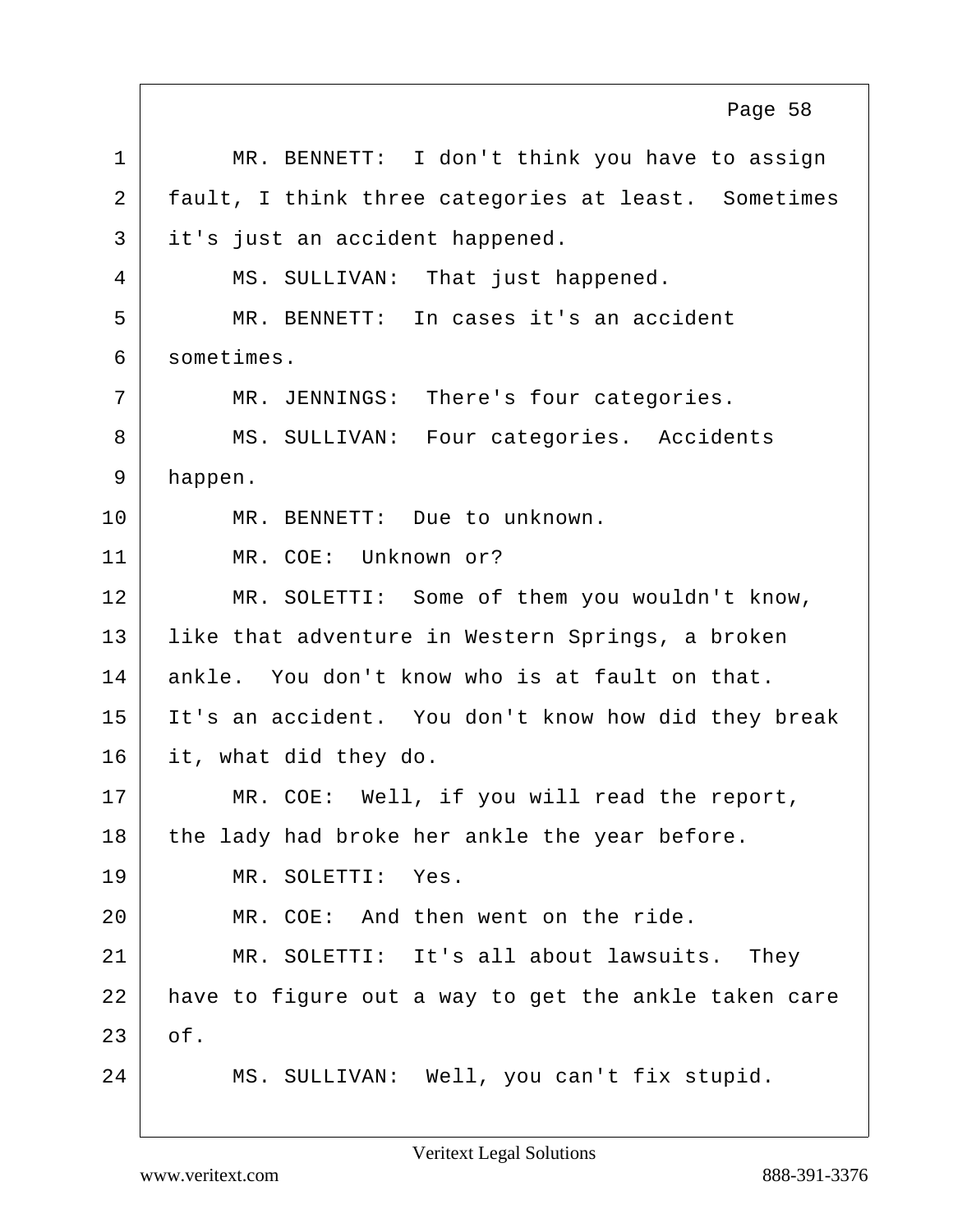1 MR. BENNETT: I don't think you have to assign
2 fault, I think three categories at least. Sometimes
3 it's just an accident happened.
4 MS. SULLIVAN: That just happened.
5 MR. BENNETT: In cases it's an accident
6 sometimes.
7 MR. JENNINGS: There's four categories.
8 MS. SULLIVAN: Four categories. Accidents
9 happen.
10 MR. BENNETT: Due to unknown.
11 MR. COE: Unknown or?
12 MR. SOLETTI: Some of them you wouldn't know,
13 like that adventure in Western Springs, a broken
14 ankle. You don't know who is at fault on that.
15 It's an accident. You don't know how did they break
16 it, what did they do.
17 MR. COE: Well, if you will read the report,
18 the lady had broke her ankle the year before.
19 MR. SOLETTI: Yes.
20 MR. COE: And then went on the ride.
21 MR. SOLETTI: It's all about lawsuits. They
22 have to figure out a way to get the ankle taken care
23 of.
24 MS. SULLIVAN: Well, you can't fix stupid.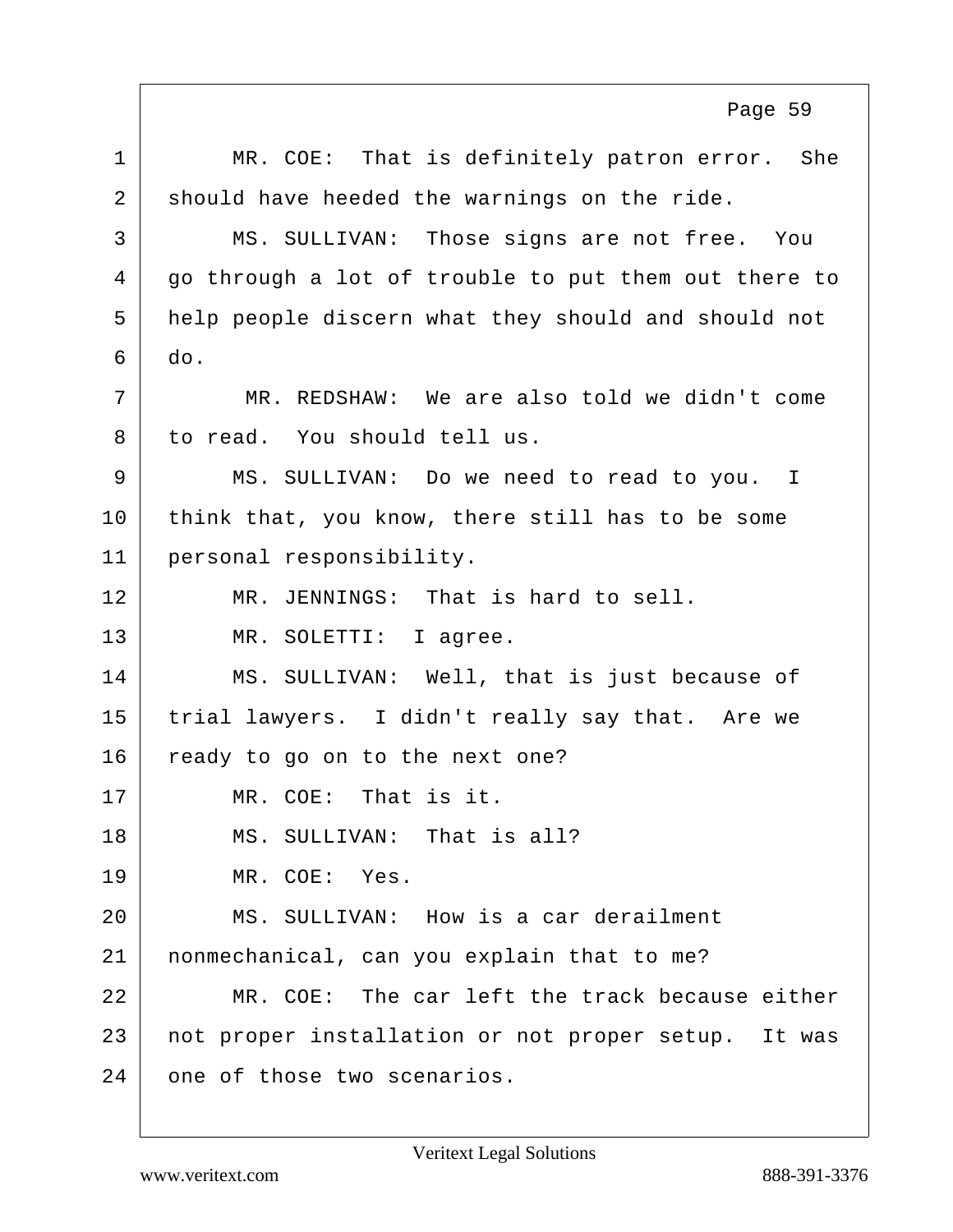MR. COE: That is definitely patron error. She should have heeded the warnings on the ride.

MS. SULLIVAN: Those signs are not free. You go through a lot of trouble to put them out there to help people discern what they should and should not do.

MR. REDSHAW: We are also told we didn't come to read. You should tell us.

MS. SULLIVAN: Do we need to read to you. I think that, you know, there still has to be some personal responsibility.

MR. JENNINGS: That is hard to sell.

MR. SOLETTI: I agree.

MS. SULLIVAN: Well, that is just because of trial lawyers. I didn't really say that. Are we ready to go on to the next one?

MR. COE: That is it.

MS. SULLIVAN: That is all?

MR. COE: Yes.

MS. SULLIVAN: How is a car derailment nonmechanical, can you explain that to me?

MR. COE: The car left the track because either not proper installation or not proper setup. It was one of those two scenarios.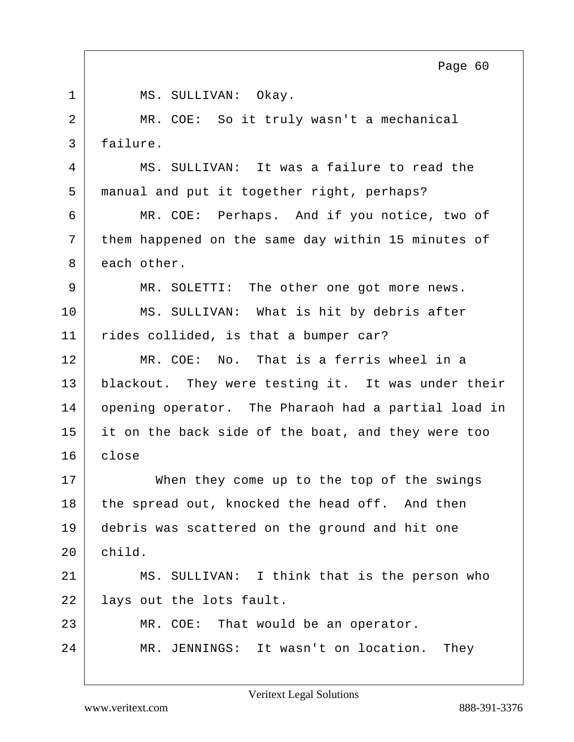1 MS. SULLIVAN: Okay.

2 MR. COE: So it truly wasn't a mechanical

3 failure.

4 MS. SULLIVAN: It was a failure to read the

5 manual and put it together right, perhaps?

6 MR. COE: Perhaps. And if you notice, two of

7 them happened on the same day within 15 minutes of

8 each other.

9 MR. SOLETTI: The other one got more news.

10 MS. SULLIVAN: What is hit by debris after

11 rides collided, is that a bumper car?

12 MR. COE: No. That is a ferris wheel in a

13 blackout. They were testing it. It was under their

14 opening operator. The Pharaoh had a partial load in

15 it on the back side of the boat, and they were too

16 close

17 When they come up to the top of the swings

18 the spread out, knocked the head off. And then

19 debris was scattered on the ground and hit one

20 child.

21 MS. SULLIVAN: I think that is the person who

22 lays out the lots fault.

23 MR. COE: That would be an operator.

24 MR. JENNINGS: It wasn't on location. They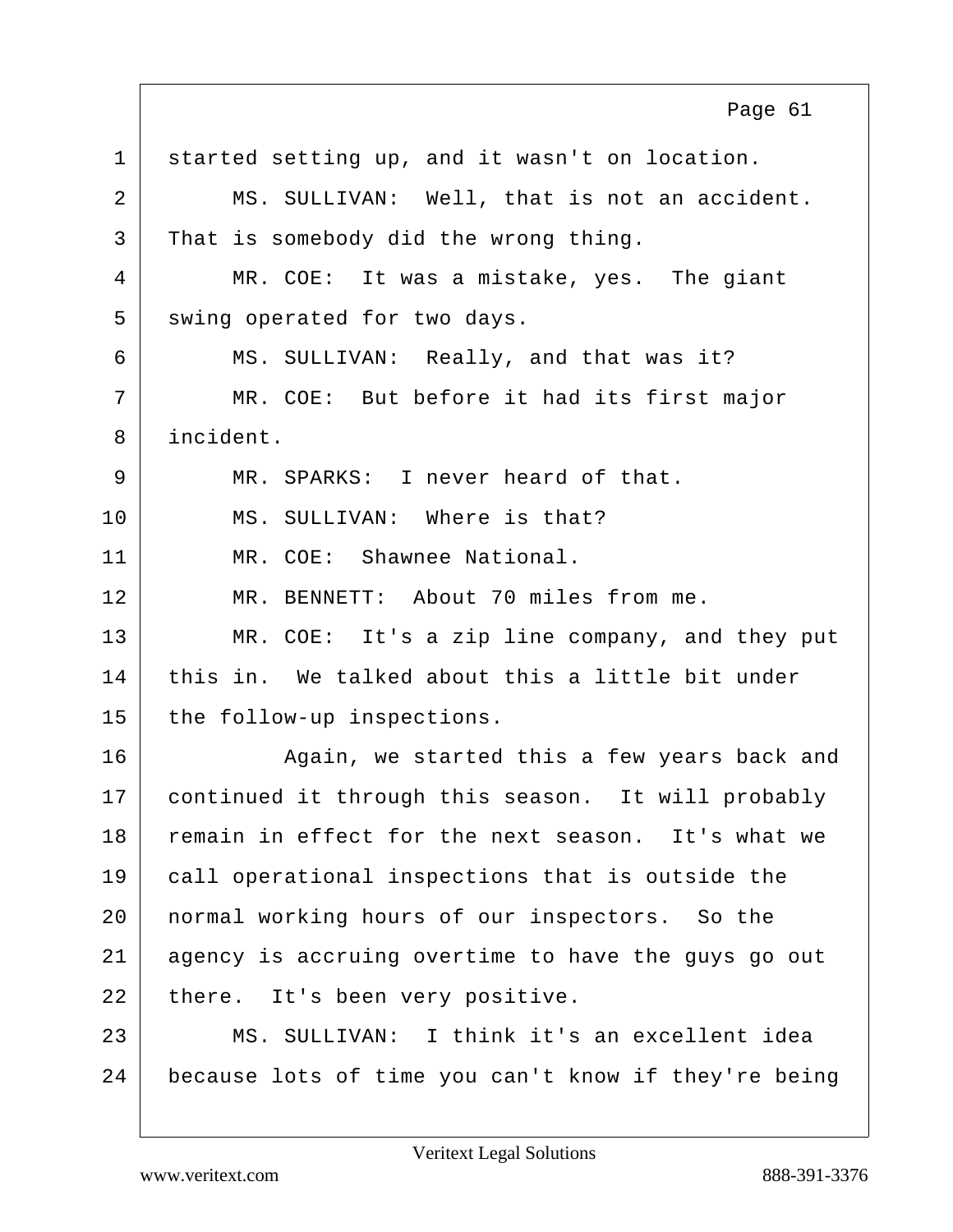started setting up, and it wasn't on location.

MS. SULLIVAN: Well, that is not an accident. That is somebody did the wrong thing.

MR. COE: It was a mistake, yes. The giant swing operated for two days.

MS. SULLIVAN: Really, and that was it?

MR. COE: But before it had its first major incident.

MR. SPARKS: I never heard of that.

MS. SULLIVAN: Where is that?

MR. COE: Shawnee National.

MR. BENNETT: About 70 miles from me.

MR. COE: It's a zip line company, and they put this in. We talked about this a little bit under the follow-up inspections.

Again, we started this a few years back and continued it through this season. It will probably remain in effect for the next season. It's what we call operational inspections that is outside the normal working hours of our inspectors. So the agency is accruing overtime to have the guys go out there. It's been very positive.

MS. SULLIVAN: I think it's an excellent idea because lots of time you can't know if they're being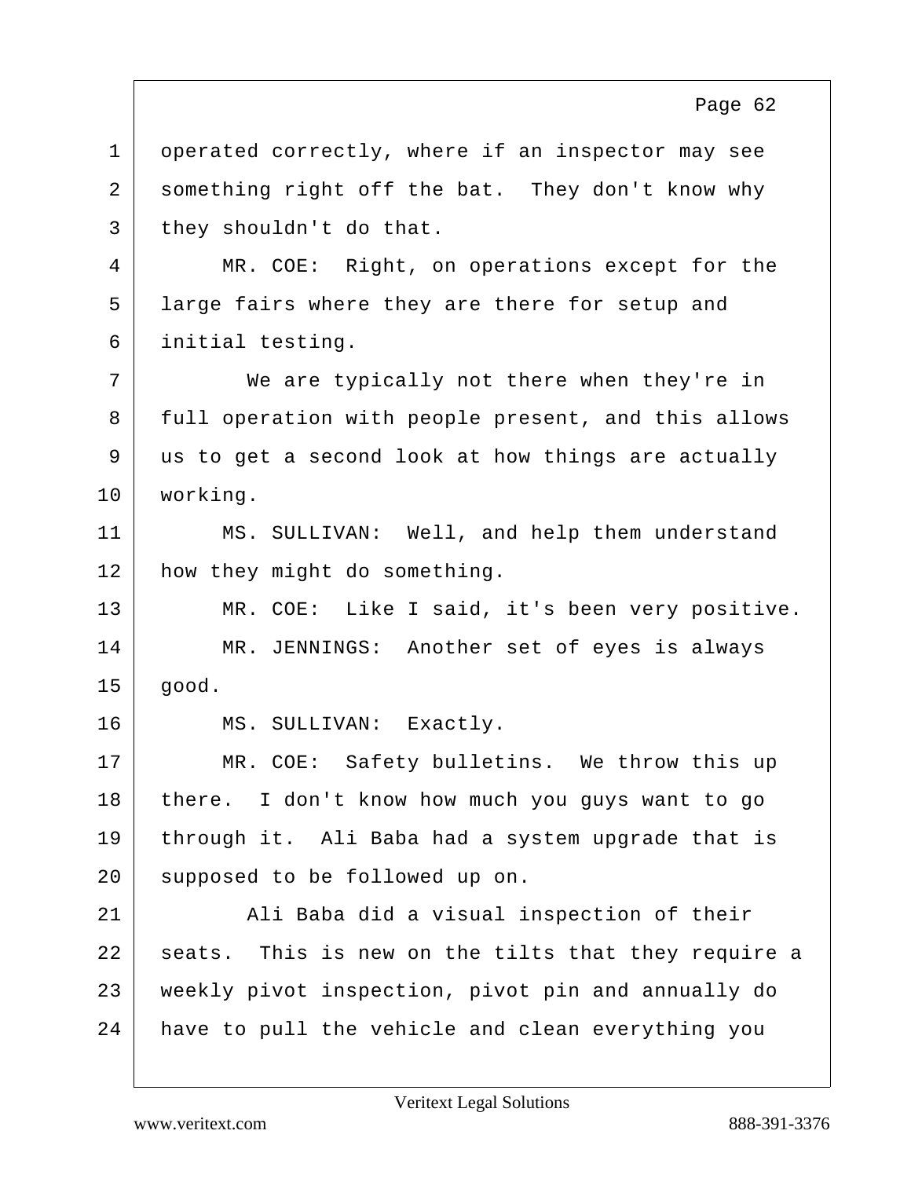operated correctly, where if an inspector may see something right off the bat. They don't know why they shouldn't do that.

MR. COE: Right, on operations except for the large fairs where they are there for setup and initial testing.

We are typically not there when they're in full operation with people present, and this allows us to get a second look at how things are actually working.

MS. SULLIVAN: Well, and help them understand how they might do something.

MR. COE: Like I said, it's been very positive.

MR. JENNINGS: Another set of eyes is always good.

MS. SULLIVAN: Exactly.

MR. COE: Safety bulletins. We throw this up there. I don't know how much you guys want to go through it. Ali Baba had a system upgrade that is supposed to be followed up on.

Ali Baba did a visual inspection of their seats. This is new on the tilts that they require a weekly pivot inspection, pivot pin and annually do have to pull the vehicle and clean everything you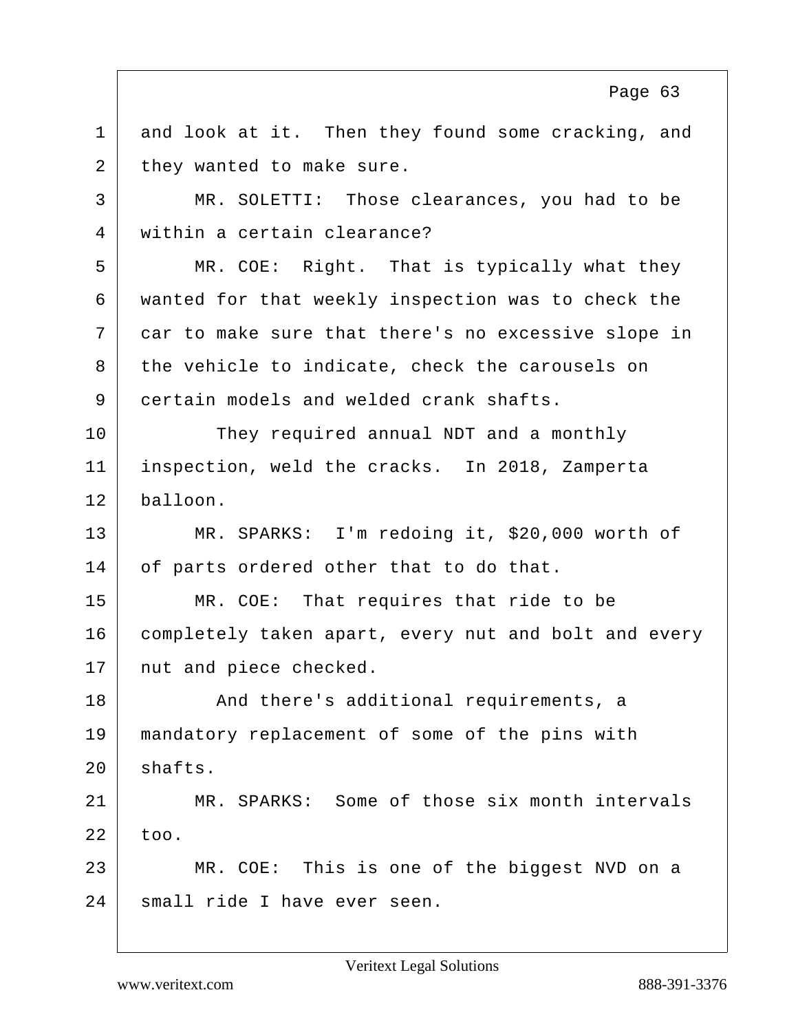and look at it. Then they found some cracking, and they wanted to make sure.

MR. SOLETTI: Those clearances, you had to be within a certain clearance?

MR. COE: Right. That is typically what they wanted for that weekly inspection was to check the car to make sure that there's no excessive slope in the vehicle to indicate, check the carousels on certain models and welded crank shafts.

They required annual NDT and a monthly inspection, weld the cracks. In 2018, Zamperta balloon.

MR. SPARKS: I'm redoing it, $20,000 worth of of parts ordered other that to do that.

MR. COE: That requires that ride to be completely taken apart, every nut and bolt and every nut and piece checked.

And there's additional requirements, a mandatory replacement of some of the pins with shafts.

MR. SPARKS: Some of those six month intervals too.

MR. COE: This is one of the biggest NVD on a small ride I have ever seen.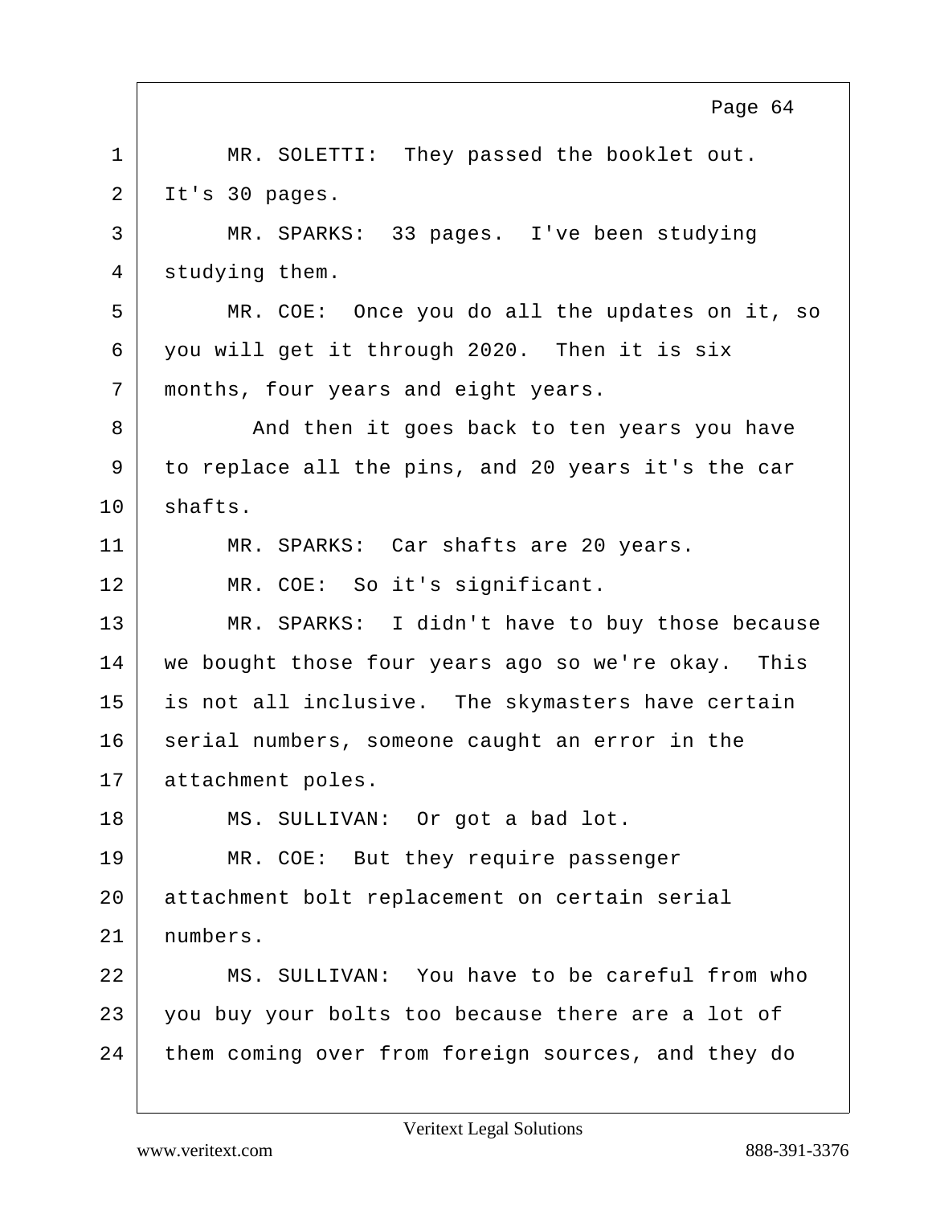MR. SOLETTI: They passed the booklet out. It's 30 pages.

MR. SPARKS: 33 pages. I've been studying studying them.

MR. COE: Once you do all the updates on it, so you will get it through 2020. Then it is six months, four years and eight years.

And then it goes back to ten years you have to replace all the pins, and 20 years it's the car shafts.

MR. SPARKS: Car shafts are 20 years.

MR. COE: So it's significant.

MR. SPARKS: I didn't have to buy those because we bought those four years ago so we're okay. This is not all inclusive. The skymasters have certain serial numbers, someone caught an error in the attachment poles.

MS. SULLIVAN: Or got a bad lot.

MR. COE: But they require passenger attachment bolt replacement on certain serial numbers.

MS. SULLIVAN: You have to be careful from who you buy your bolts too because there are a lot of them coming over from foreign sources, and they do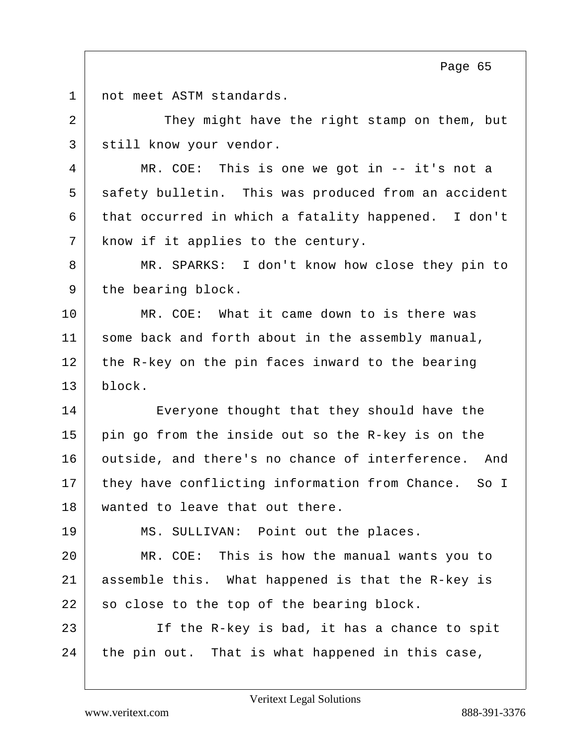not meet ASTM standards.

They might have the right stamp on them, but still know your vendor.

MR. COE: This is one we got in -- it's not a safety bulletin. This was produced from an accident that occurred in which a fatality happened. I don't know if it applies to the century.

MR. SPARKS: I don't know how close they pin to the bearing block.

MR. COE: What it came down to is there was some back and forth about in the assembly manual, the R-key on the pin faces inward to the bearing block.

Everyone thought that they should have the pin go from the inside out so the R-key is on the outside, and there's no chance of interference. And they have conflicting information from Chance. So I wanted to leave that out there.

MS. SULLIVAN: Point out the places.

MR. COE: This is how the manual wants you to assemble this. What happened is that the R-key is so close to the top of the bearing block.

If the R-key is bad, it has a chance to spit the pin out. That is what happened in this case,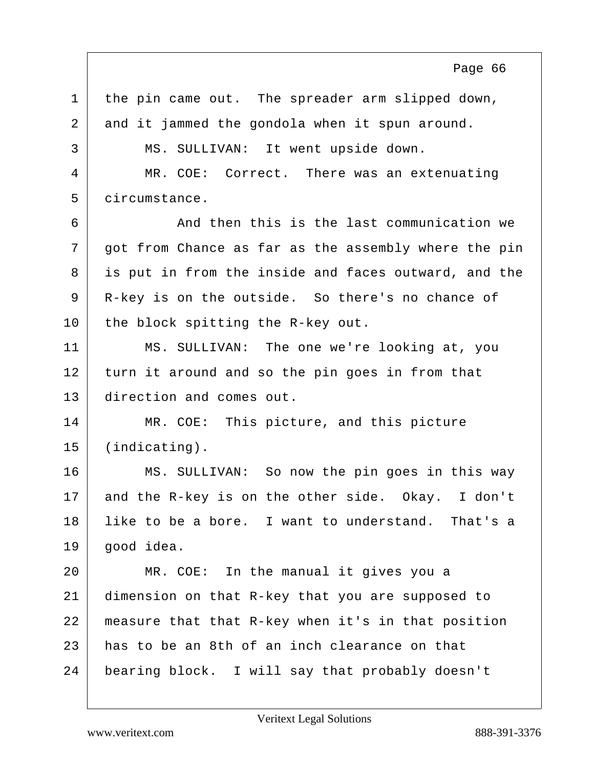the pin came out. The spreader arm slipped down, and it jammed the gondola when it spun around.

MS. SULLIVAN: It went upside down.

MR. COE: Correct. There was an extenuating circumstance.

And then this is the last communication we got from Chance as far as the assembly where the pin is put in from the inside and faces outward, and the R-key is on the outside. So there's no chance of the block spitting the R-key out.

MS. SULLIVAN: The one we're looking at, you turn it around and so the pin goes in from that direction and comes out.

MR. COE: This picture, and this picture (indicating).

MS. SULLIVAN: So now the pin goes in this way and the R-key is on the other side. Okay. I don't like to be a bore. I want to understand. That's a good idea.

MR. COE: In the manual it gives you a dimension on that R-key that you are supposed to measure that that R-key when it's in that position has to be an 8th of an inch clearance on that bearing block. I will say that probably doesn't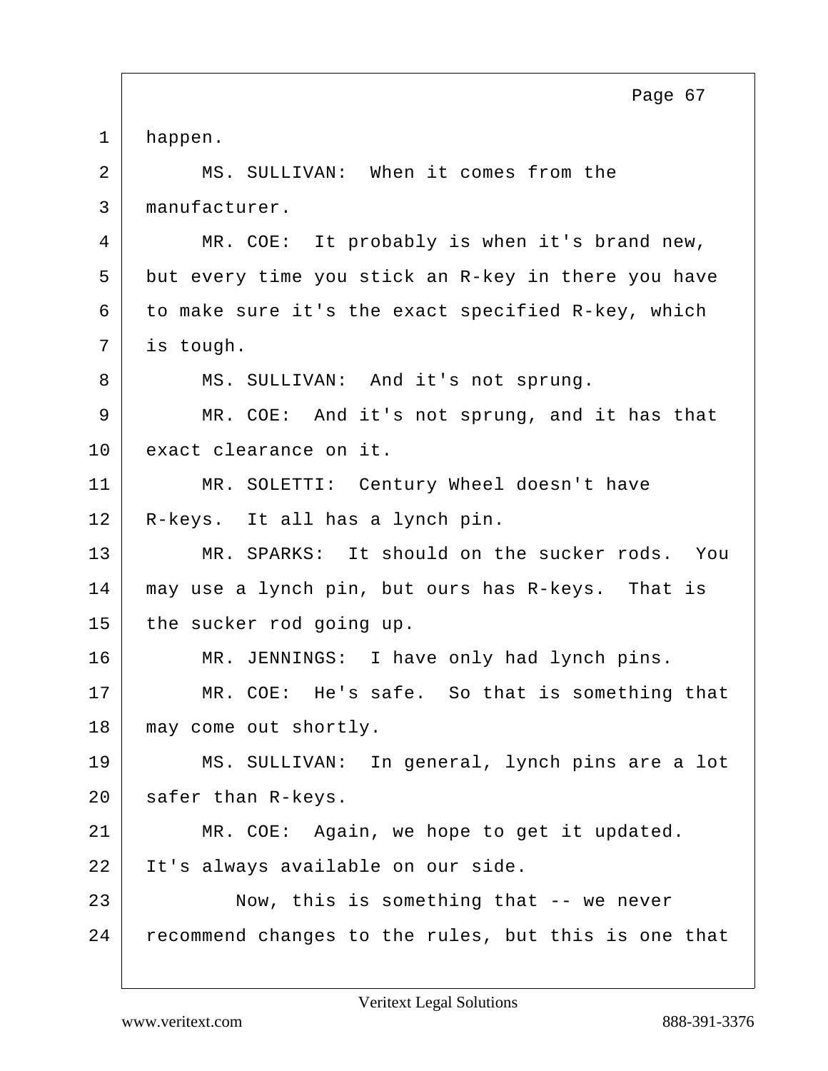1 happen.

2 MS. SULLIVAN: When it comes from the

3 manufacturer.

4 MR. COE: It probably is when it's brand new,

5 but every time you stick an R-key in there you have

6 to make sure it's the exact specified R-key, which

7 is tough.

8 MS. SULLIVAN: And it's not sprung.

9 MR. COE: And it's not sprung, and it has that

10 exact clearance on it.

11 MR. SOLETTI: Century Wheel doesn't have

12 R-keys. It all has a lynch pin.

13 MR. SPARKS: It should on the sucker rods. You

14 may use a lynch pin, but ours has R-keys. That is

15 the sucker rod going up.

16 MR. JENNINGS: I have only had lynch pins.

17 MR. COE: He's safe. So that is something that

18 may come out shortly.

19 MS. SULLIVAN: In general, lynch pins are a lot

20 safer than R-keys.

21 MR. COE: Again, we hope to get it updated.

22 It's always available on our side.

23 Now, this is something that -- we never

24 recommend changes to the rules, but this is one that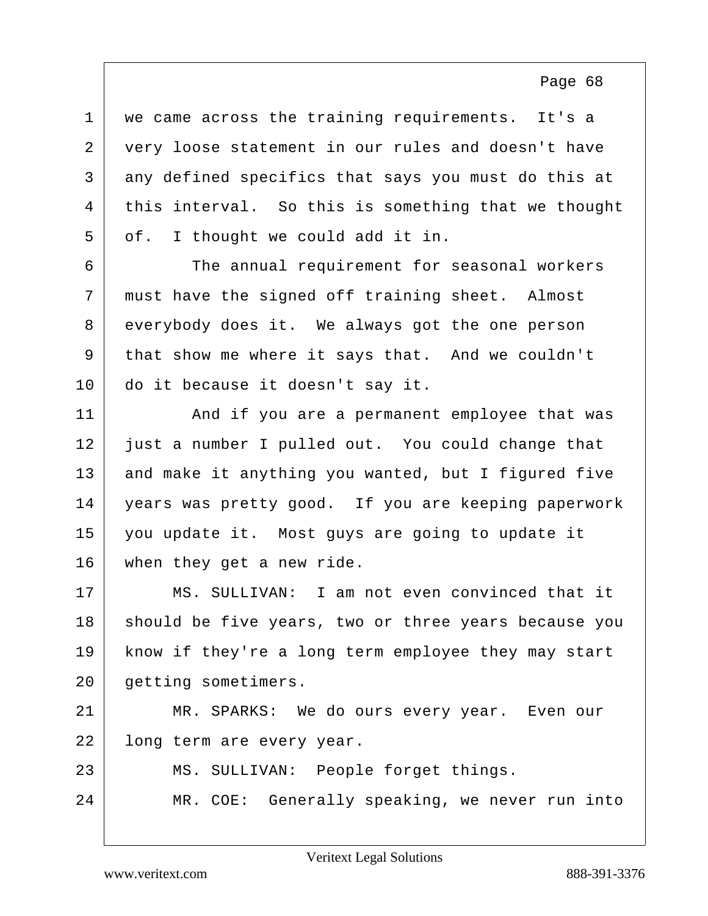we came across the training requirements. It's a very loose statement in our rules and doesn't have any defined specifics that says you must do this at this interval. So this is something that we thought of. I thought we could add it in.

The annual requirement for seasonal workers must have the signed off training sheet. Almost everybody does it. We always got the one person that show me where it says that. And we couldn't do it because it doesn't say it.

And if you are a permanent employee that was just a number I pulled out. You could change that and make it anything you wanted, but I figured five years was pretty good. If you are keeping paperwork you update it. Most guys are going to update it when they get a new ride.

MS. SULLIVAN: I am not even convinced that it should be five years, two or three years because you know if they're a long term employee they may start getting sometimers.

MR. SPARKS: We do ours every year. Even our long term are every year.

MS. SULLIVAN: People forget things.

MR. COE: Generally speaking, we never run into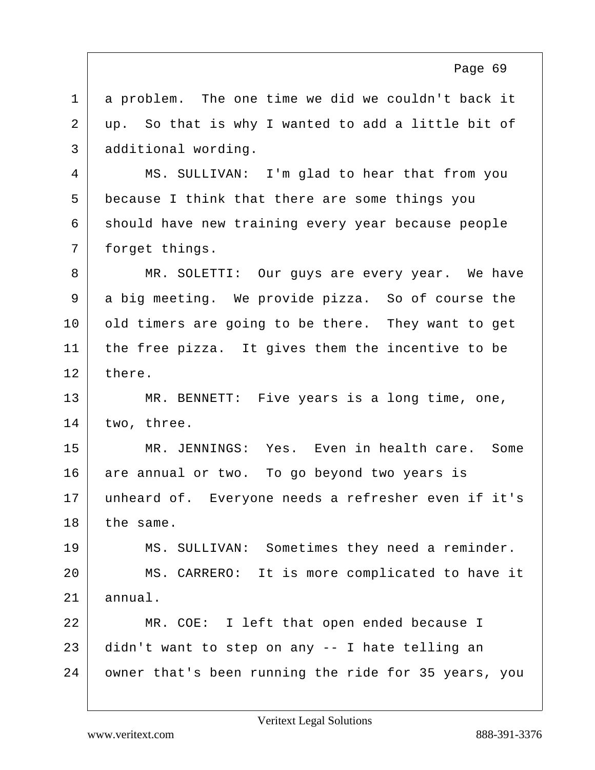a problem. The one time we did we couldn't back it up. So that is why I wanted to add a little bit of additional wording.

MS. SULLIVAN: I'm glad to hear that from you because I think that there are some things you should have new training every year because people forget things.

MR. SOLETTI: Our guys are every year. We have a big meeting. We provide pizza. So of course the old timers are going to be there. They want to get the free pizza. It gives them the incentive to be there.

MR. BENNETT: Five years is a long time, one, two, three.

MR. JENNINGS: Yes. Even in health care. Some are annual or two. To go beyond two years is unheard of. Everyone needs a refresher even if it's the same.

MS. SULLIVAN: Sometimes they need a reminder.

MS. CARRERO: It is more complicated to have it annual.

MR. COE: I left that open ended because I didn't want to step on any -- I hate telling an owner that's been running the ride for 35 years, you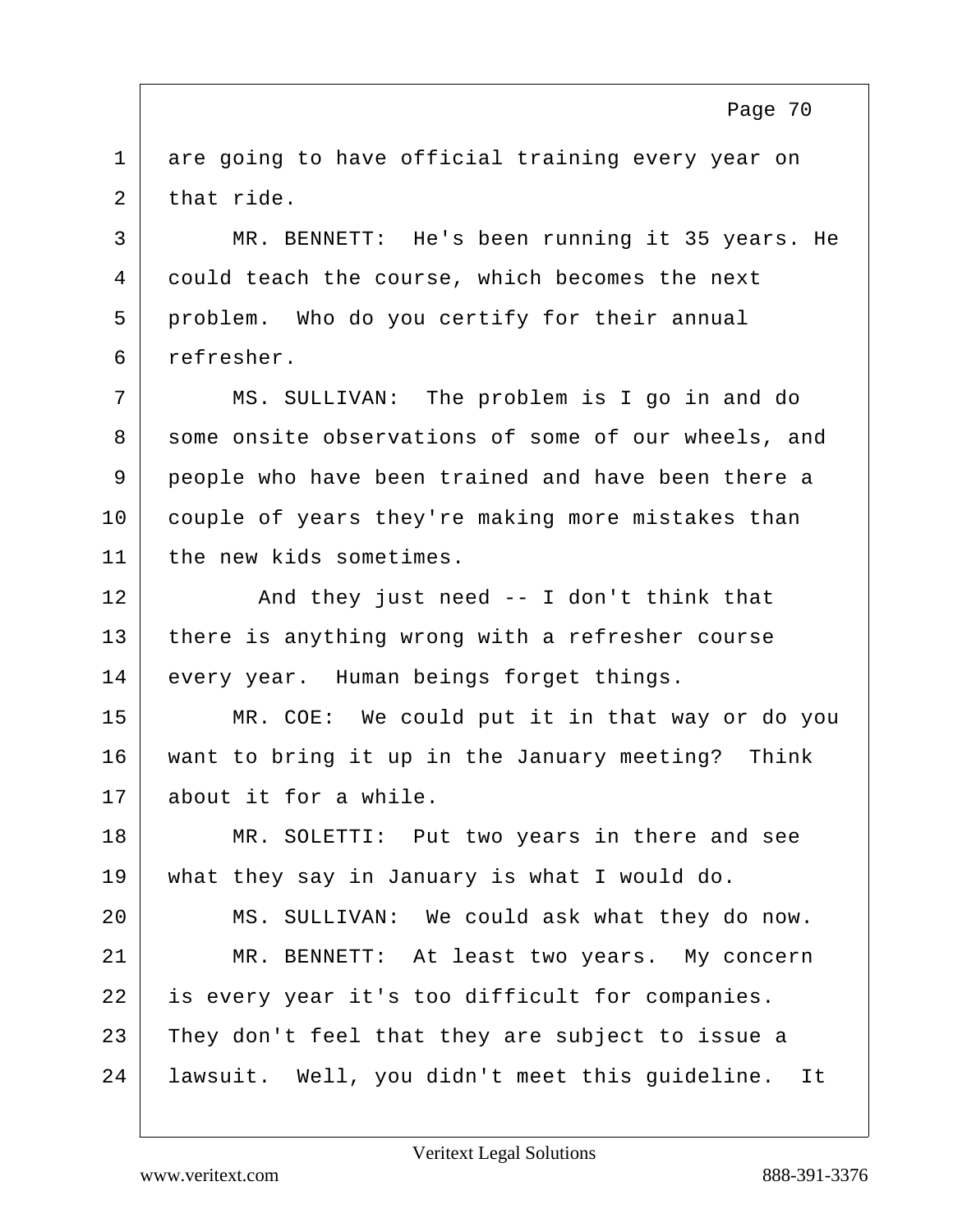are going to have official training every year on that ride.

MR. BENNETT: He's been running it 35 years. He could teach the course, which becomes the next problem. Who do you certify for their annual refresher.

MS. SULLIVAN: The problem is I go in and do some onsite observations of some of our wheels, and people who have been trained and have been there a couple of years they're making more mistakes than the new kids sometimes.

And they just need -- I don't think that there is anything wrong with a refresher course every year. Human beings forget things.

MR. COE: We could put it in that way or do you want to bring it up in the January meeting? Think about it for a while.

MR. SOLETTI: Put two years in there and see what they say in January is what I would do.

MS. SULLIVAN: We could ask what they do now.

MR. BENNETT: At least two years. My concern is every year it's too difficult for companies. They don't feel that they are subject to issue a lawsuit. Well, you didn't meet this guideline. It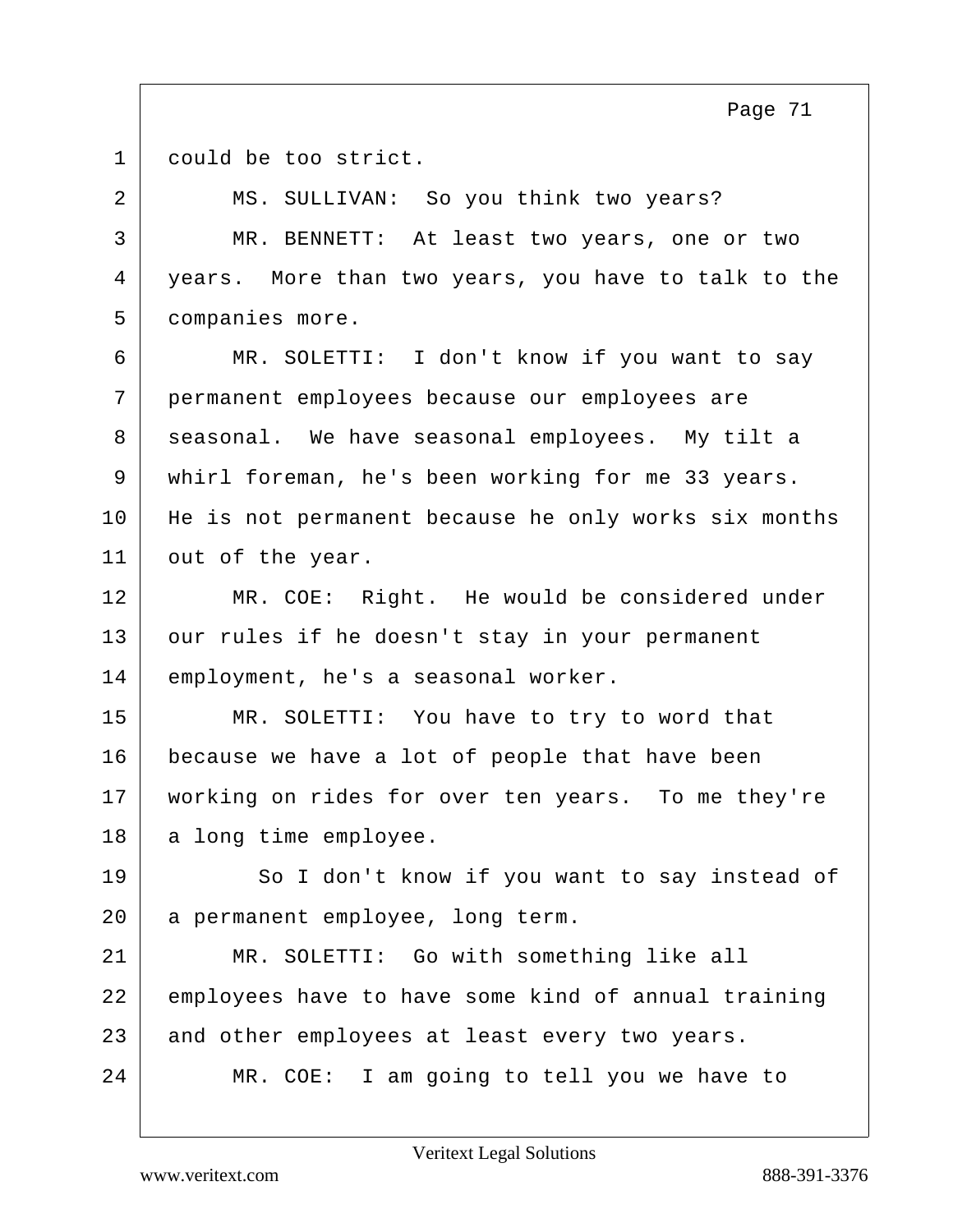could be too strict.

MS. SULLIVAN: So you think two years?

MR. BENNETT: At least two years, one or two years. More than two years, you have to talk to the companies more.

MR. SOLETTI: I don't know if you want to say permanent employees because our employees are seasonal. We have seasonal employees. My tilt a whirl foreman, he's been working for me 33 years. He is not permanent because he only works six months out of the year.

MR. COE: Right. He would be considered under our rules if he doesn't stay in your permanent employment, he's a seasonal worker.

MR. SOLETTI: You have to try to word that because we have a lot of people that have been working on rides for over ten years. To me they're a long time employee.

So I don't know if you want to say instead of a permanent employee, long term.

MR. SOLETTI: Go with something like all employees have to have some kind of annual training and other employees at least every two years.

MR. COE: I am going to tell you we have to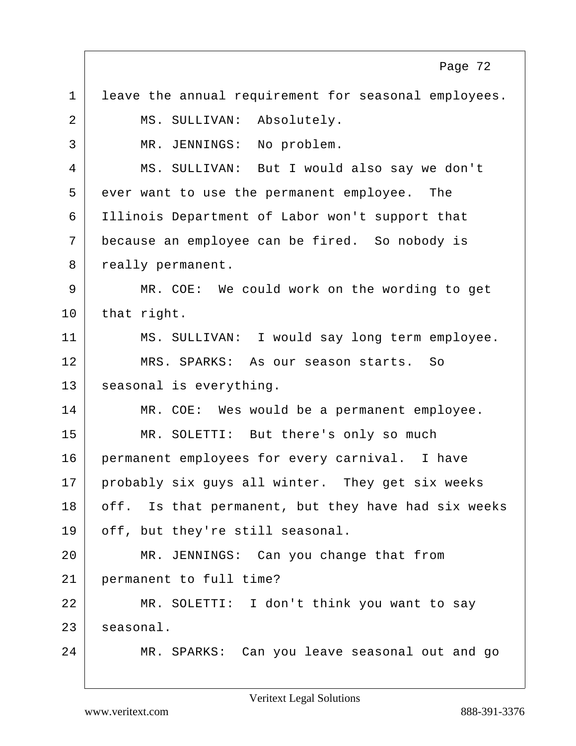leave the annual requirement for seasonal employees.

MS. SULLIVAN: Absolutely.

MR. JENNINGS: No problem.

MS. SULLIVAN: But I would also say we don't ever want to use the permanent employee. The Illinois Department of Labor won't support that because an employee can be fired. So nobody is really permanent.

MR. COE: We could work on the wording to get that right.

MS. SULLIVAN: I would say long term employee.

MRS. SPARKS: As our season starts. So seasonal is everything.

MR. COE: Wes would be a permanent employee.

MR. SOLETTI: But there's only so much permanent employees for every carnival. I have probably six guys all winter. They get six weeks off. Is that permanent, but they have had six weeks off, but they're still seasonal.

MR. JENNINGS: Can you change that from permanent to full time?

MR. SOLETTI: I don't think you want to say seasonal.

MR. SPARKS: Can you leave seasonal out and go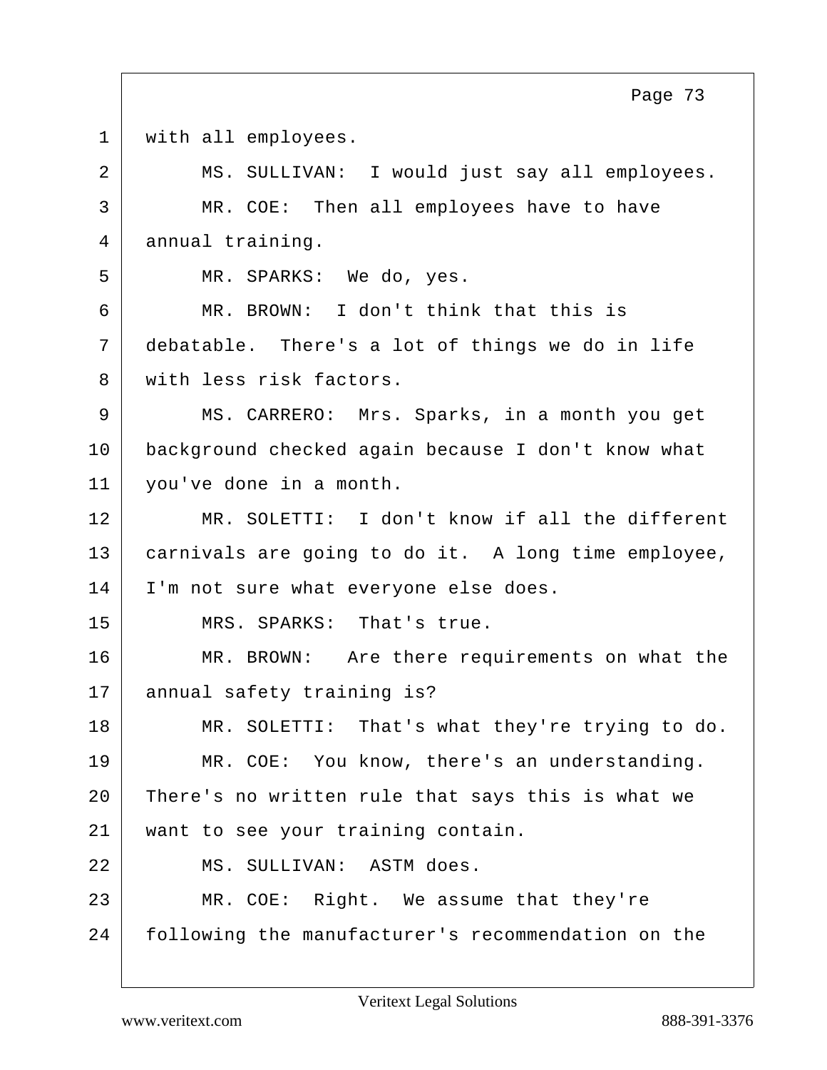1 with all employees.

2 MS. SULLIVAN: I would just say all employees.

3 MR. COE: Then all employees have to have

4 annual training.

5 MR. SPARKS: We do, yes.

6 MR. BROWN: I don't think that this is

7 debatable. There's a lot of things we do in life

8 with less risk factors.

9 MS. CARRERO: Mrs. Sparks, in a month you get

10 background checked again because I don't know what

11 you've done in a month.

12 MR. SOLETTI: I don't know if all the different

13 carnivals are going to do it. A long time employee,

14 I'm not sure what everyone else does.

15 MRS. SPARKS: That's true.

16 MR. BROWN: Are there requirements on what the

17 annual safety training is?

18 MR. SOLETTI: That's what they're trying to do.

19 MR. COE: You know, there's an understanding.

20 There's no written rule that says this is what we

21 want to see your training contain.

22 MS. SULLIVAN: ASTM does.

23 MR. COE: Right. We assume that they're

24 following the manufacturer's recommendation on the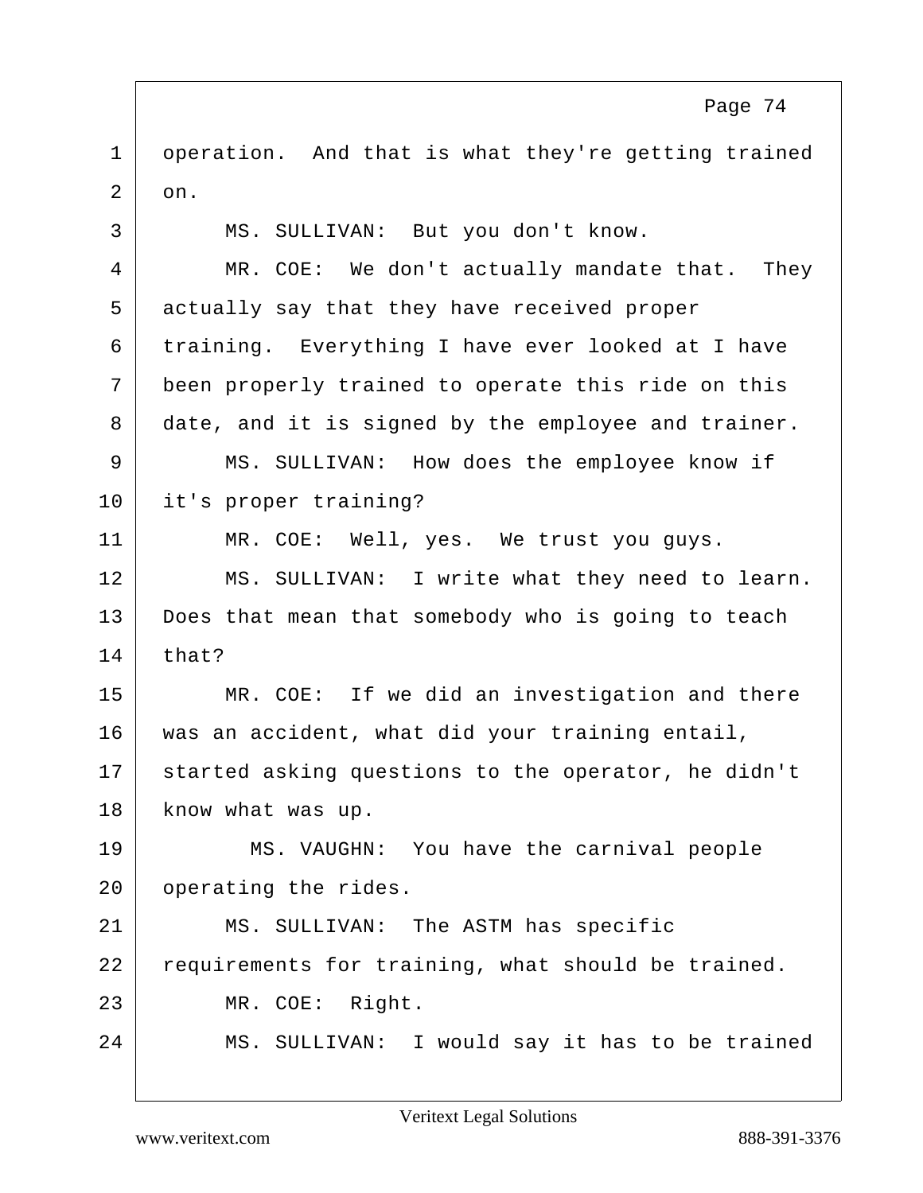operation. And that is what they're getting trained on.

MS. SULLIVAN: But you don't know.

MR. COE: We don't actually mandate that. They actually say that they have received proper training. Everything I have ever looked at I have been properly trained to operate this ride on this date, and it is signed by the employee and trainer.

MS. SULLIVAN: How does the employee know if it's proper training?

MR. COE: Well, yes. We trust you guys.

MS. SULLIVAN: I write what they need to learn. Does that mean that somebody who is going to teach that?

MR. COE: If we did an investigation and there was an accident, what did your training entail, started asking questions to the operator, he didn't know what was up.

MS. VAUGHN: You have the carnival people operating the rides.

MS. SULLIVAN: The ASTM has specific requirements for training, what should be trained.

MR. COE: Right.

MS. SULLIVAN: I would say it has to be trained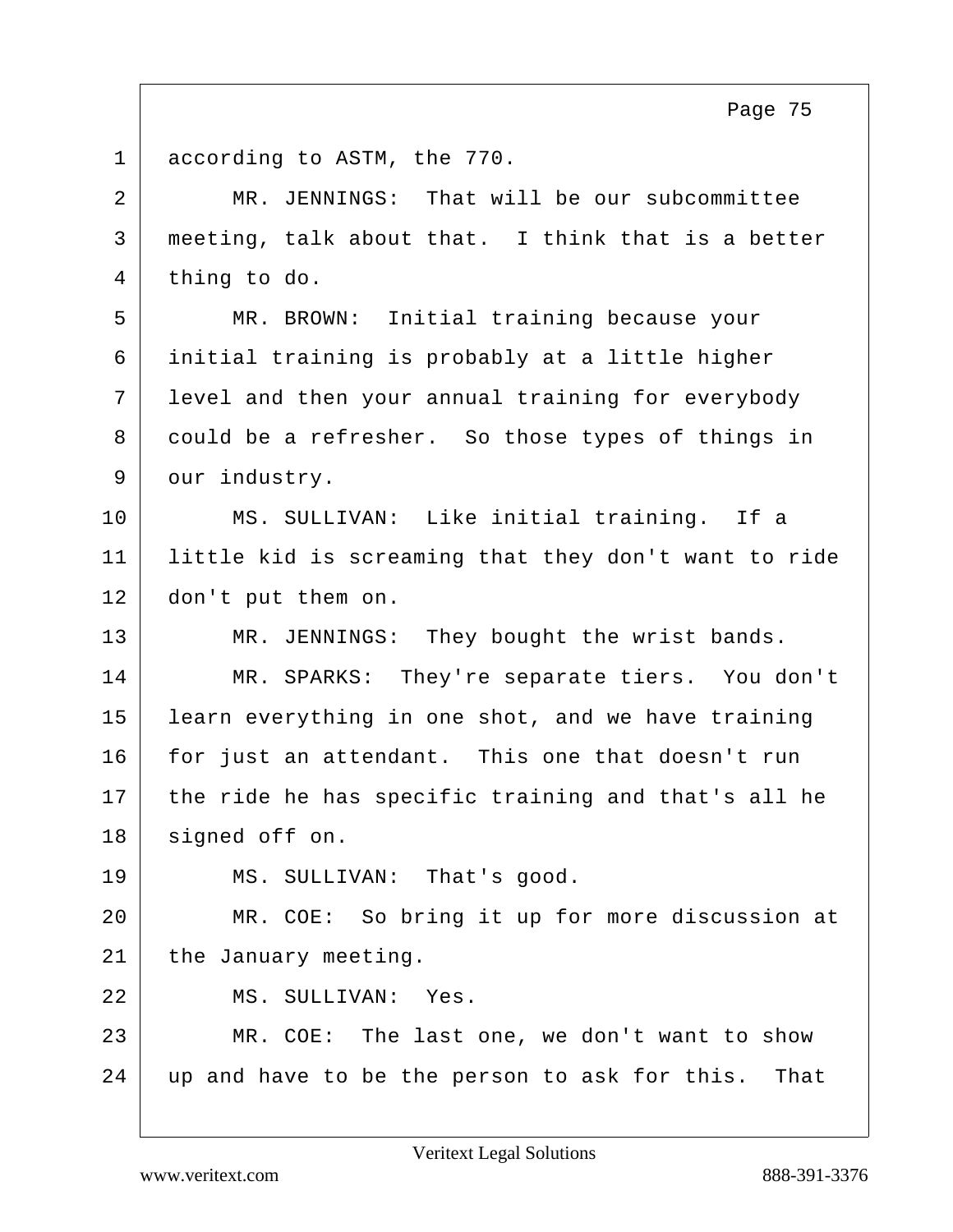according to ASTM, the 770.

MR. JENNINGS: That will be our subcommittee meeting, talk about that. I think that is a better thing to do.

MR. BROWN: Initial training because your initial training is probably at a little higher level and then your annual training for everybody could be a refresher. So those types of things in our industry.

MS. SULLIVAN: Like initial training. If a little kid is screaming that they don't want to ride don't put them on.

MR. JENNINGS: They bought the wrist bands.

MR. SPARKS: They're separate tiers. You don't learn everything in one shot, and we have training for just an attendant. This one that doesn't run the ride he has specific training and that's all he signed off on.

MS. SULLIVAN: That's good.

MR. COE: So bring it up for more discussion at the January meeting.

MS. SULLIVAN: Yes.

MR. COE: The last one, we don't want to show up and have to be the person to ask for this. That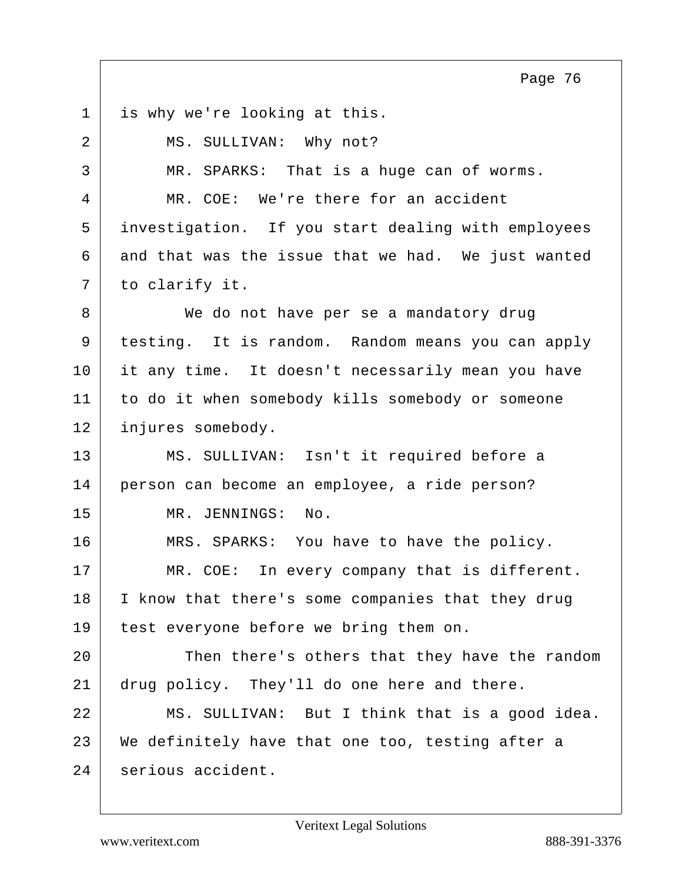1 is why we're looking at this.

2 MS. SULLIVAN: Why not?

3 MR. SPARKS: That is a huge can of worms.

4 MR. COE: We're there for an accident

5 investigation. If you start dealing with employees

6 and that was the issue that we had. We just wanted

7 to clarify it.

8 We do not have per se a mandatory drug

9 testing. It is random. Random means you can apply

10 it any time. It doesn't necessarily mean you have

11 to do it when somebody kills somebody or someone

12 injures somebody.

13 MS. SULLIVAN: Isn't it required before a

14 person can become an employee, a ride person?

15 MR. JENNINGS: No.

16 MRS. SPARKS: You have to have the policy.

17 MR. COE: In every company that is different.

18 I know that there's some companies that they drug

19 test everyone before we bring them on.

20 Then there's others that they have the random

21 drug policy. They'll do one here and there.

22 MS. SULLIVAN: But I think that is a good idea.

23 We definitely have that one too, testing after a

24 serious accident.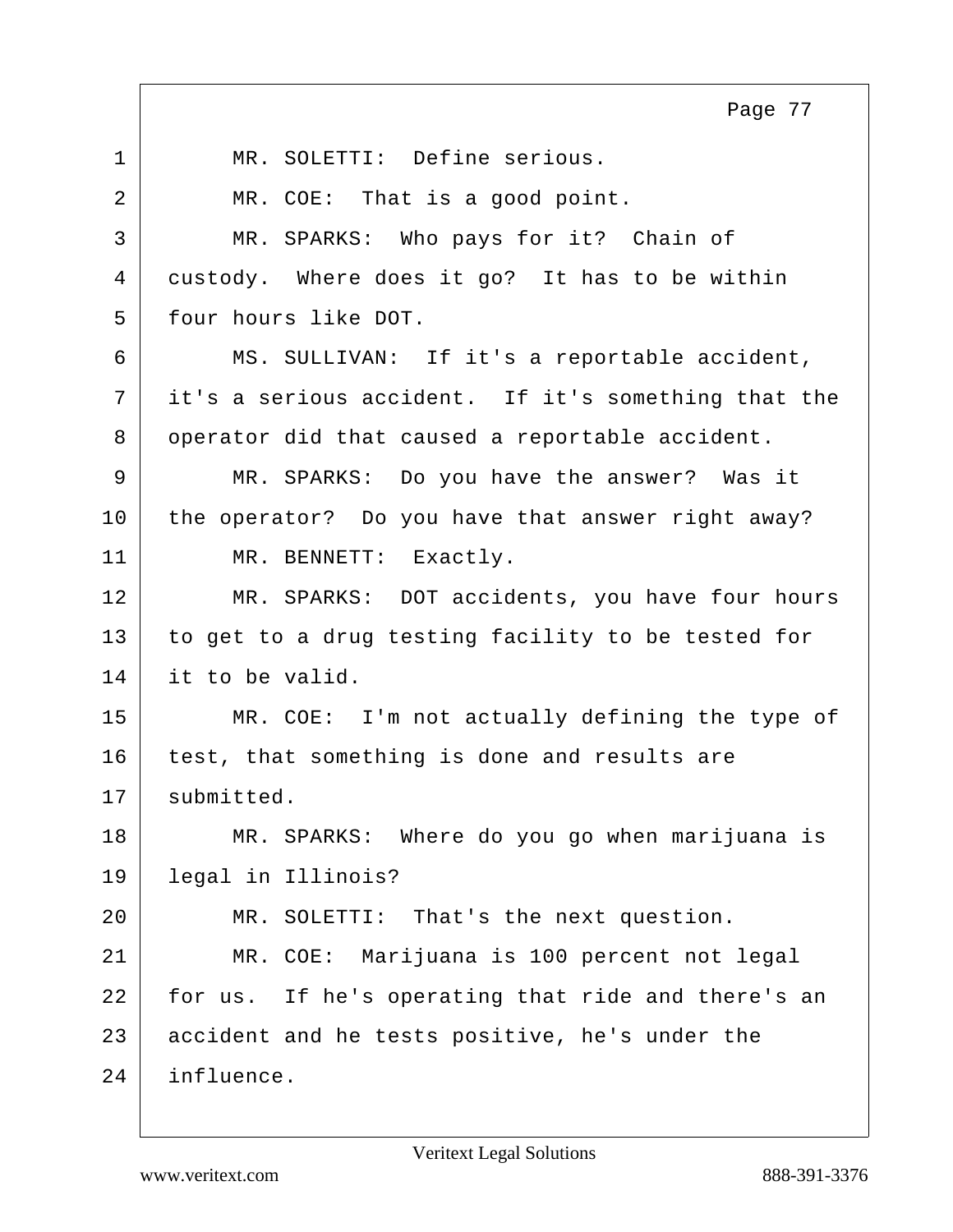MR. SOLETTI: Define serious.

MR. COE: That is a good point.

MR. SPARKS: Who pays for it? Chain of custody. Where does it go? It has to be within four hours like DOT.

MS. SULLIVAN: If it's a reportable accident, it's a serious accident. If it's something that the operator did that caused a reportable accident.

MR. SPARKS: Do you have the answer? Was it the operator? Do you have that answer right away?

MR. BENNETT: Exactly.

MR. SPARKS: DOT accidents, you have four hours to get to a drug testing facility to be tested for it to be valid.

MR. COE: I'm not actually defining the type of test, that something is done and results are submitted.

MR. SPARKS: Where do you go when marijuana is legal in Illinois?

MR. SOLETTI: That's the next question.

MR. COE: Marijuana is 100 percent not legal for us. If he's operating that ride and there's an accident and he tests positive, he's under the influence.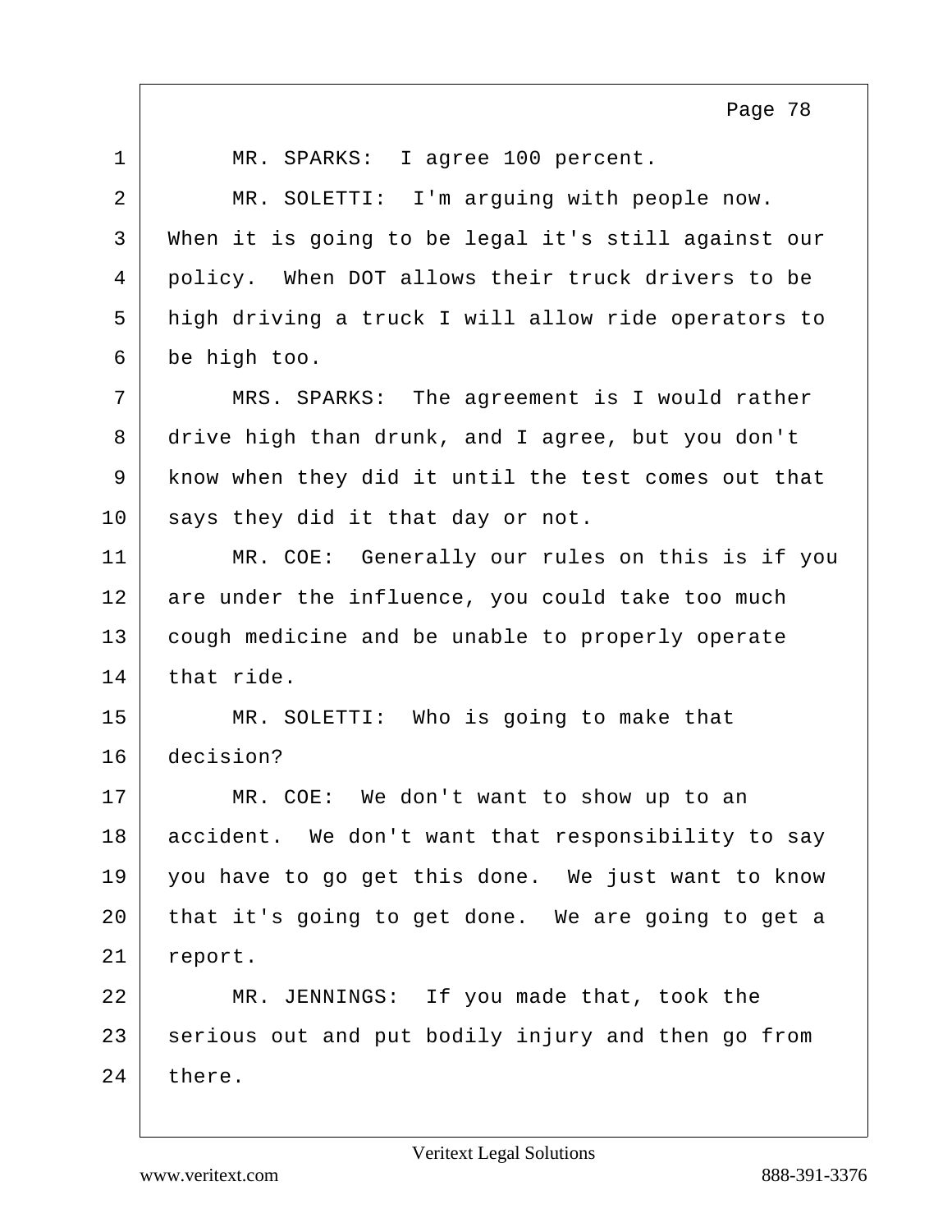MR. SPARKS: I agree 100 percent.

MR. SOLETTI: I'm arguing with people now. When it is going to be legal it's still against our policy. When DOT allows their truck drivers to be high driving a truck I will allow ride operators to be high too.

MRS. SPARKS: The agreement is I would rather drive high than drunk, and I agree, but you don't know when they did it until the test comes out that says they did it that day or not.

MR. COE: Generally our rules on this is if you are under the influence, you could take too much cough medicine and be unable to properly operate that ride.

MR. SOLETTI: Who is going to make that decision?

MR. COE: We don't want to show up to an accident. We don't want that responsibility to say you have to go get this done. We just want to know that it's going to get done. We are going to get a report.

MR. JENNINGS: If you made that, took the serious out and put bodily injury and then go from there.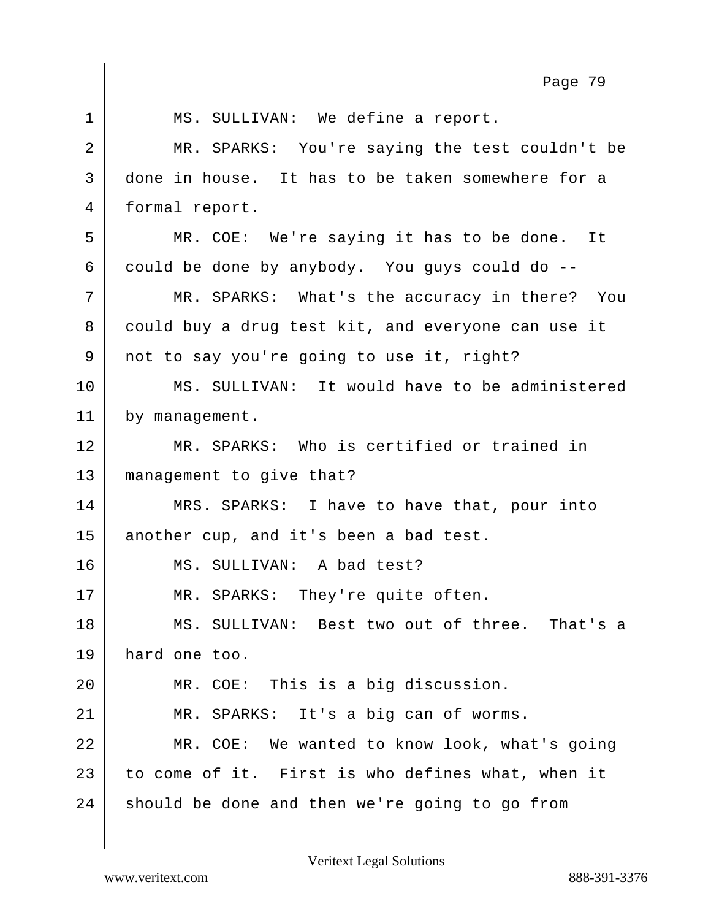1 MS. SULLIVAN: We define a report.

2 MR. SPARKS: You're saying the test couldn't be

3 done in house. It has to be taken somewhere for a

4 formal report.

5 MR. COE: We're saying it has to be done. It

6 could be done by anybody. You guys could do --

7 MR. SPARKS: What's the accuracy in there? You

8 could buy a drug test kit, and everyone can use it

9 not to say you're going to use it, right?

10 MS. SULLIVAN: It would have to be administered

11 by management.

12 MR. SPARKS: Who is certified or trained in

13 management to give that?

14 MRS. SPARKS: I have to have that, pour into

15 another cup, and it's been a bad test.

16 MS. SULLIVAN: A bad test?

17 MR. SPARKS: They're quite often.

18 MS. SULLIVAN: Best two out of three. That's a

19 hard one too.

20 MR. COE: This is a big discussion.

21 MR. SPARKS: It's a big can of worms.

22 MR. COE: We wanted to know look, what's going

23 to come of it. First is who defines what, when it

24 should be done and then we're going to go from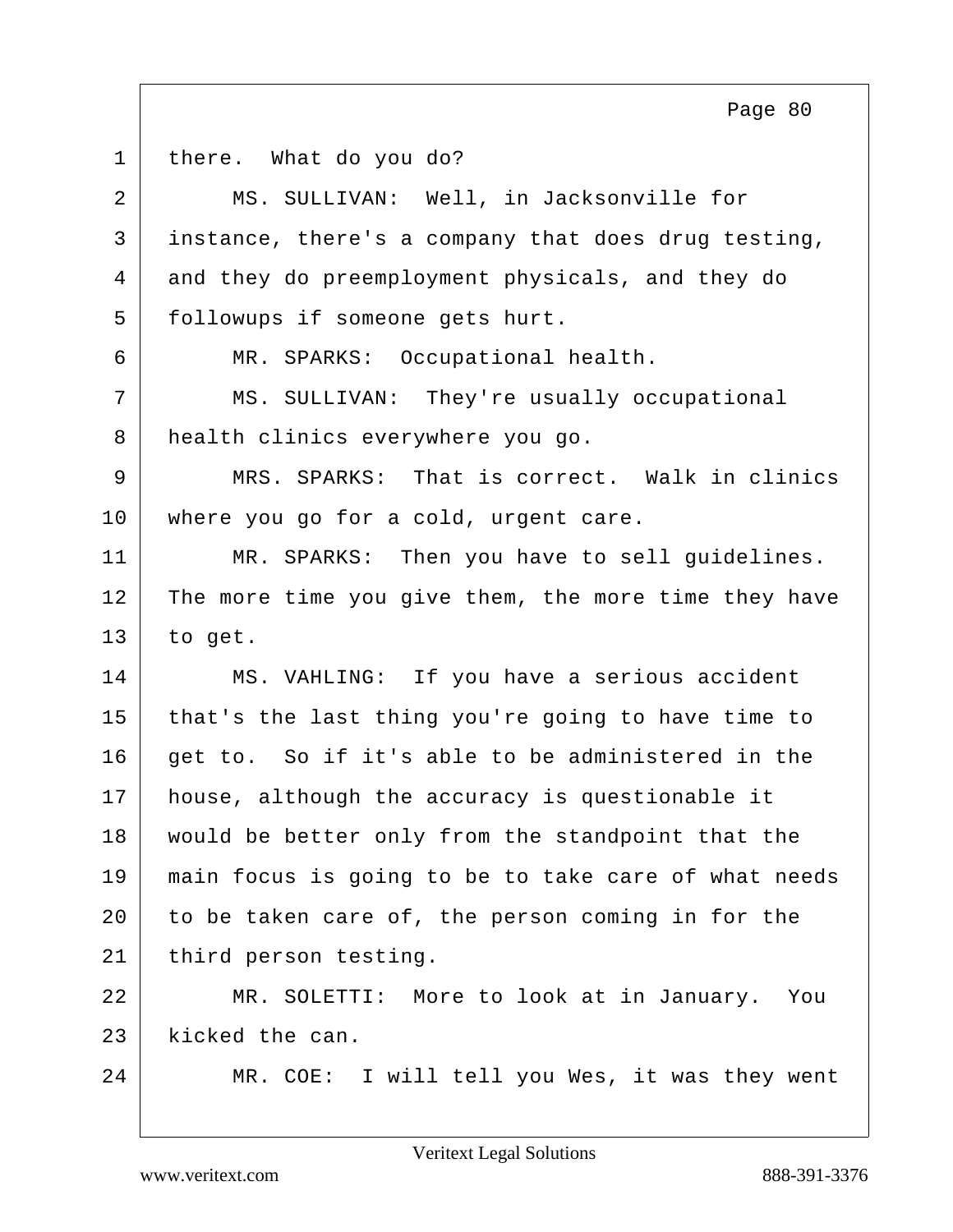there. What do you do?

MS. SULLIVAN: Well, in Jacksonville for instance, there's a company that does drug testing, and they do preemployment physicals, and they do followups if someone gets hurt.

MR. SPARKS: Occupational health.

MS. SULLIVAN: They're usually occupational health clinics everywhere you go.

MRS. SPARKS: That is correct. Walk in clinics where you go for a cold, urgent care.

MR. SPARKS: Then you have to sell guidelines. The more time you give them, the more time they have to get.

MS. VAHLING: If you have a serious accident that's the last thing you're going to have time to get to. So if it's able to be administered in the house, although the accuracy is questionable it would be better only from the standpoint that the main focus is going to be to take care of what needs to be taken care of, the person coming in for the third person testing.

MR. SOLETTI: More to look at in January. You kicked the can.

MR. COE: I will tell you Wes, it was they went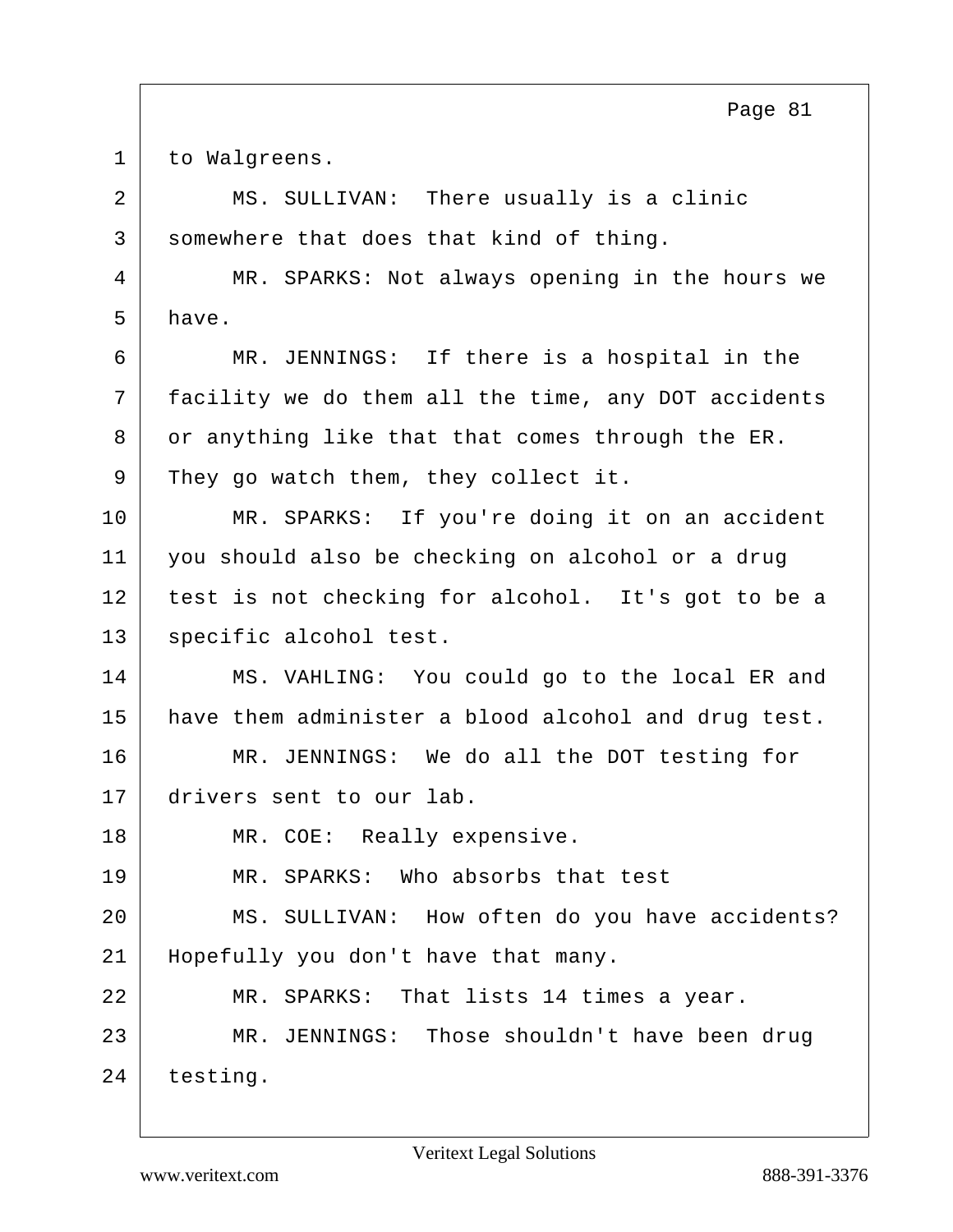1 to Walgreens.

2 MS. SULLIVAN: There usually is a clinic

3 somewhere that does that kind of thing.

4 MR. SPARKS: Not always opening in the hours we

5 have.

6 MR. JENNINGS: If there is a hospital in the

7 facility we do them all the time, any DOT accidents

8 or anything like that that comes through the ER.

9 They go watch them, they collect it.

10 MR. SPARKS: If you're doing it on an accident

11 you should also be checking on alcohol or a drug

12 test is not checking for alcohol. It's got to be a

13 specific alcohol test.

14 MS. VAHLING: You could go to the local ER and

15 have them administer a blood alcohol and drug test.

16 MR. JENNINGS: We do all the DOT testing for

17 drivers sent to our lab.

18 MR. COE: Really expensive.

19 MR. SPARKS: Who absorbs that test

20 MS. SULLIVAN: How often do you have accidents?

21 Hopefully you don't have that many.

22 MR. SPARKS: That lists 14 times a year.

23 MR. JENNINGS: Those shouldn't have been drug

24 testing.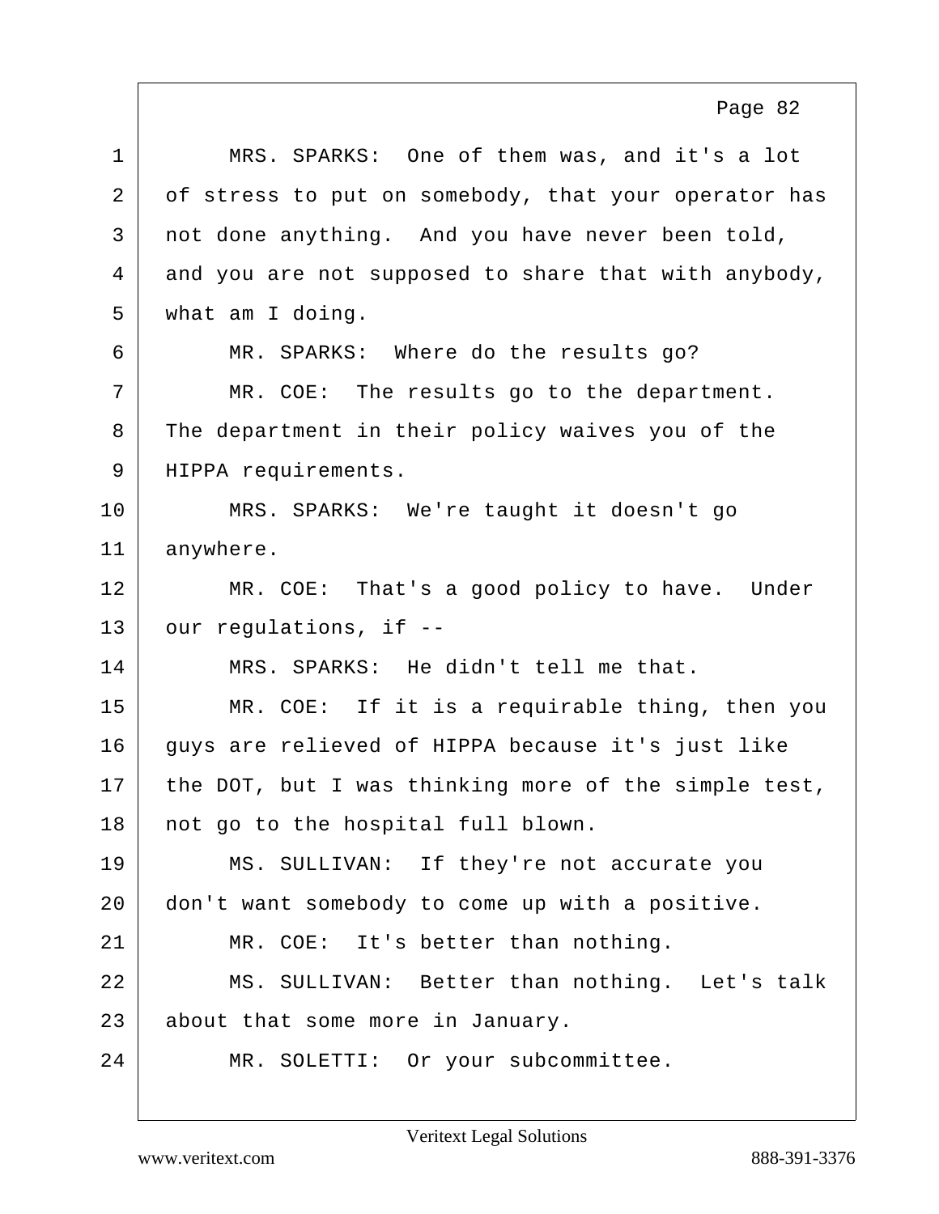1 MRS. SPARKS: One of them was, and it's a lot
2 of stress to put on somebody, that your operator has
3 not done anything. And you have never been told,
4 and you are not supposed to share that with anybody,
5 what am I doing.
6 MR. SPARKS: Where do the results go?
7 MR. COE: The results go to the department.
8 The department in their policy waives you of the
9 HIPPA requirements.
10 MRS. SPARKS: We're taught it doesn't go
11 anywhere.
12 MR. COE: That's a good policy to have. Under
13 our regulations, if --
14 MRS. SPARKS: He didn't tell me that.
15 MR. COE: If it is a requirable thing, then you
16 guys are relieved of HIPPA because it's just like
17 the DOT, but I was thinking more of the simple test,
18 not go to the hospital full blown.
19 MS. SULLIVAN: If they're not accurate you
20 don't want somebody to come up with a positive.
21 MR. COE: It's better than nothing.
22 MS. SULLIVAN: Better than nothing. Let's talk
23 about that some more in January.
24 MR. SOLETTI: Or your subcommittee.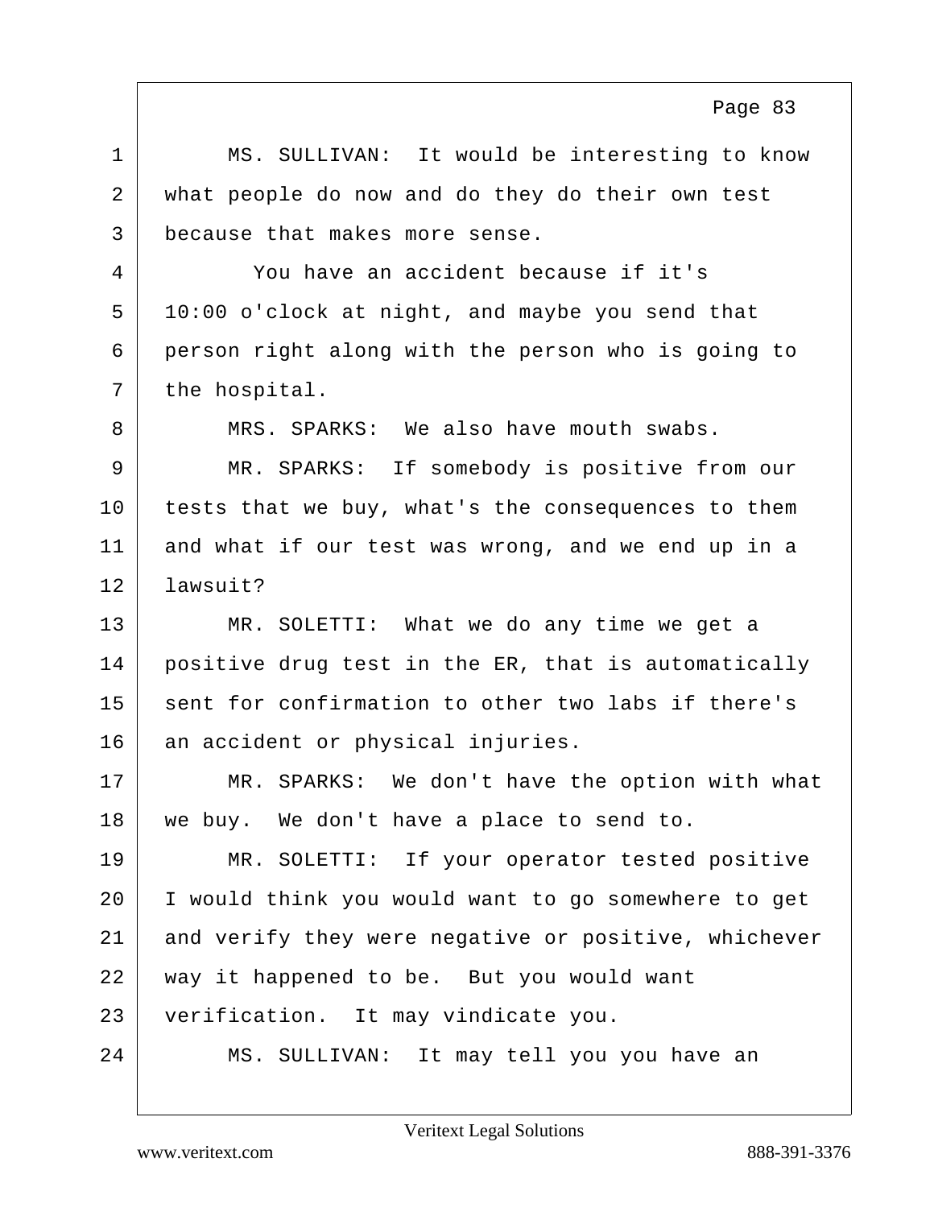MS. SULLIVAN: It would be interesting to know what people do now and do they do their own test because that makes more sense.

You have an accident because if it's 10:00 o'clock at night, and maybe you send that person right along with the person who is going to the hospital.

MRS. SPARKS: We also have mouth swabs.

MR. SPARKS: If somebody is positive from our tests that we buy, what's the consequences to them and what if our test was wrong, and we end up in a lawsuit?

MR. SOLETTI: What we do any time we get a positive drug test in the ER, that is automatically sent for confirmation to other two labs if there's an accident or physical injuries.

MR. SPARKS: We don't have the option with what we buy. We don't have a place to send to.

MR. SOLETTI: If your operator tested positive I would think you would want to go somewhere to get and verify they were negative or positive, whichever way it happened to be. But you would want verification. It may vindicate you.

MS. SULLIVAN: It may tell you you have an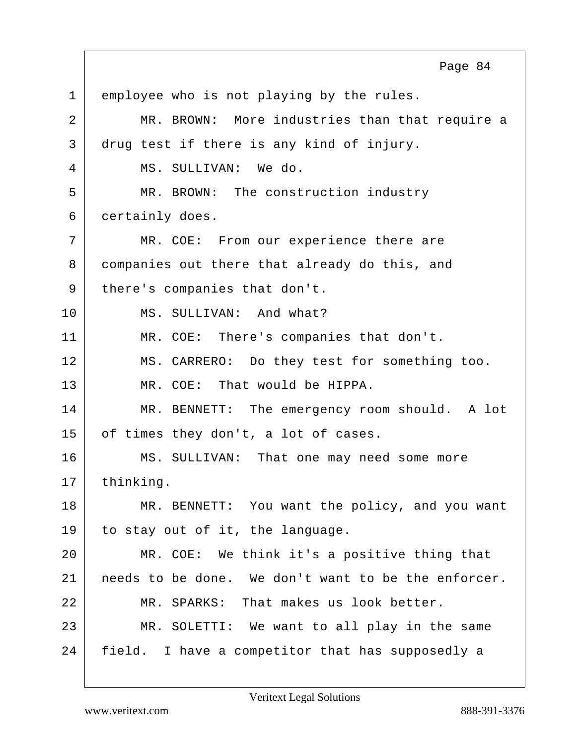1 employee who is not playing by the rules.

2 MR. BROWN: More industries than that require a

3 drug test if there is any kind of injury.

4 MS. SULLIVAN: We do.

5 MR. BROWN: The construction industry

6 certainly does.

7 MR. COE: From our experience there are

8 companies out there that already do this, and

9 there's companies that don't.

10 MS. SULLIVAN: And what?

11 MR. COE: There's companies that don't.

12 MS. CARRERO: Do they test for something too.

13 MR. COE: That would be HIPPA.

14 MR. BENNETT: The emergency room should. A lot

15 of times they don't, a lot of cases.

16 MS. SULLIVAN: That one may need some more

17 thinking.

18 MR. BENNETT: You want the policy, and you want

19 to stay out of it, the language.

20 MR. COE: We think it's a positive thing that

21 needs to be done. We don't want to be the enforcer.

22 MR. SPARKS: That makes us look better.

23 MR. SOLETTI: We want to all play in the same

24 field. I have a competitor that has supposedly a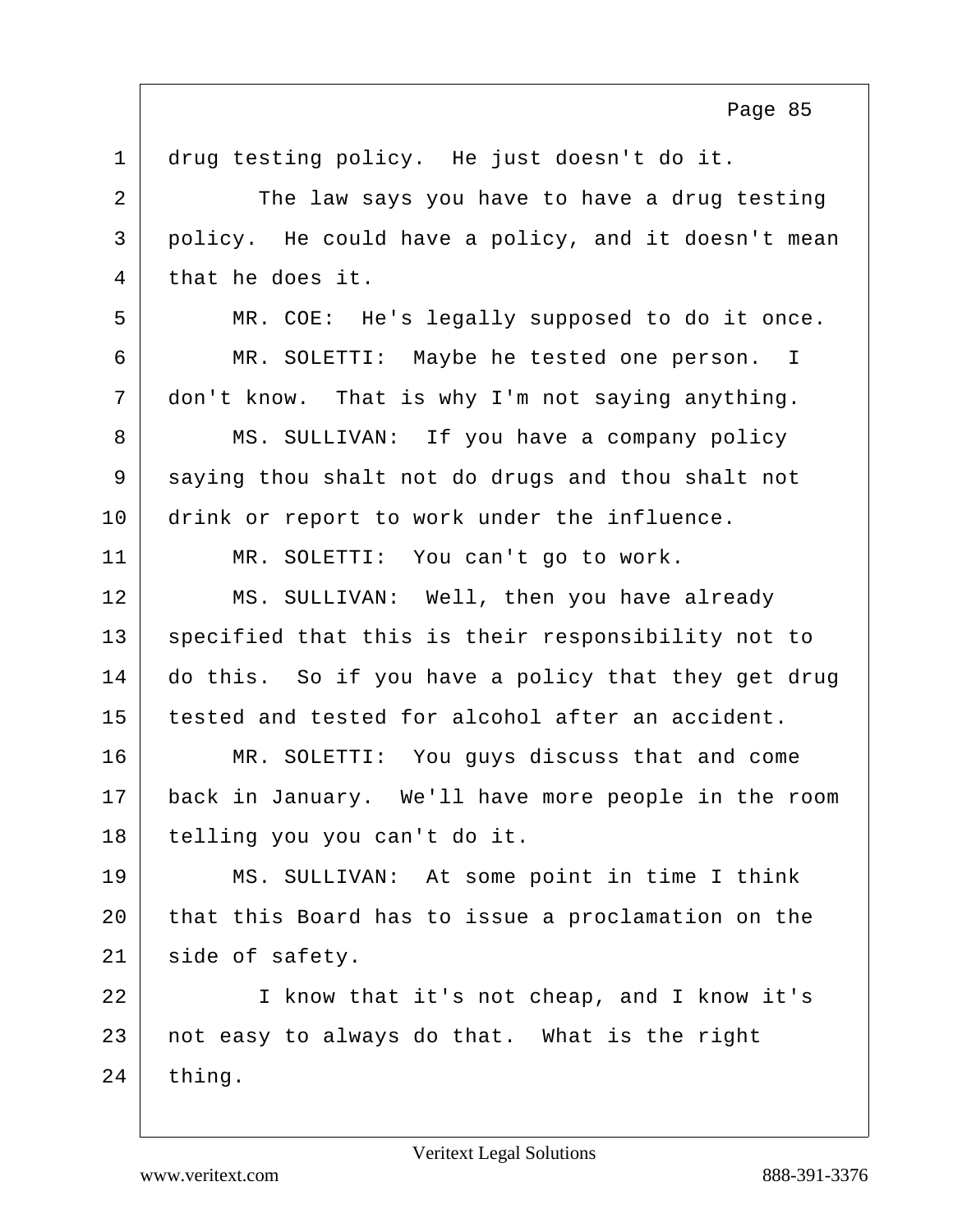drug testing policy. He just doesn't do it.

The law says you have to have a drug testing policy. He could have a policy, and it doesn't mean that he does it.

MR. COE: He's legally supposed to do it once.

MR. SOLETTI: Maybe he tested one person. I don't know. That is why I'm not saying anything.

MS. SULLIVAN: If you have a company policy saying thou shalt not do drugs and thou shalt not drink or report to work under the influence.

MR. SOLETTI: You can't go to work.

MS. SULLIVAN: Well, then you have already specified that this is their responsibility not to do this. So if you have a policy that they get drug tested and tested for alcohol after an accident.

MR. SOLETTI: You guys discuss that and come back in January. We'll have more people in the room telling you you can't do it.

MS. SULLIVAN: At some point in time I think that this Board has to issue a proclamation on the side of safety.

I know that it's not cheap, and I know it's not easy to always do that. What is the right thing.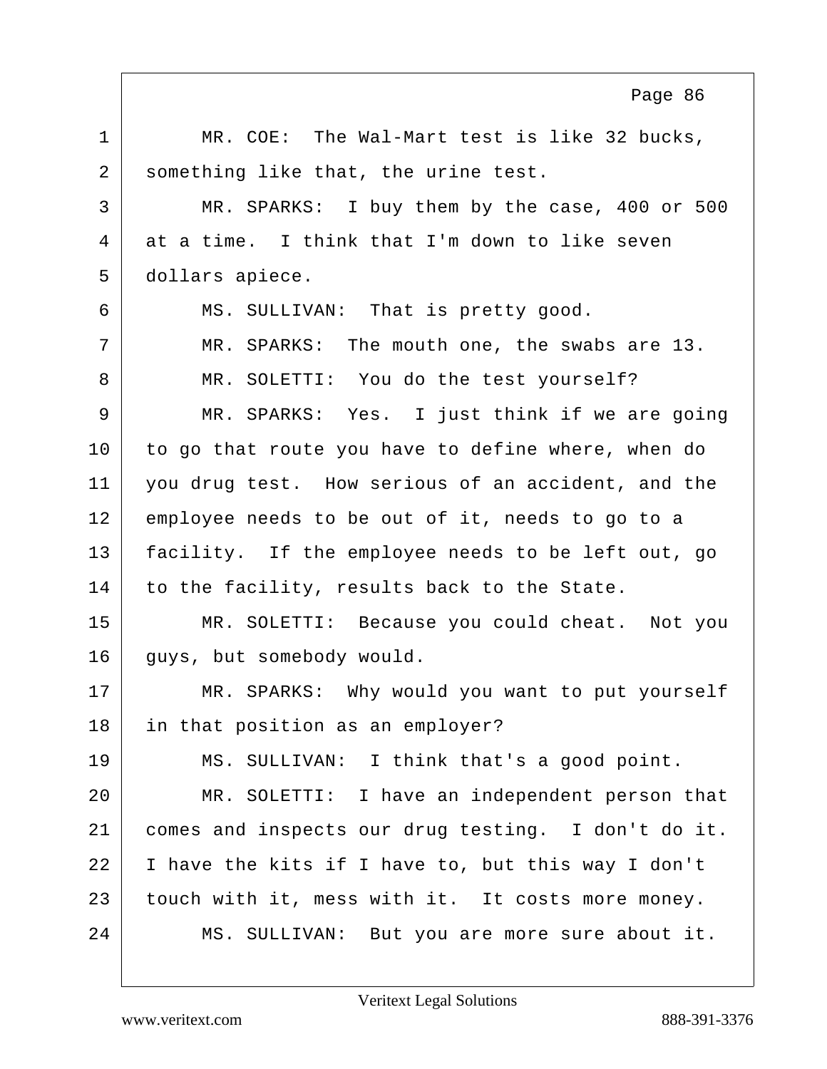MR. COE: The Wal-Mart test is like 32 bucks, something like that, the urine test.

MR. SPARKS: I buy them by the case, 400 or 500 at a time. I think that I'm down to like seven dollars apiece.

MS. SULLIVAN: That is pretty good.

MR. SPARKS: The mouth one, the swabs are 13.

MR. SOLETTI: You do the test yourself?

MR. SPARKS: Yes. I just think if we are going to go that route you have to define where, when do you drug test. How serious of an accident, and the employee needs to be out of it, needs to go to a facility. If the employee needs to be left out, go to the facility, results back to the State.

MR. SOLETTI: Because you could cheat. Not you guys, but somebody would.

MR. SPARKS: Why would you want to put yourself in that position as an employer?

MS. SULLIVAN: I think that's a good point.

MR. SOLETTI: I have an independent person that comes and inspects our drug testing. I don't do it. I have the kits if I have to, but this way I don't touch with it, mess with it. It costs more money.

MS. SULLIVAN: But you are more sure about it.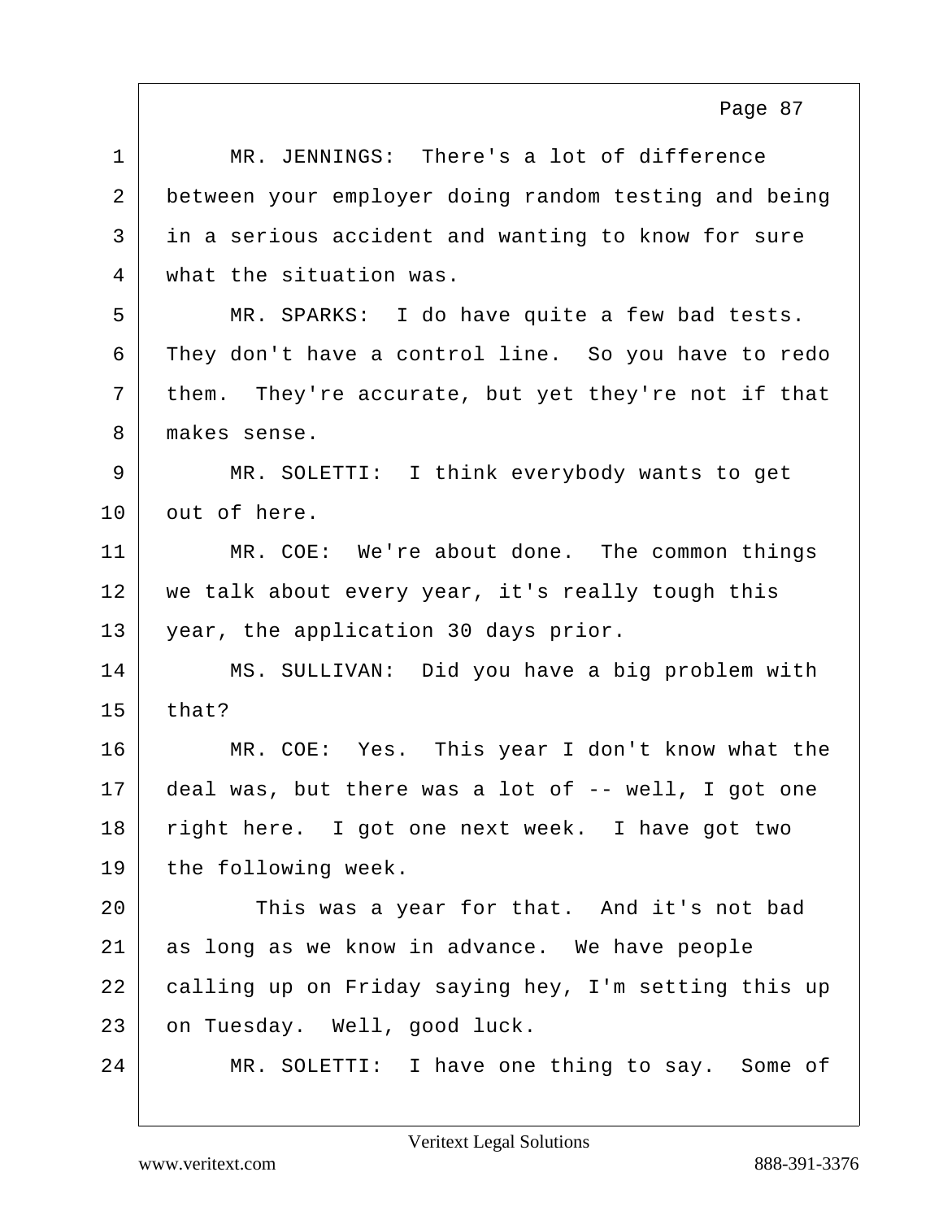MR. JENNINGS: There's a lot of difference between your employer doing random testing and being in a serious accident and wanting to know for sure what the situation was.

MR. SPARKS: I do have quite a few bad tests. They don't have a control line. So you have to redo them. They're accurate, but yet they're not if that makes sense.

MR. SOLETTI: I think everybody wants to get out of here.

MR. COE: We're about done. The common things we talk about every year, it's really tough this year, the application 30 days prior.

MS. SULLIVAN: Did you have a big problem with that?

MR. COE: Yes. This year I don't know what the deal was, but there was a lot of -- well, I got one right here. I got one next week. I have got two the following week.

This was a year for that. And it's not bad as long as we know in advance. We have people calling up on Friday saying hey, I'm setting this up on Tuesday. Well, good luck.

MR. SOLETTI: I have one thing to say. Some of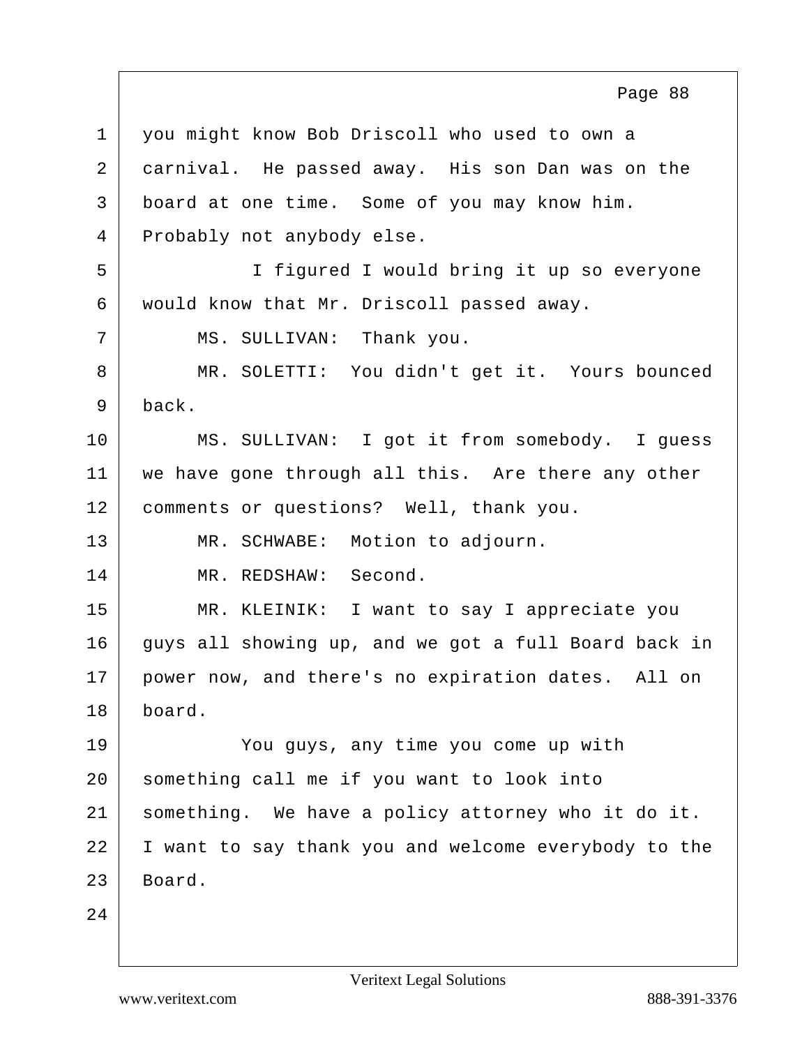you might know Bob Driscoll who used to own a carnival. He passed away. His son Dan was on the board at one time. Some of you may know him. Probably not anybody else.

I figured I would bring it up so everyone would know that Mr. Driscoll passed away.

MS. SULLIVAN: Thank you.

MR. SOLETTI: You didn't get it. Yours bounced back.

MS. SULLIVAN: I got it from somebody. I guess we have gone through all this. Are there any other comments or questions? Well, thank you.

MR. SCHWABE: Motion to adjourn.

MR. REDSHAW: Second.

MR. KLEINIK: I want to say I appreciate you guys all showing up, and we got a full Board back in power now, and there's no expiration dates. All on board.

You guys, any time you come up with something call me if you want to look into something. We have a policy attorney who it do it. I want to say thank you and welcome everybody to the Board.